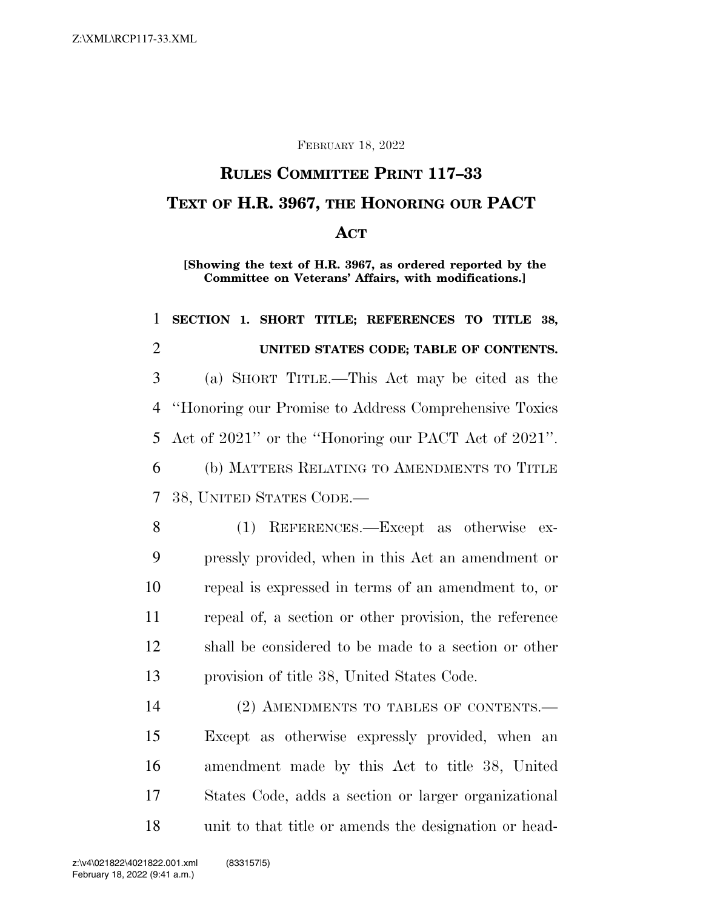FEBRUARY 18, 2022

# RULES COMMITTEE PRINT 117–33

# TEXT OF H.R. 3967, THE HONORING OUR PACT ACT

**[Showing the text of H.R. 3967, as ordered reported by the Committee on Veterans' Affairs, with modifications.]**

**SECTION 1. SHORT TITLE; REFERENCES TO TITLE 38, UNITED STATES CODE; TABLE OF CONTENTS.**

(a) SHORT TITLE.—This Act may be cited as the "Honoring our Promise to Address Comprehensive Toxics Act of 2021" or the "Honoring our PACT Act of 2021".

(b) MATTERS RELATING TO AMENDMENTS TO TITLE 38, UNITED STATES CODE.—

(1) REFERENCES.—Except as otherwise expressly provided, when in this Act an amendment or repeal is expressed in terms of an amendment to, or repeal of, a section or other provision, the reference shall be considered to be made to a section or other provision of title 38, United States Code.

(2) AMENDMENTS TO TABLES OF CONTENTS.—Except as otherwise expressly provided, when an amendment made by this Act to title 38, United States Code, adds a section or larger organizational unit to that title or amends the designation or head-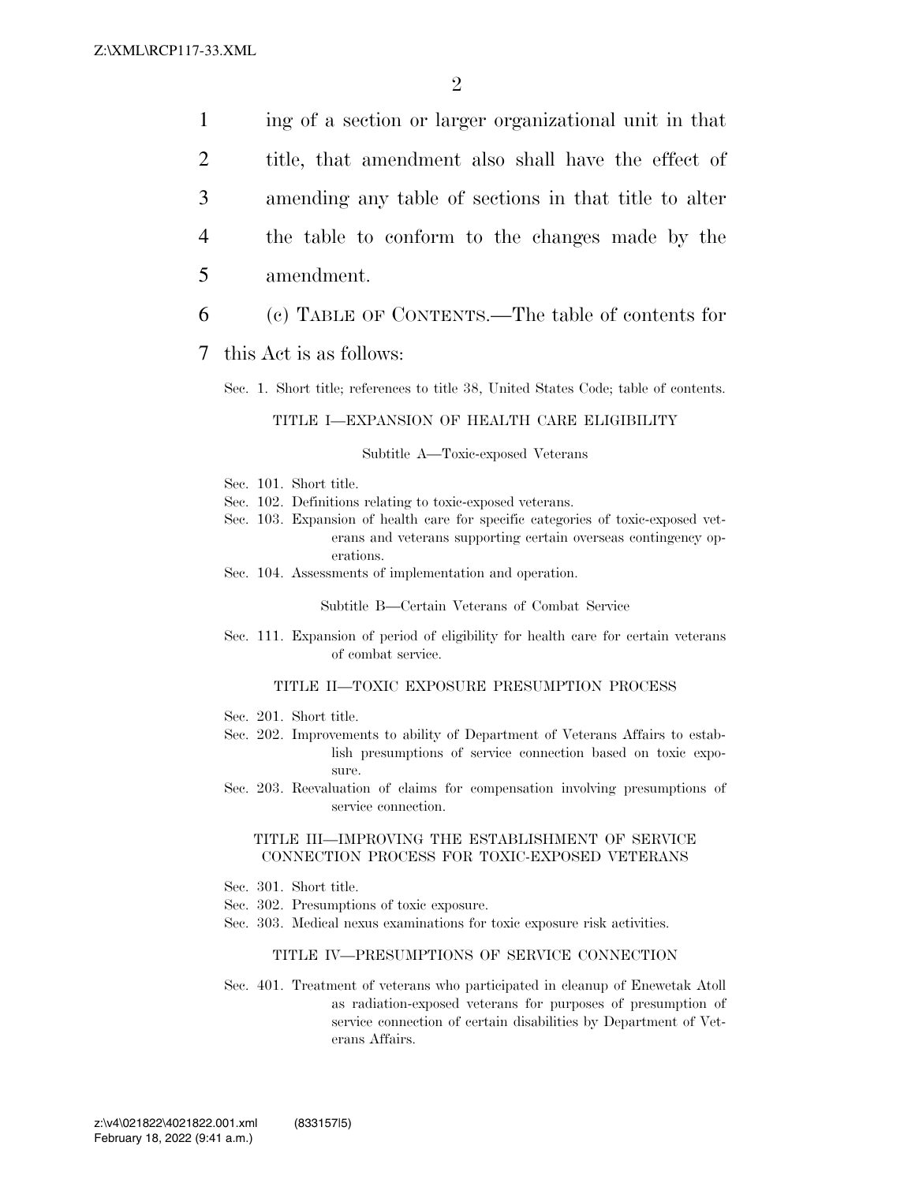ing of a section or larger organizational unit in that title, that amendment also shall have the effect of amending any table of sections in that title to alter the table to conform to the changes made by the amendment.

(c) TABLE OF CONTENTS.—The table of contents for this Act is as follows:

Sec. 1. Short title; references to title 38, United States Code; table of contents.

TITLE I—EXPANSION OF HEALTH CARE ELIGIBILITY

Subtitle A—Toxic-exposed Veterans

Sec. 101. Short title.
Sec. 102. Definitions relating to toxic-exposed veterans.
Sec. 103. Expansion of health care for specific categories of toxic-exposed veterans and veterans supporting certain overseas contingency operations.
Sec. 104. Assessments of implementation and operation.

Subtitle B—Certain Veterans of Combat Service

Sec. 111. Expansion of period of eligibility for health care for certain veterans of combat service.

TITLE II—TOXIC EXPOSURE PRESUMPTION PROCESS

Sec. 201. Short title.
Sec. 202. Improvements to ability of Department of Veterans Affairs to establish presumptions of service connection based on toxic exposure.
Sec. 203. Reevaluation of claims for compensation involving presumptions of service connection.

TITLE III—IMPROVING THE ESTABLISHMENT OF SERVICE CONNECTION PROCESS FOR TOXIC-EXPOSED VETERANS

Sec. 301. Short title.
Sec. 302. Presumptions of toxic exposure.
Sec. 303. Medical nexus examinations for toxic exposure risk activities.

TITLE IV—PRESUMPTIONS OF SERVICE CONNECTION

Sec. 401. Treatment of veterans who participated in cleanup of Enewetak Atoll as radiation-exposed veterans for purposes of presumption of service connection of certain disabilities by Department of Veterans Affairs.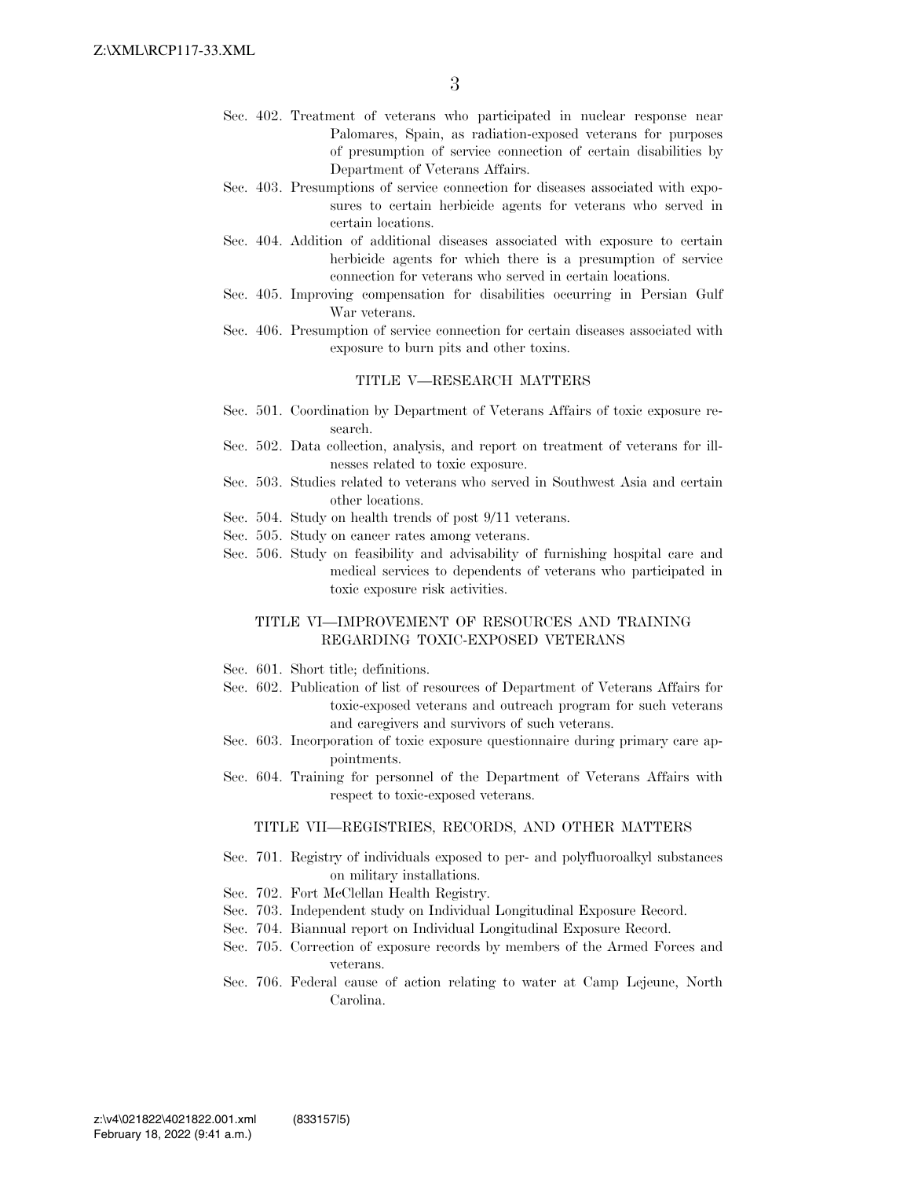Sec. 402. Treatment of veterans who participated in nuclear response near Palomares, Spain, as radiation-exposed veterans for purposes of presumption of service connection of certain disabilities by Department of Veterans Affairs.

Sec. 403. Presumptions of service connection for diseases associated with exposures to certain herbicide agents for veterans who served in certain locations.

Sec. 404. Addition of additional diseases associated with exposure to certain herbicide agents for which there is a presumption of service connection for veterans who served in certain locations.

Sec. 405. Improving compensation for disabilities occurring in Persian Gulf War veterans.

Sec. 406. Presumption of service connection for certain diseases associated with exposure to burn pits and other toxins.

TITLE V—RESEARCH MATTERS

Sec. 501. Coordination by Department of Veterans Affairs of toxic exposure research.

Sec. 502. Data collection, analysis, and report on treatment of veterans for illnesses related to toxic exposure.

Sec. 503. Studies related to veterans who served in Southwest Asia and certain other locations.

Sec. 504. Study on health trends of post 9/11 veterans.

Sec. 505. Study on cancer rates among veterans.

Sec. 506. Study on feasibility and advisability of furnishing hospital care and medical services to dependents of veterans who participated in toxic exposure risk activities.

TITLE VI—IMPROVEMENT OF RESOURCES AND TRAINING REGARDING TOXIC-EXPOSED VETERANS

Sec. 601. Short title; definitions.

Sec. 602. Publication of list of resources of Department of Veterans Affairs for toxic-exposed veterans and outreach program for such veterans and caregivers and survivors of such veterans.

Sec. 603. Incorporation of toxic exposure questionnaire during primary care appointments.

Sec. 604. Training for personnel of the Department of Veterans Affairs with respect to toxic-exposed veterans.

TITLE VII—REGISTRIES, RECORDS, AND OTHER MATTERS

Sec. 701. Registry of individuals exposed to per- and polyfluoroalkyl substances on military installations.

Sec. 702. Fort McClellan Health Registry.

Sec. 703. Independent study on Individual Longitudinal Exposure Record.

Sec. 704. Biannual report on Individual Longitudinal Exposure Record.

Sec. 705. Correction of exposure records by members of the Armed Forces and veterans.

Sec. 706. Federal cause of action relating to water at Camp Lejeune, North Carolina.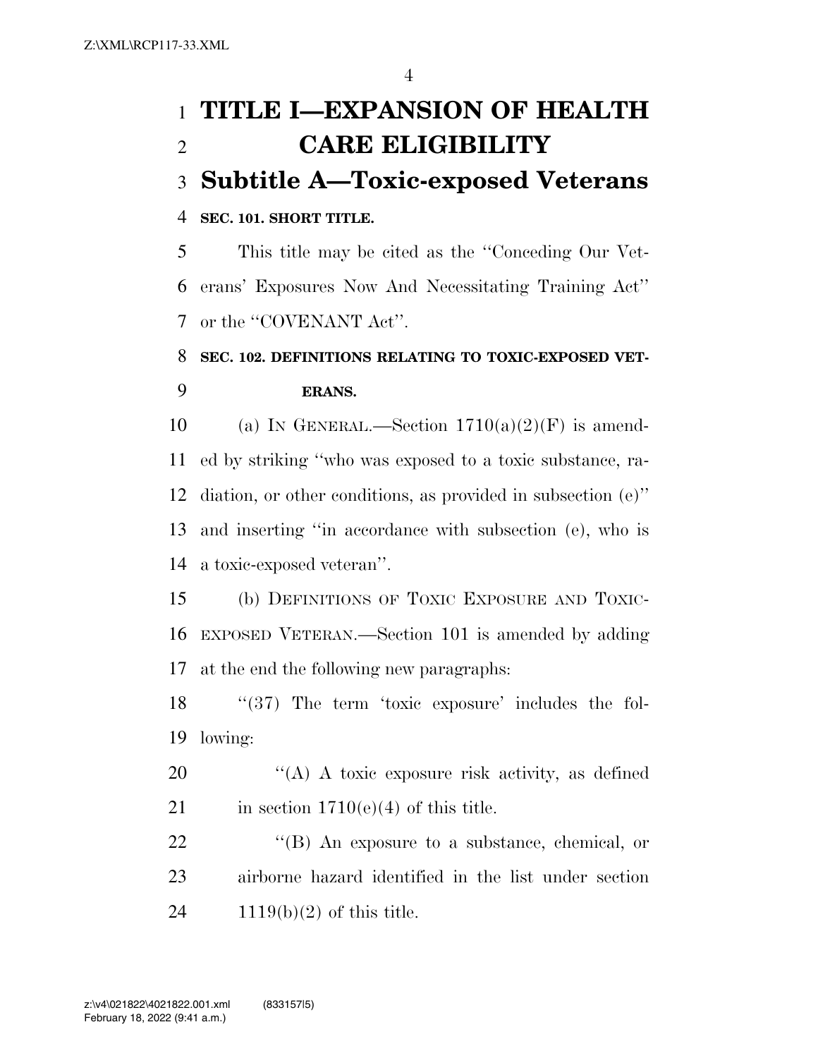# TITLE I—EXPANSION OF HEALTH CARE ELIGIBILITY

## Subtitle A—Toxic-exposed Veterans

**SEC. 101. SHORT TITLE.**

This title may be cited as the ''Conceding Our Veterans' Exposures Now And Necessitating Training Act'' or the ''COVENANT Act''.

**SEC. 102. DEFINITIONS RELATING TO TOXIC-EXPOSED VETERANS.**

(a) IN GENERAL.—Section 1710(a)(2)(F) is amended by striking ''who was exposed to a toxic substance, radiation, or other conditions, as provided in subsection (e)'' and inserting ''in accordance with subsection (e), who is a toxic-exposed veteran''.

(b) DEFINITIONS OF TOXIC EXPOSURE AND TOXIC-EXPOSED VETERAN.—Section 101 is amended by adding at the end the following new paragraphs:

''(37) The term 'toxic exposure' includes the following:

''(A) A toxic exposure risk activity, as defined in section 1710(e)(4) of this title.

''(B) An exposure to a substance, chemical, or airborne hazard identified in the list under section 1119(b)(2) of this title.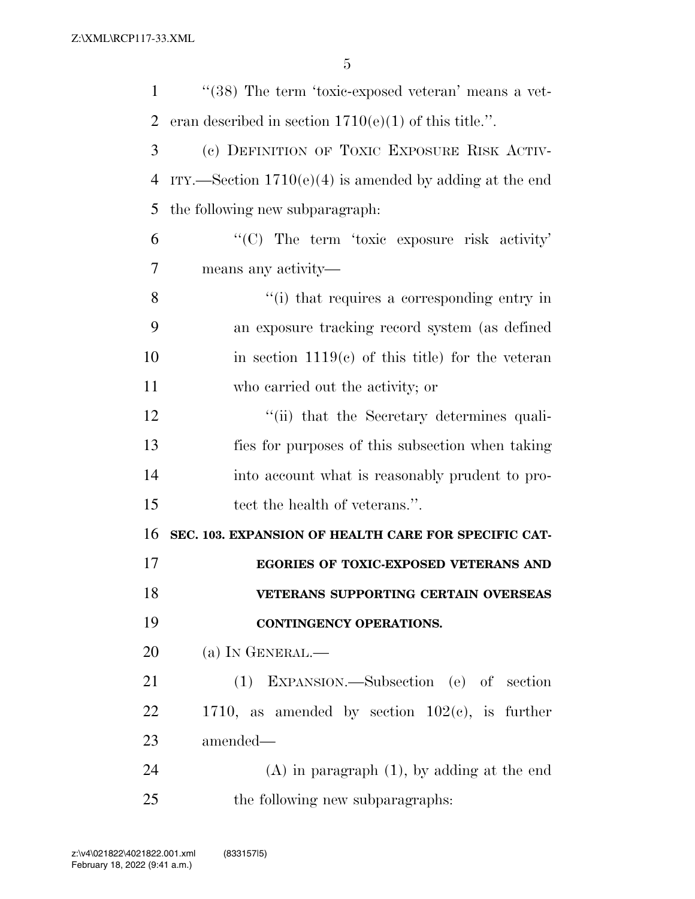"(38) The term 'toxic-exposed veteran' means a veteran described in section 1710(e)(1) of this title.".

(c) DEFINITION OF TOXIC EXPOSURE RISK ACTIVITY.—Section 1710(e)(4) is amended by adding at the end the following new subparagraph:

"(C) The term 'toxic exposure risk activity' means any activity—

"(i) that requires a corresponding entry in an exposure tracking record system (as defined in section 1119(c) of this title) for the veteran who carried out the activity; or

"(ii) that the Secretary determines qualifies for purposes of this subsection when taking into account what is reasonably prudent to protect the health of veterans.".

**SEC. 103. EXPANSION OF HEALTH CARE FOR SPECIFIC CATEGORIES OF TOXIC-EXPOSED VETERANS AND VETERANS SUPPORTING CERTAIN OVERSEAS CONTINGENCY OPERATIONS.**

(a) IN GENERAL.—

(1) EXPANSION.—Subsection (e) of section 1710, as amended by section 102(c), is further amended—

(A) in paragraph (1), by adding at the end the following new subparagraphs: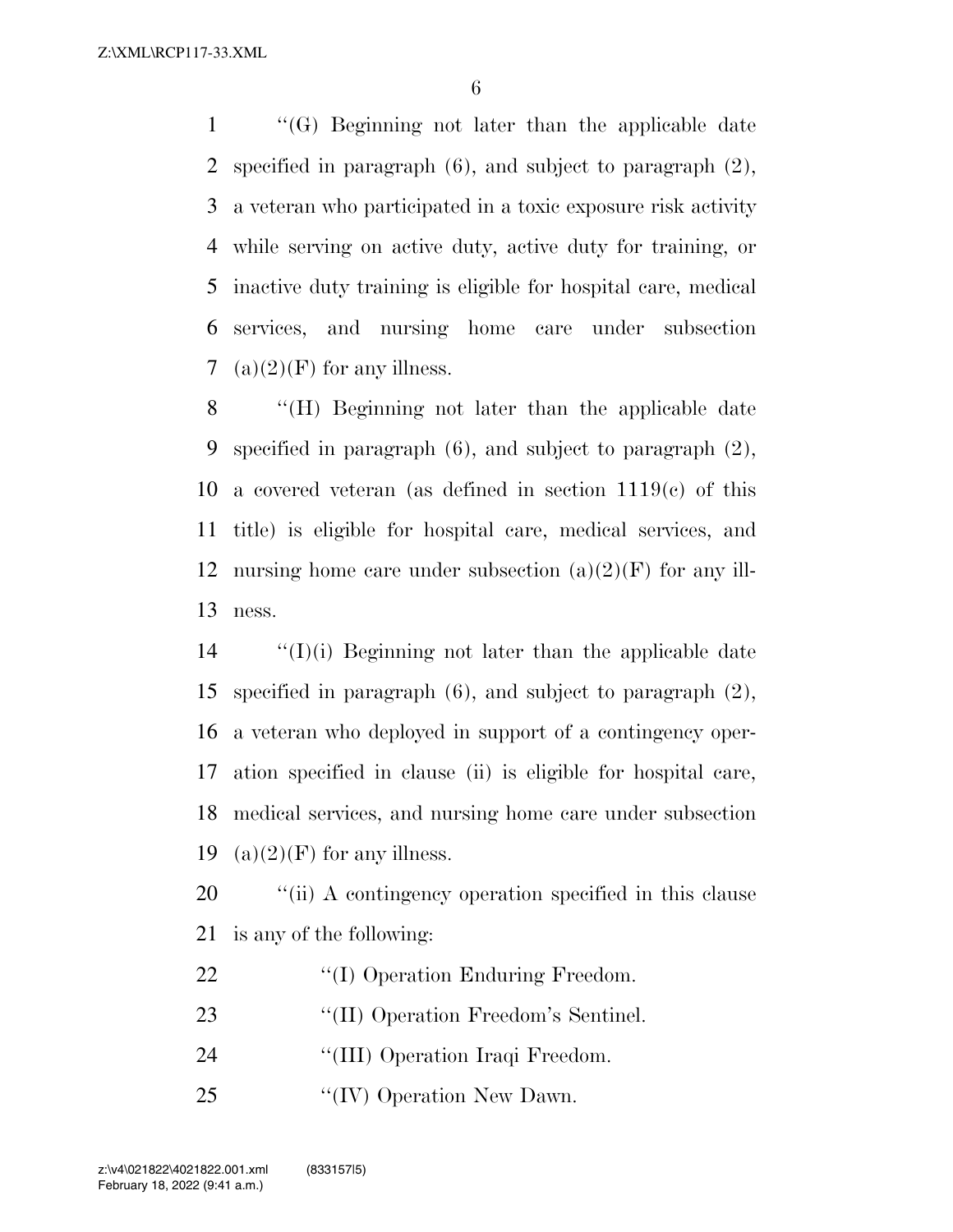''(G) Beginning not later than the applicable date specified in paragraph (6), and subject to paragraph (2), a veteran who participated in a toxic exposure risk activity while serving on active duty, active duty for training, or inactive duty training is eligible for hospital care, medical services, and nursing home care under subsection (a)(2)(F) for any illness.

''(H) Beginning not later than the applicable date specified in paragraph (6), and subject to paragraph (2), a covered veteran (as defined in section 1119(c) of this title) is eligible for hospital care, medical services, and nursing home care under subsection (a)(2)(F) for any illness.

''(I)(i) Beginning not later than the applicable date specified in paragraph (6), and subject to paragraph (2), a veteran who deployed in support of a contingency operation specified in clause (ii) is eligible for hospital care, medical services, and nursing home care under subsection (a)(2)(F) for any illness.

''(ii) A contingency operation specified in this clause is any of the following:

''(I) Operation Enduring Freedom.

''(II) Operation Freedom's Sentinel.

''(III) Operation Iraqi Freedom.

''(IV) Operation New Dawn.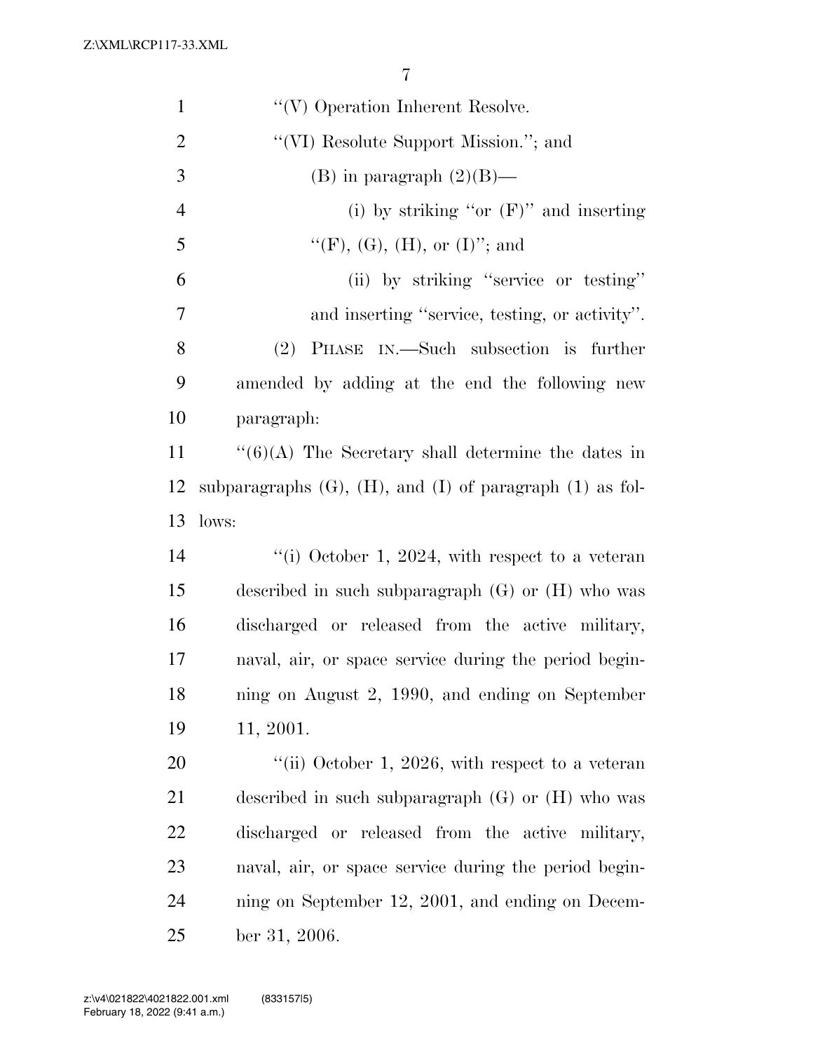"(V) Operation Inherent Resolve.

"(VI) Resolute Support Mission."; and

(B) in paragraph (2)(B)—

(i) by striking "or (F)" and inserting "(F), (G), (H), or (I)"; and

(ii) by striking "service or testing" and inserting "service, testing, or activity".

(2) PHASE IN.—Such subsection is further amended by adding at the end the following new paragraph:

"(6)(A) The Secretary shall determine the dates in subparagraphs (G), (H), and (I) of paragraph (1) as follows:

"(i) October 1, 2024, with respect to a veteran described in such subparagraph (G) or (H) who was discharged or released from the active military, naval, air, or space service during the period beginning on August 2, 1990, and ending on September 11, 2001.

"(ii) October 1, 2026, with respect to a veteran described in such subparagraph (G) or (H) who was discharged or released from the active military, naval, air, or space service during the period beginning on September 12, 2001, and ending on December 31, 2006.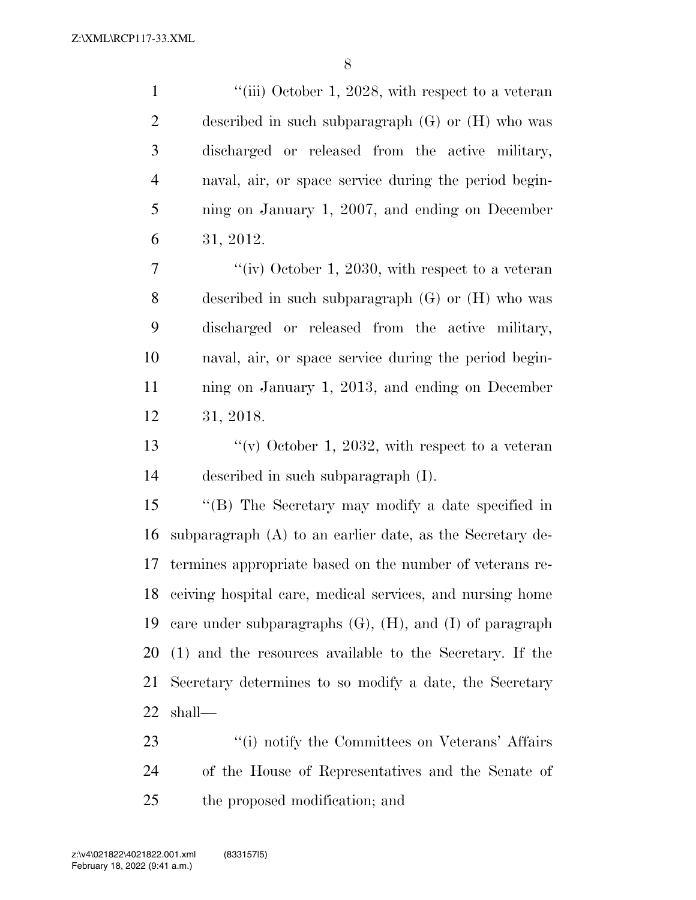''(iii) October 1, 2028, with respect to a veteran described in such subparagraph (G) or (H) who was discharged or released from the active military, naval, air, or space service during the period beginning on January 1, 2007, and ending on December 31, 2012.

''(iv) October 1, 2030, with respect to a veteran described in such subparagraph (G) or (H) who was discharged or released from the active military, naval, air, or space service during the period beginning on January 1, 2013, and ending on December 31, 2018.

''(v) October 1, 2032, with respect to a veteran described in such subparagraph (I).

''(B) The Secretary may modify a date specified in subparagraph (A) to an earlier date, as the Secretary determines appropriate based on the number of veterans receiving hospital care, medical services, and nursing home care under subparagraphs (G), (H), and (I) of paragraph (1) and the resources available to the Secretary. If the Secretary determines to so modify a date, the Secretary shall—

''(i) notify the Committees on Veterans' Affairs of the House of Representatives and the Senate of the proposed modification; and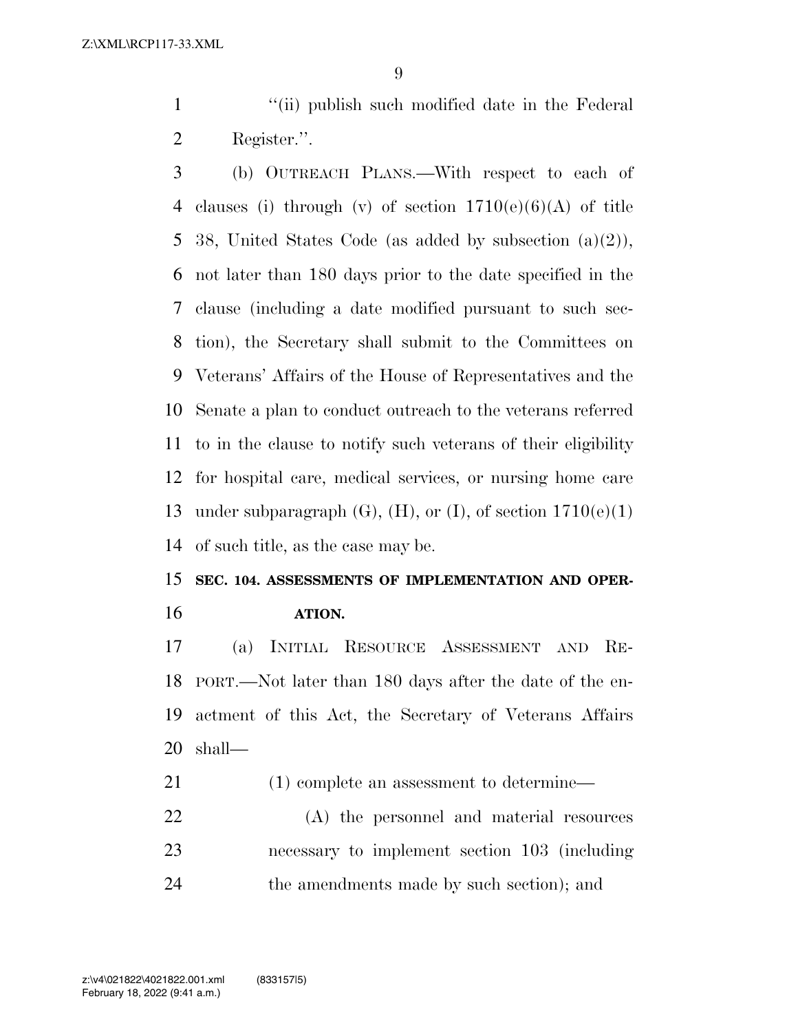''(ii) publish such modified date in the Federal Register.''.

(b) OUTREACH PLANS.—With respect to each of clauses (i) through (v) of section 1710(e)(6)(A) of title 38, United States Code (as added by subsection (a)(2)), not later than 180 days prior to the date specified in the clause (including a date modified pursuant to such section), the Secretary shall submit to the Committees on Veterans' Affairs of the House of Representatives and the Senate a plan to conduct outreach to the veterans referred to in the clause to notify such veterans of their eligibility for hospital care, medical services, or nursing home care under subparagraph (G), (H), or (I), of section 1710(e)(1) of such title, as the case may be.

## SEC. 104. ASSESSMENTS OF IMPLEMENTATION AND OPERATION.

(a) INITIAL RESOURCE ASSESSMENT AND REPORT.—Not later than 180 days after the date of the enactment of this Act, the Secretary of Veterans Affairs shall—

(1) complete an assessment to determine—

(A) the personnel and material resources necessary to implement section 103 (including the amendments made by such section); and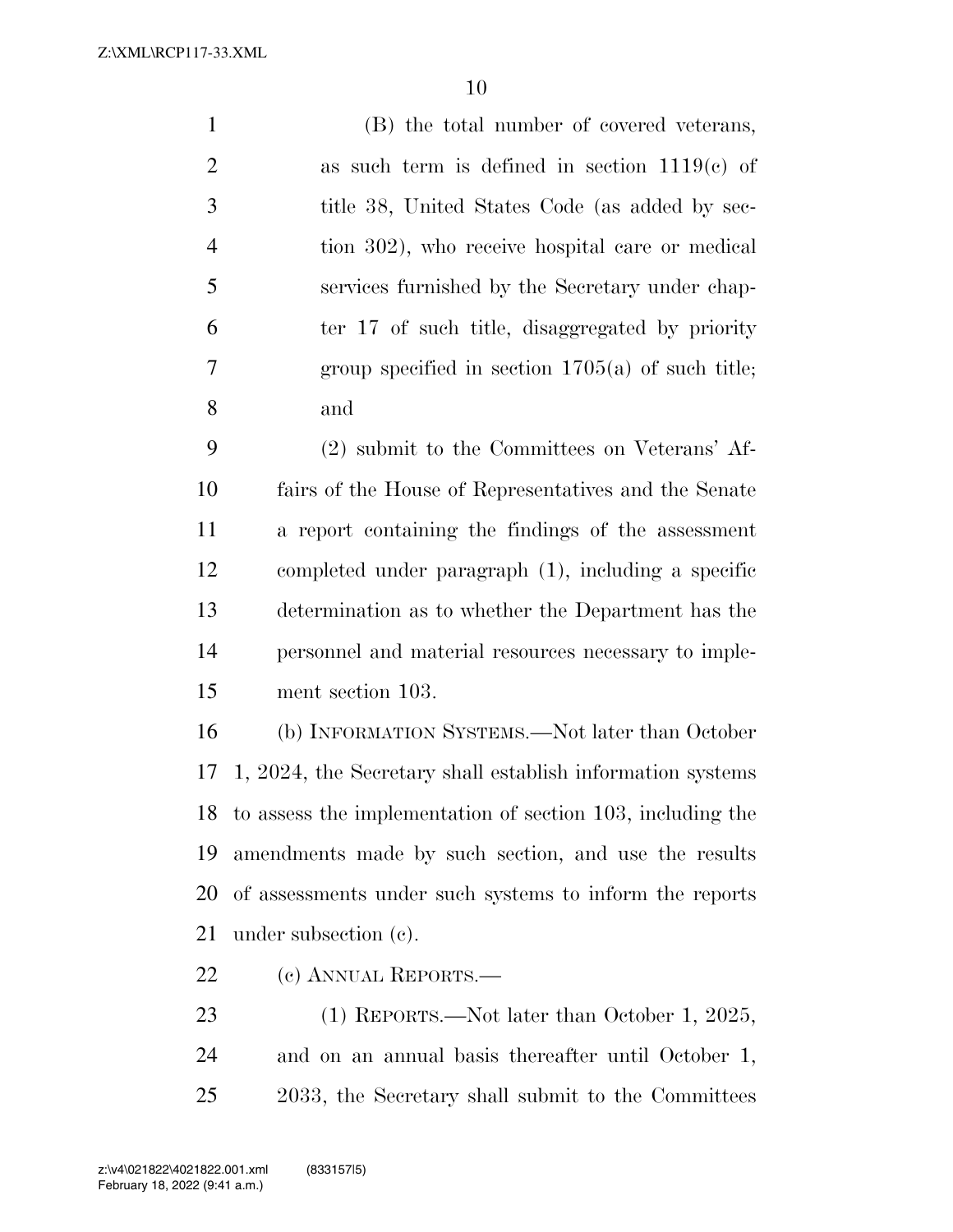(B) the total number of covered veterans, as such term is defined in section 1119(c) of title 38, United States Code (as added by section 302), who receive hospital care or medical services furnished by the Secretary under chapter 17 of such title, disaggregated by priority group specified in section 1705(a) of such title; and

(2) submit to the Committees on Veterans' Affairs of the House of Representatives and the Senate a report containing the findings of the assessment completed under paragraph (1), including a specific determination as to whether the Department has the personnel and material resources necessary to implement section 103.

(b) INFORMATION SYSTEMS.—Not later than October 1, 2024, the Secretary shall establish information systems to assess the implementation of section 103, including the amendments made by such section, and use the results of assessments under such systems to inform the reports under subsection (c).

(c) ANNUAL REPORTS.—

(1) REPORTS.—Not later than October 1, 2025, and on an annual basis thereafter until October 1, 2033, the Secretary shall submit to the Committees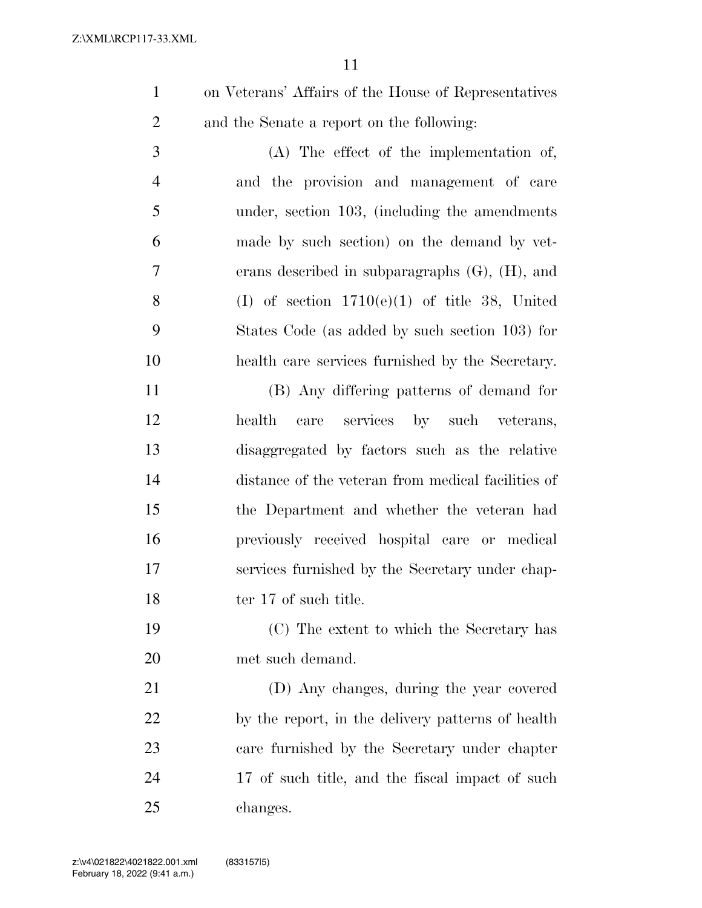on Veterans' Affairs of the House of Representatives and the Senate a report on the following:

(A) The effect of the implementation of, and the provision and management of care under, section 103, (including the amendments made by such section) on the demand by veterans described in subparagraphs (G), (H), and (I) of section 1710(e)(1) of title 38, United States Code (as added by such section 103) for health care services furnished by the Secretary.

(B) Any differing patterns of demand for health care services by such veterans, disaggregated by factors such as the relative distance of the veteran from medical facilities of the Department and whether the veteran had previously received hospital care or medical services furnished by the Secretary under chapter 17 of such title.

(C) The extent to which the Secretary has met such demand.

(D) Any changes, during the year covered by the report, in the delivery patterns of health care furnished by the Secretary under chapter 17 of such title, and the fiscal impact of such changes.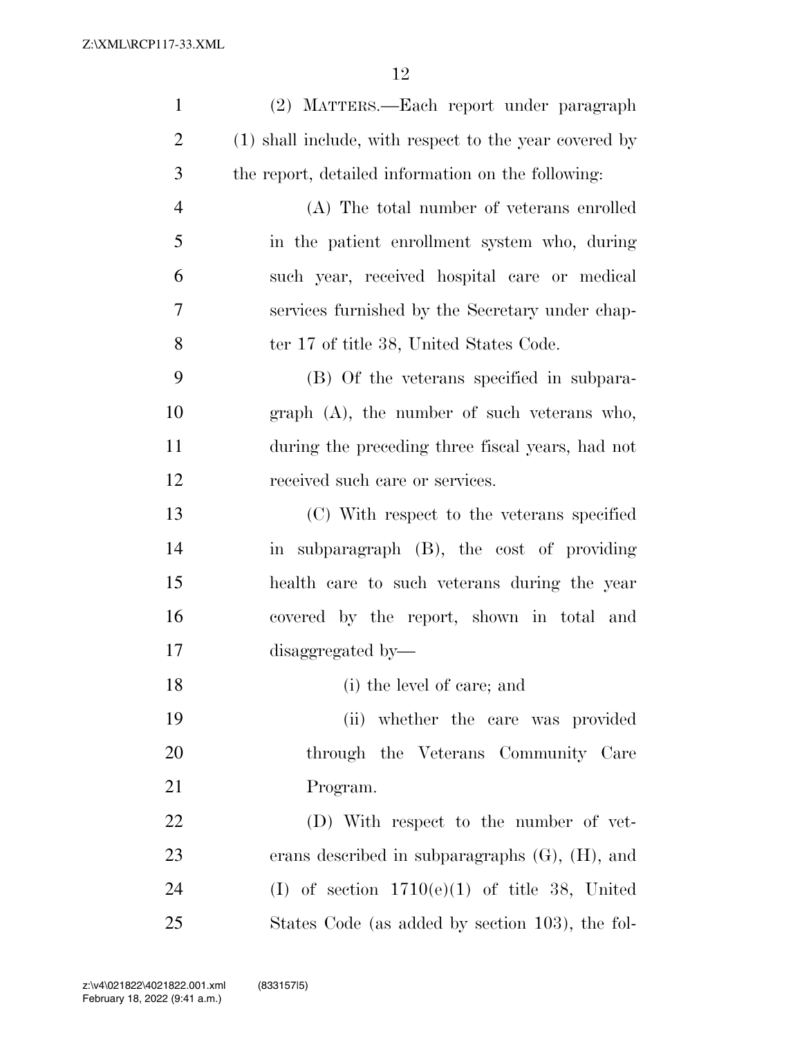(2) MATTERS.—Each report under paragraph (1) shall include, with respect to the year covered by the report, detailed information on the following:

(A) The total number of veterans enrolled in the patient enrollment system who, during such year, received hospital care or medical services furnished by the Secretary under chapter 17 of title 38, United States Code.

(B) Of the veterans specified in subparagraph (A), the number of such veterans who, during the preceding three fiscal years, had not received such care or services.

(C) With respect to the veterans specified in subparagraph (B), the cost of providing health care to such veterans during the year covered by the report, shown in total and disaggregated by—

(i) the level of care; and

(ii) whether the care was provided through the Veterans Community Care Program.

(D) With respect to the number of veterans described in subparagraphs (G), (H), and (I) of section 1710(e)(1) of title 38, United States Code (as added by section 103), the fol-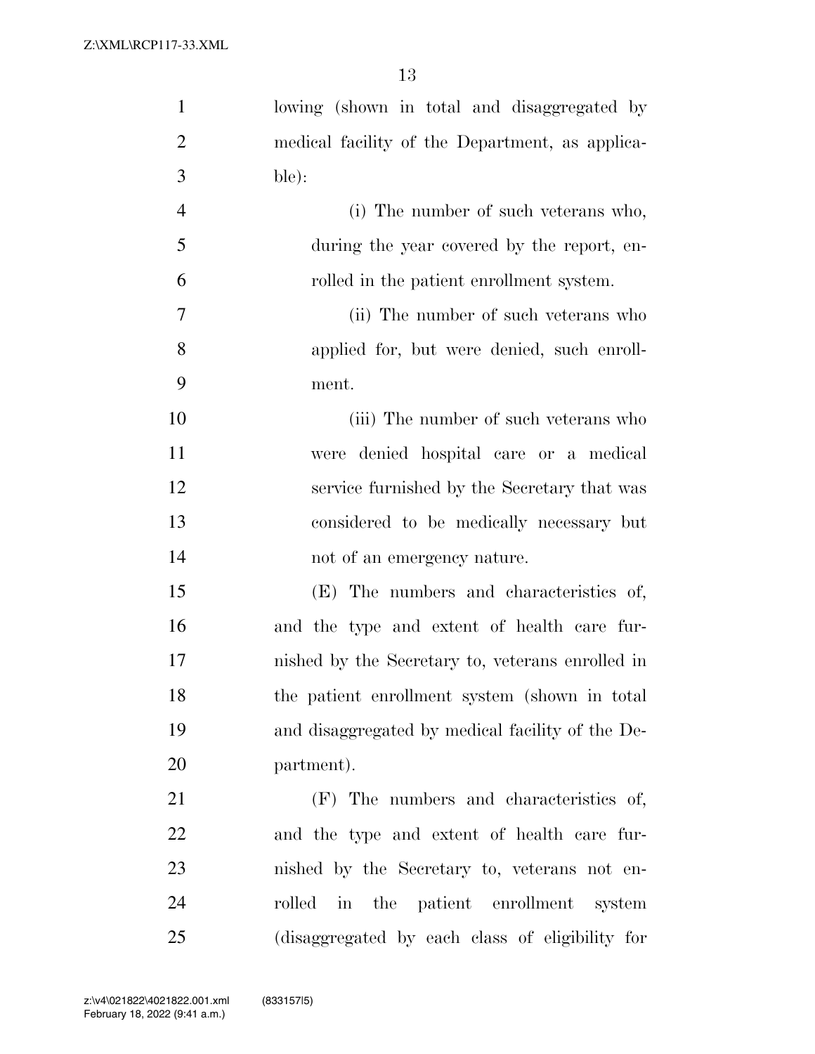lowing (shown in total and disaggregated by medical facility of the Department, as applicable):

(i) The number of such veterans who, during the year covered by the report, enrolled in the patient enrollment system.

(ii) The number of such veterans who applied for, but were denied, such enrollment.

(iii) The number of such veterans who were denied hospital care or a medical service furnished by the Secretary that was considered to be medically necessary but not of an emergency nature.

(E) The numbers and characteristics of, and the type and extent of health care furnished by the Secretary to, veterans enrolled in the patient enrollment system (shown in total and disaggregated by medical facility of the Department).

(F) The numbers and characteristics of, and the type and extent of health care furnished by the Secretary to, veterans not enrolled in the patient enrollment system (disaggregated by each class of eligibility for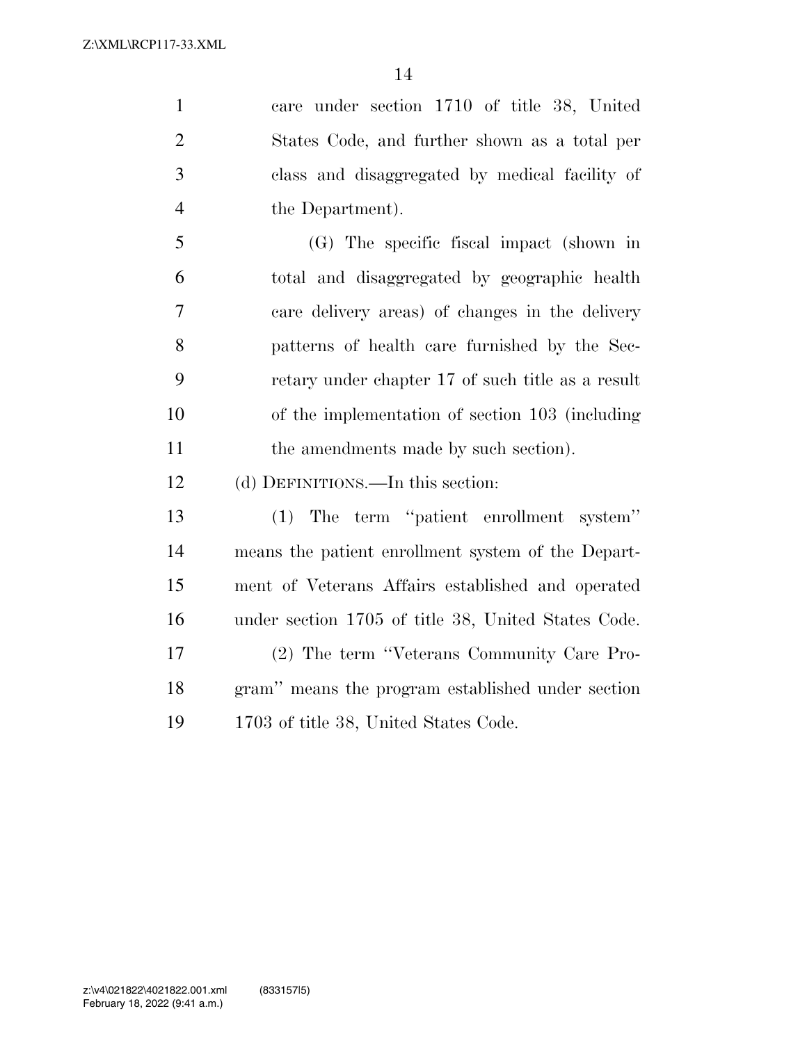care under section 1710 of title 38, United States Code, and further shown as a total per class and disaggregated by medical facility of the Department).

(G) The specific fiscal impact (shown in total and disaggregated by geographic health care delivery areas) of changes in the delivery patterns of health care furnished by the Secretary under chapter 17 of such title as a result of the implementation of section 103 (including the amendments made by such section).

(d) DEFINITIONS.—In this section:

(1) The term "patient enrollment system" means the patient enrollment system of the Department of Veterans Affairs established and operated under section 1705 of title 38, United States Code.

(2) The term "Veterans Community Care Program" means the program established under section 1703 of title 38, United States Code.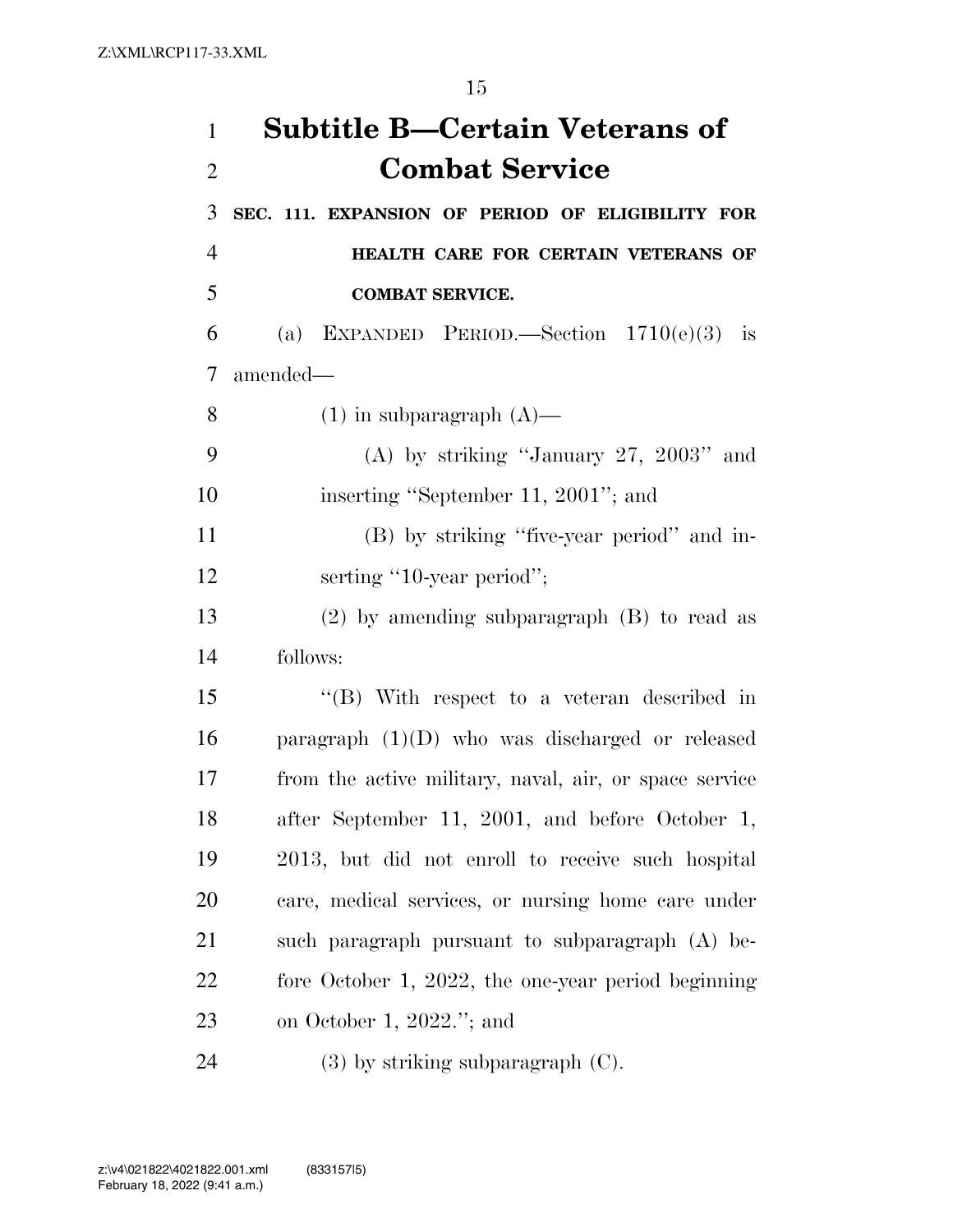# Subtitle B—Certain Veterans of Combat Service

**SEC. 111. EXPANSION OF PERIOD OF ELIGIBILITY FOR HEALTH CARE FOR CERTAIN VETERANS OF COMBAT SERVICE.**

(a) EXPANDED PERIOD.—Section 1710(e)(3) is amended—

(1) in subparagraph (A)—

(A) by striking "January 27, 2003" and inserting "September 11, 2001"; and

(B) by striking "five-year period" and inserting "10-year period";

(2) by amending subparagraph (B) to read as follows:

"(B) With respect to a veteran described in paragraph (1)(D) who was discharged or released from the active military, naval, air, or space service after September 11, 2001, and before October 1, 2013, but did not enroll to receive such hospital care, medical services, or nursing home care under such paragraph pursuant to subparagraph (A) before October 1, 2022, the one-year period beginning on October 1, 2022."; and

(3) by striking subparagraph (C).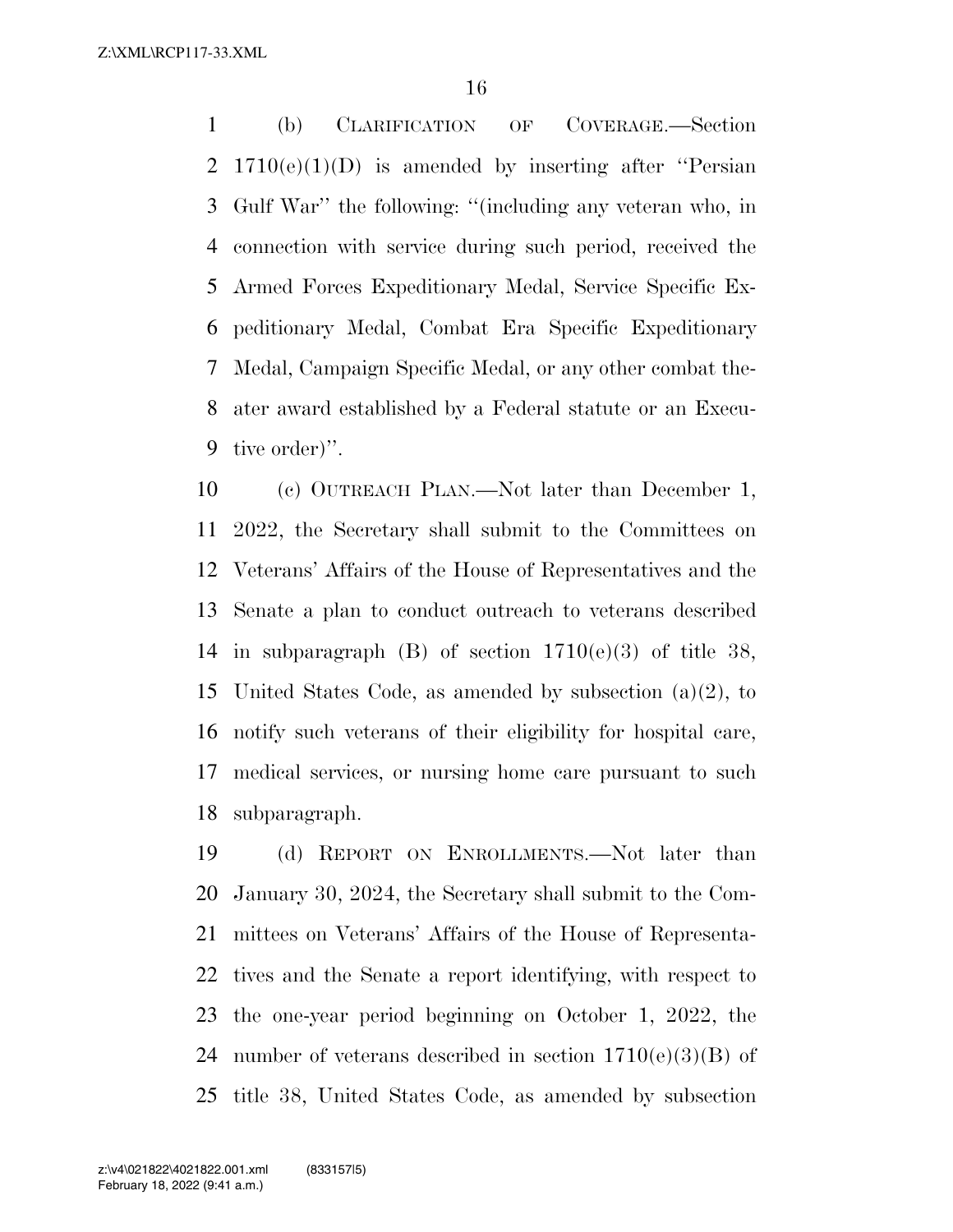(b) CLARIFICATION OF COVERAGE.—Section 1710(e)(1)(D) is amended by inserting after ''Persian Gulf War'' the following: ''(including any veteran who, in connection with service during such period, received the Armed Forces Expeditionary Medal, Service Specific Expeditionary Medal, Combat Era Specific Expeditionary Medal, Campaign Specific Medal, or any other combat theater award established by a Federal statute or an Executive order)''.

(c) OUTREACH PLAN.—Not later than December 1, 2022, the Secretary shall submit to the Committees on Veterans' Affairs of the House of Representatives and the Senate a plan to conduct outreach to veterans described in subparagraph (B) of section 1710(e)(3) of title 38, United States Code, as amended by subsection (a)(2), to notify such veterans of their eligibility for hospital care, medical services, or nursing home care pursuant to such subparagraph.

(d) REPORT ON ENROLLMENTS.—Not later than January 30, 2024, the Secretary shall submit to the Committees on Veterans' Affairs of the House of Representatives and the Senate a report identifying, with respect to the one-year period beginning on October 1, 2022, the number of veterans described in section 1710(e)(3)(B) of title 38, United States Code, as amended by subsection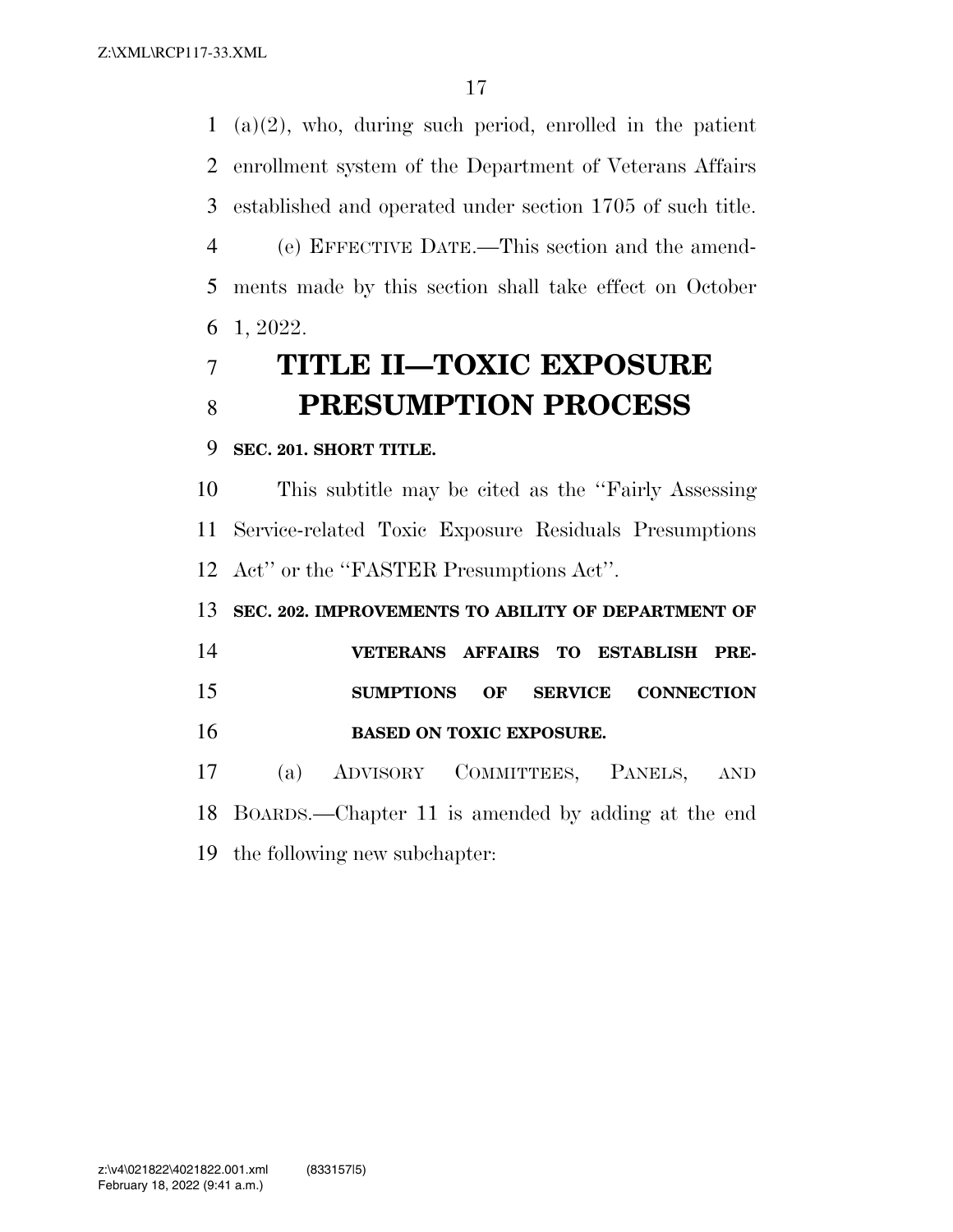(a)(2), who, during such period, enrolled in the patient enrollment system of the Department of Veterans Affairs established and operated under section 1705 of such title.

(e) EFFECTIVE DATE.—This section and the amendments made by this section shall take effect on October 1, 2022.

# TITLE II—TOXIC EXPOSURE PRESUMPTION PROCESS

**SEC. 201. SHORT TITLE.**

This subtitle may be cited as the ''Fairly Assessing Service-related Toxic Exposure Residuals Presumptions Act'' or the ''FASTER Presumptions Act''.

**SEC. 202. IMPROVEMENTS TO ABILITY OF DEPARTMENT OF VETERANS AFFAIRS TO ESTABLISH PRESUMPTIONS OF SERVICE CONNECTION BASED ON TOXIC EXPOSURE.**

(a) ADVISORY COMMITTEES, PANELS, AND BOARDS.—Chapter 11 is amended by adding at the end the following new subchapter: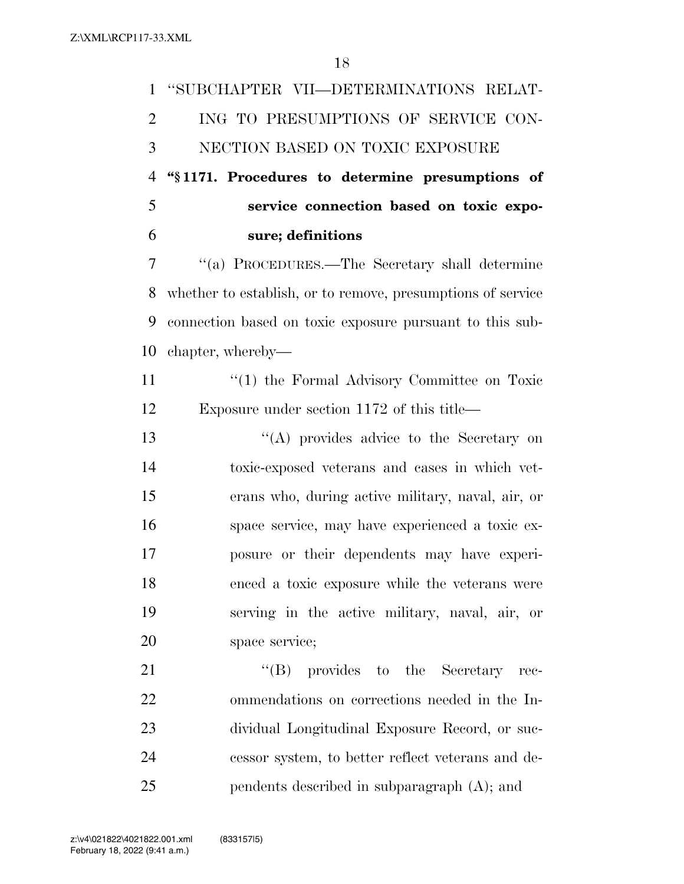"SUBCHAPTER VII—DETERMINATIONS RELATING TO PRESUMPTIONS OF SERVICE CONNECTION BASED ON TOXIC EXPOSURE

**"§ 1171. Procedures to determine presumptions of service connection based on toxic exposure; definitions**

"(a) PROCEDURES.—The Secretary shall determine whether to establish, or to remove, presumptions of service connection based on toxic exposure pursuant to this subchapter, whereby—

"(1) the Formal Advisory Committee on Toxic Exposure under section 1172 of this title—

"(A) provides advice to the Secretary on toxic-exposed veterans and cases in which veterans who, during active military, naval, air, or space service, may have experienced a toxic exposure or their dependents may have experienced a toxic exposure while the veterans were serving in the active military, naval, air, or space service;

"(B) provides to the Secretary recommendations on corrections needed in the Individual Longitudinal Exposure Record, or successor system, to better reflect veterans and dependents described in subparagraph (A); and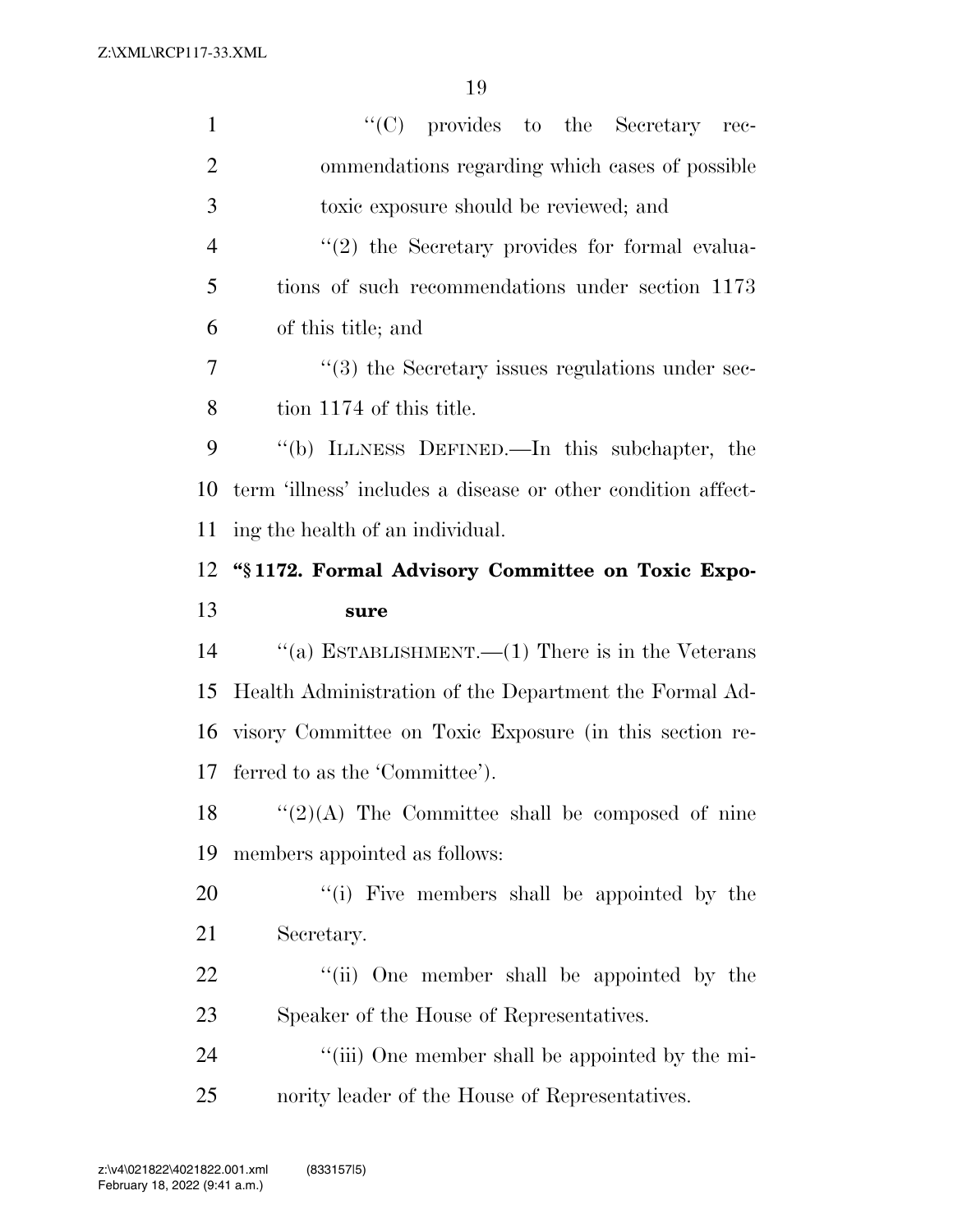''(C) provides to the Secretary recommendations regarding which cases of possible toxic exposure should be reviewed; and

''(2) the Secretary provides for formal evaluations of such recommendations under section 1173 of this title; and

''(3) the Secretary issues regulations under section 1174 of this title.

''(b) ILLNESS DEFINED.—In this subchapter, the term 'illness' includes a disease or other condition affecting the health of an individual.

**''§ 1172. Formal Advisory Committee on Toxic Exposure**

''(a) ESTABLISHMENT.—(1) There is in the Veterans Health Administration of the Department the Formal Advisory Committee on Toxic Exposure (in this section referred to as the 'Committee').

''(2)(A) The Committee shall be composed of nine members appointed as follows:

''(i) Five members shall be appointed by the Secretary.

''(ii) One member shall be appointed by the Speaker of the House of Representatives.

''(iii) One member shall be appointed by the minority leader of the House of Representatives.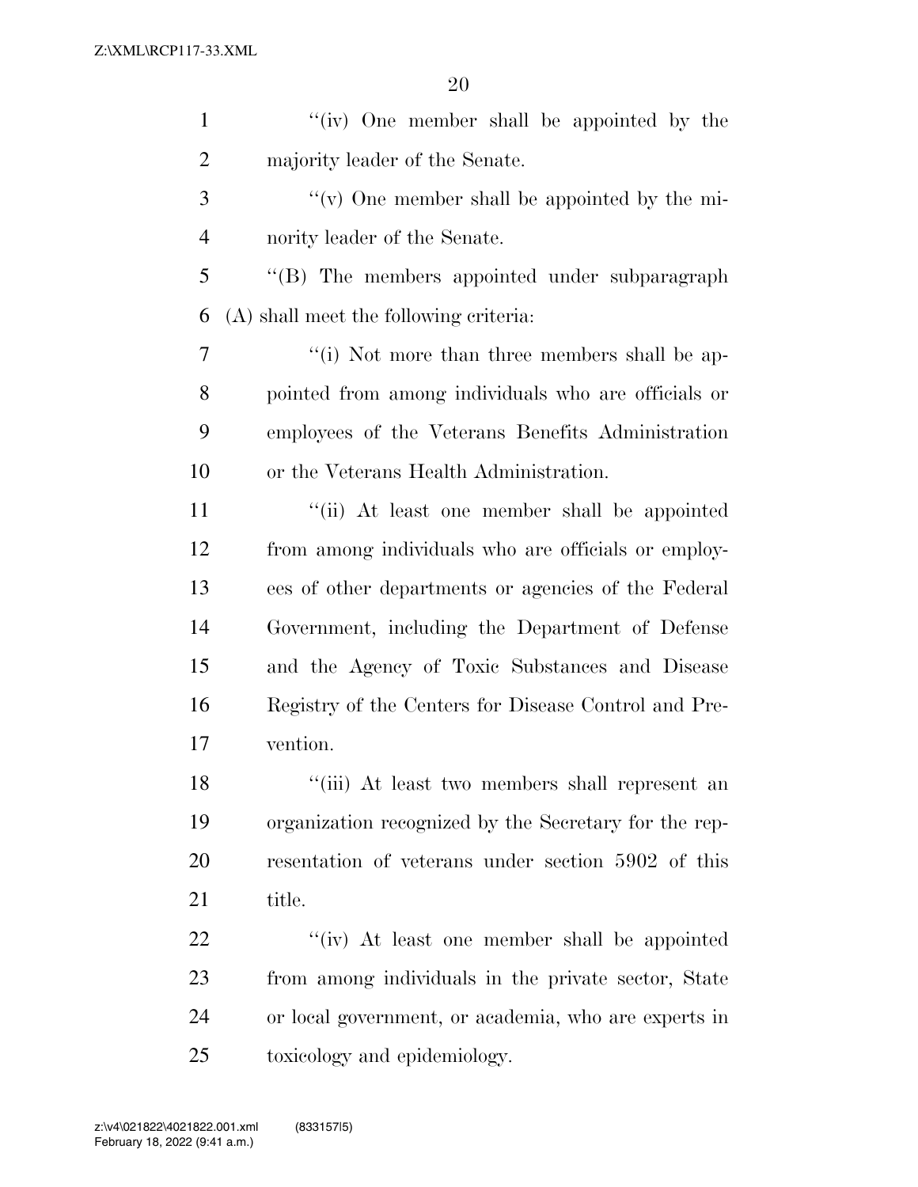"(iv) One member shall be appointed by the majority leader of the Senate.

"(v) One member shall be appointed by the minority leader of the Senate.

"(B) The members appointed under subparagraph (A) shall meet the following criteria:

"(i) Not more than three members shall be appointed from among individuals who are officials or employees of the Veterans Benefits Administration or the Veterans Health Administration.

"(ii) At least one member shall be appointed from among individuals who are officials or employees of other departments or agencies of the Federal Government, including the Department of Defense and the Agency of Toxic Substances and Disease Registry of the Centers for Disease Control and Prevention.

"(iii) At least two members shall represent an organization recognized by the Secretary for the representation of veterans under section 5902 of this title.

"(iv) At least one member shall be appointed from among individuals in the private sector, State or local government, or academia, who are experts in toxicology and epidemiology.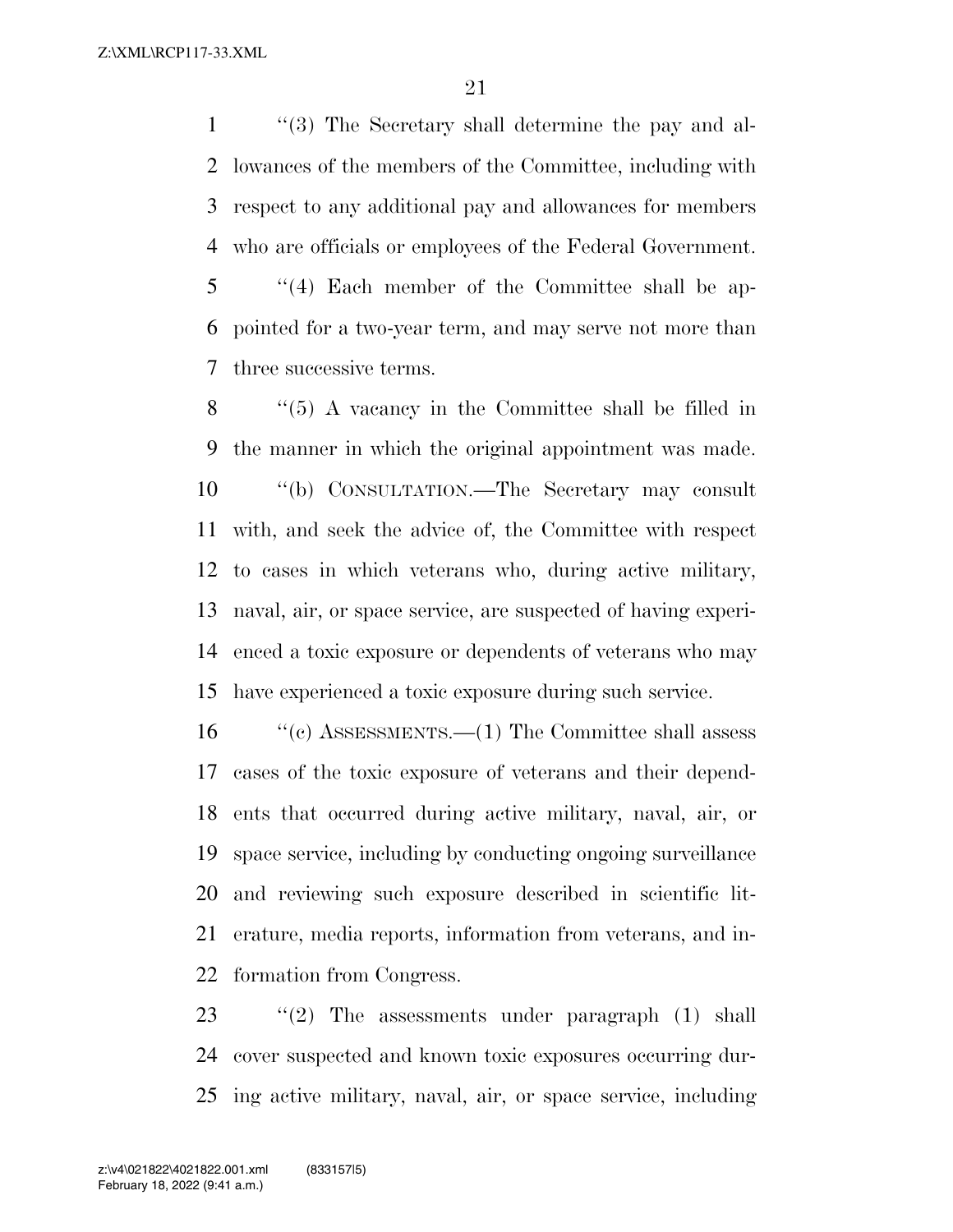"(3) The Secretary shall determine the pay and allowances of the members of the Committee, including with respect to any additional pay and allowances for members who are officials or employees of the Federal Government.

"(4) Each member of the Committee shall be appointed for a two-year term, and may serve not more than three successive terms.

"(5) A vacancy in the Committee shall be filled in the manner in which the original appointment was made.

"(b) CONSULTATION.—The Secretary may consult with, and seek the advice of, the Committee with respect to cases in which veterans who, during active military, naval, air, or space service, are suspected of having experienced a toxic exposure or dependents of veterans who may have experienced a toxic exposure during such service.

"(c) ASSESSMENTS.—(1) The Committee shall assess cases of the toxic exposure of veterans and their dependents that occurred during active military, naval, air, or space service, including by conducting ongoing surveillance and reviewing such exposure described in scientific literature, media reports, information from veterans, and information from Congress.

"(2) The assessments under paragraph (1) shall cover suspected and known toxic exposures occurring during active military, naval, air, or space service, including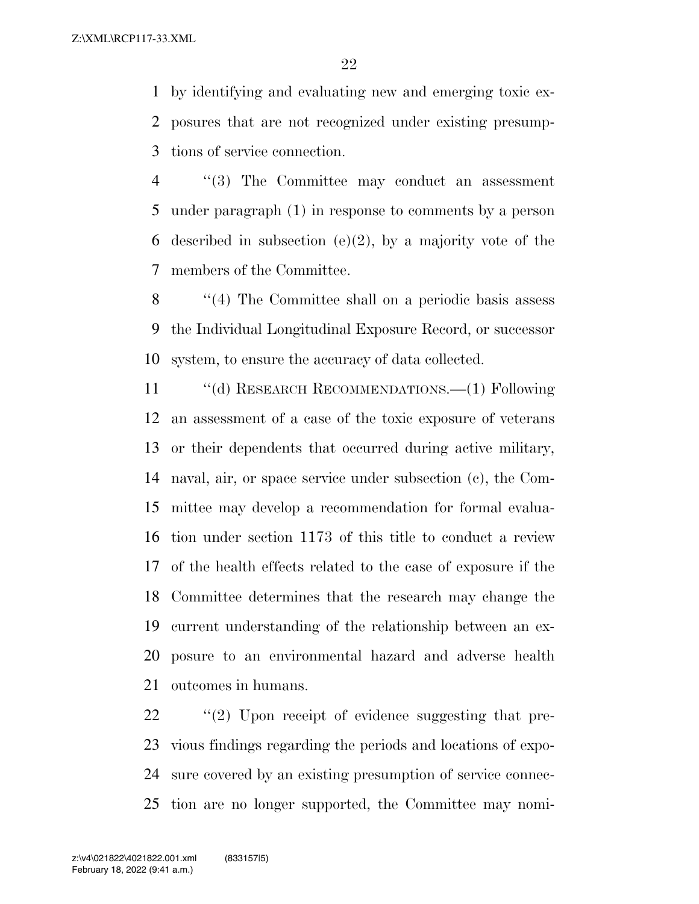by identifying and evaluating new and emerging toxic exposures that are not recognized under existing presumptions of service connection.

"(3) The Committee may conduct an assessment under paragraph (1) in response to comments by a person described in subsection (e)(2), by a majority vote of the members of the Committee.

"(4) The Committee shall on a periodic basis assess the Individual Longitudinal Exposure Record, or successor system, to ensure the accuracy of data collected.

"(d) RESEARCH RECOMMENDATIONS.—(1) Following an assessment of a case of the toxic exposure of veterans or their dependents that occurred during active military, naval, air, or space service under subsection (c), the Committee may develop a recommendation for formal evaluation under section 1173 of this title to conduct a review of the health effects related to the case of exposure if the Committee determines that the research may change the current understanding of the relationship between an exposure to an environmental hazard and adverse health outcomes in humans.

"(2) Upon receipt of evidence suggesting that previous findings regarding the periods and locations of exposure covered by an existing presumption of service connection are no longer supported, the Committee may nomi-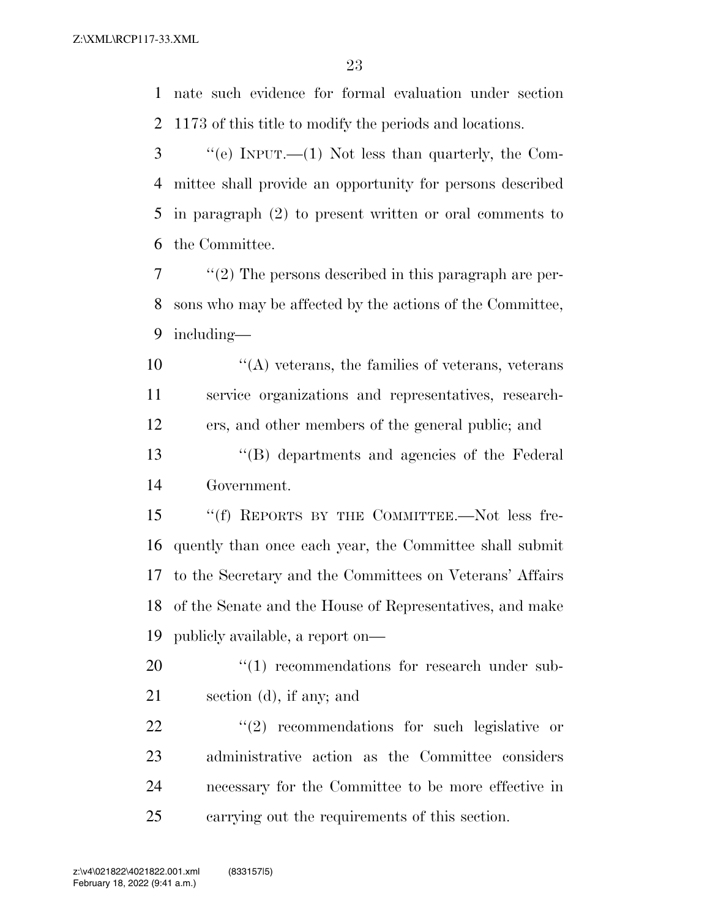nate such evidence for formal evaluation under section 1173 of this title to modify the periods and locations.

"(e) INPUT.—(1) Not less than quarterly, the Committee shall provide an opportunity for persons described in paragraph (2) to present written or oral comments to the Committee.

"(2) The persons described in this paragraph are persons who may be affected by the actions of the Committee, including—

"(A) veterans, the families of veterans, veterans service organizations and representatives, researchers, and other members of the general public; and

"(B) departments and agencies of the Federal Government.

"(f) REPORTS BY THE COMMITTEE.—Not less frequently than once each year, the Committee shall submit to the Secretary and the Committees on Veterans' Affairs of the Senate and the House of Representatives, and make publicly available, a report on—

"(1) recommendations for research under subsection (d), if any; and

"(2) recommendations for such legislative or administrative action as the Committee considers necessary for the Committee to be more effective in carrying out the requirements of this section.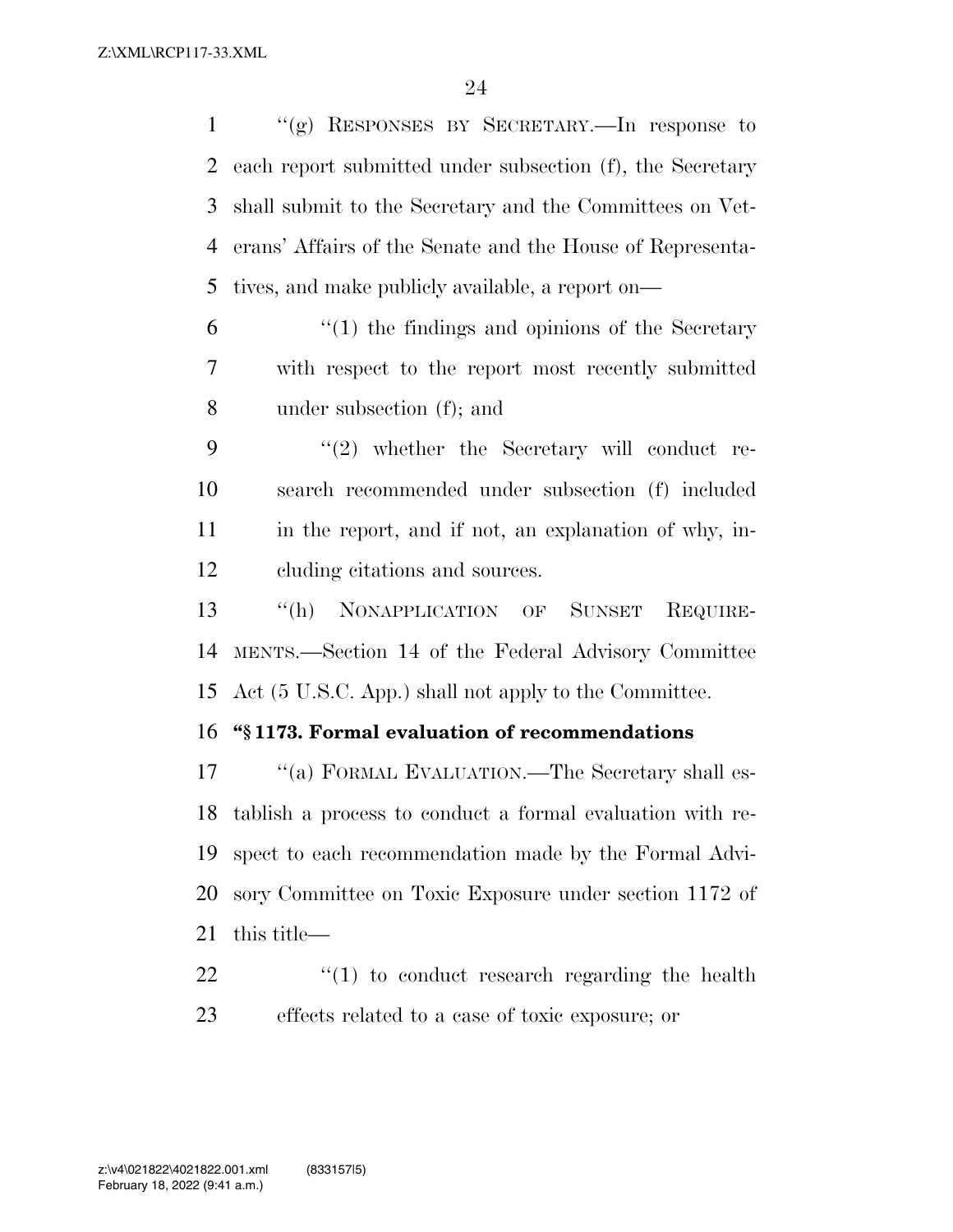"(g) RESPONSES BY SECRETARY.—In response to each report submitted under subsection (f), the Secretary shall submit to the Secretary and the Committees on Veterans' Affairs of the Senate and the House of Representatives, and make publicly available, a report on—

"(1) the findings and opinions of the Secretary with respect to the report most recently submitted under subsection (f); and

"(2) whether the Secretary will conduct research recommended under subsection (f) included in the report, and if not, an explanation of why, including citations and sources.

"(h) NONAPPLICATION OF SUNSET REQUIREMENTS.—Section 14 of the Federal Advisory Committee Act (5 U.S.C. App.) shall not apply to the Committee.

**"§ 1173. Formal evaluation of recommendations**

"(a) FORMAL EVALUATION.—The Secretary shall establish a process to conduct a formal evaluation with respect to each recommendation made by the Formal Advisory Committee on Toxic Exposure under section 1172 of this title—

"(1) to conduct research regarding the health effects related to a case of toxic exposure; or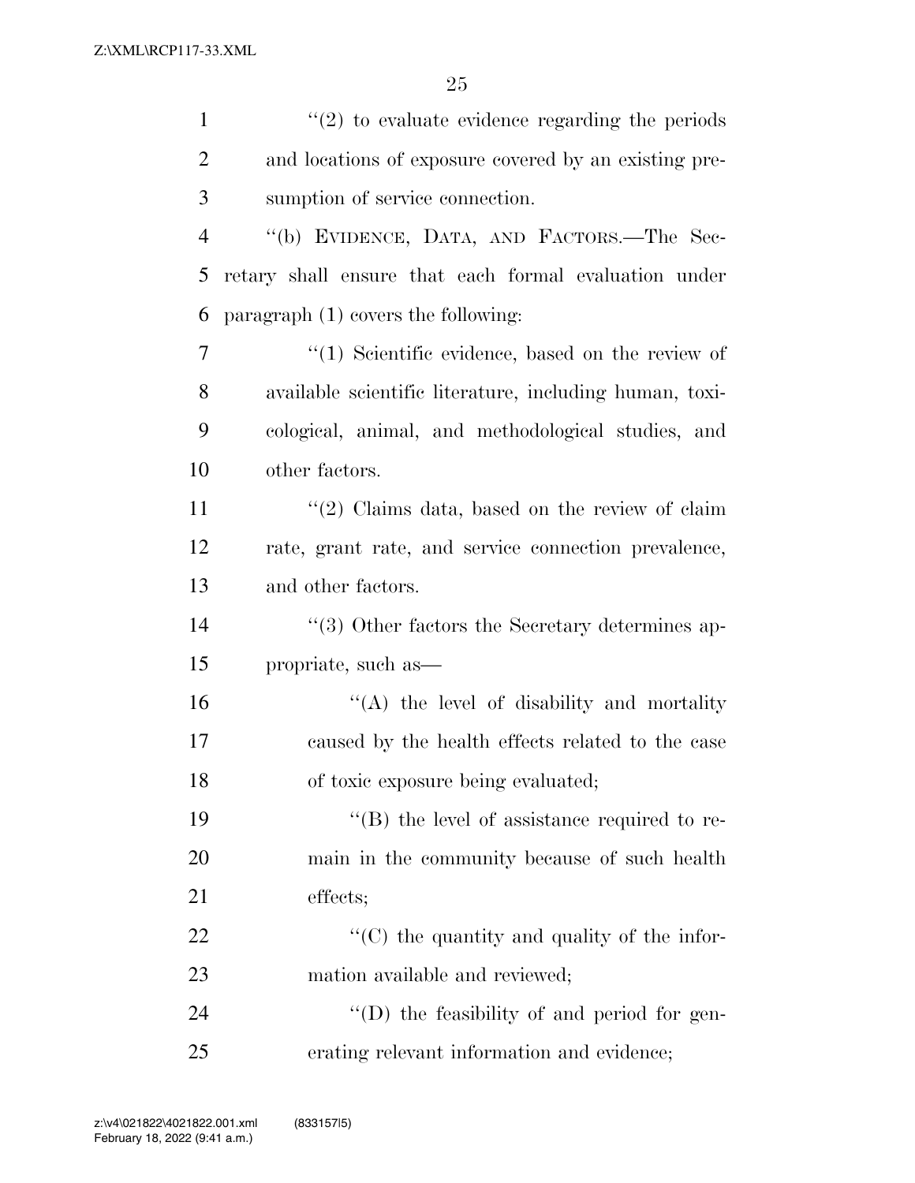''(2) to evaluate evidence regarding the periods and locations of exposure covered by an existing presumption of service connection.

''(b) EVIDENCE, DATA, AND FACTORS.—The Secretary shall ensure that each formal evaluation under paragraph (1) covers the following:

''(1) Scientific evidence, based on the review of available scientific literature, including human, toxicological, animal, and methodological studies, and other factors.

''(2) Claims data, based on the review of claim rate, grant rate, and service connection prevalence, and other factors.

''(3) Other factors the Secretary determines appropriate, such as—

''(A) the level of disability and mortality caused by the health effects related to the case of toxic exposure being evaluated;

''(B) the level of assistance required to remain in the community because of such health effects;

''(C) the quantity and quality of the information available and reviewed;

''(D) the feasibility of and period for generating relevant information and evidence;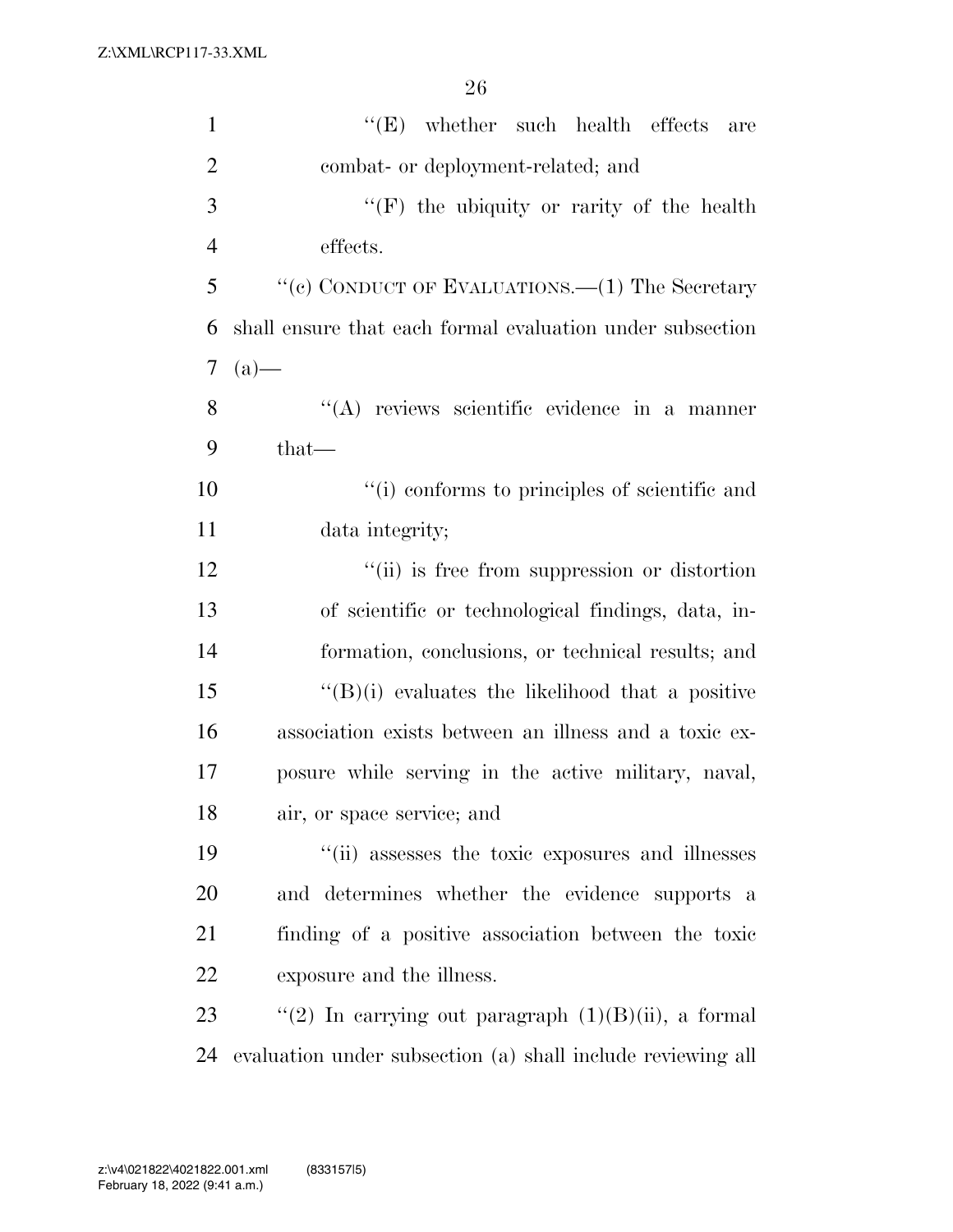''(E) whether such health effects are combat- or deployment-related; and

''(F) the ubiquity or rarity of the health effects.

''(c) CONDUCT OF EVALUATIONS.—(1) The Secretary shall ensure that each formal evaluation under subsection (a)—

''(A) reviews scientific evidence in a manner that—

''(i) conforms to principles of scientific and data integrity;

''(ii) is free from suppression or distortion of scientific or technological findings, data, information, conclusions, or technical results; and

''(B)(i) evaluates the likelihood that a positive association exists between an illness and a toxic exposure while serving in the active military, naval, air, or space service; and

''(ii) assesses the toxic exposures and illnesses and determines whether the evidence supports a finding of a positive association between the toxic exposure and the illness.

''(2) In carrying out paragraph (1)(B)(ii), a formal evaluation under subsection (a) shall include reviewing all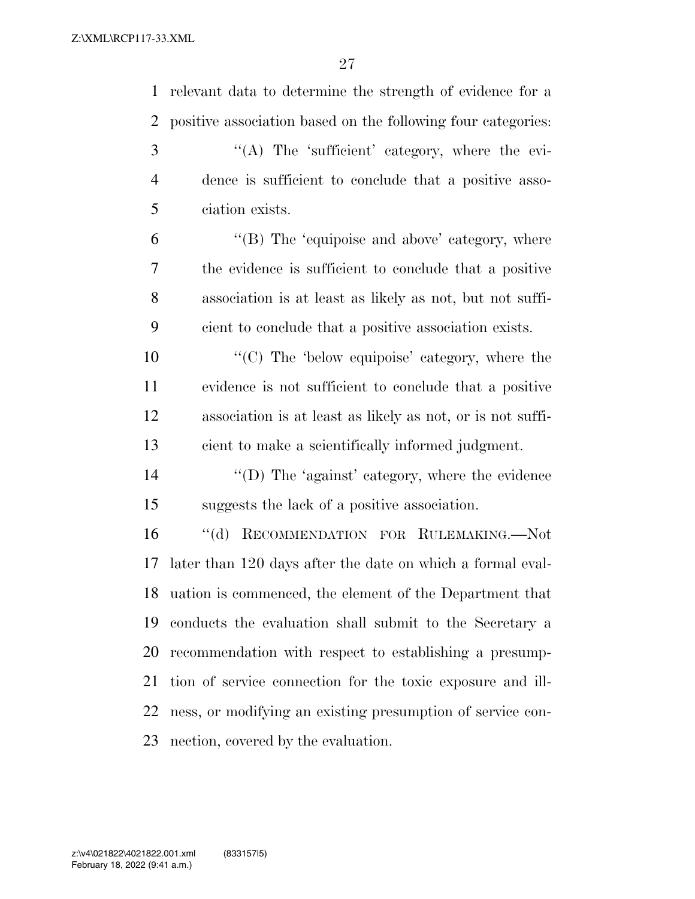relevant data to determine the strength of evidence for a positive association based on the following four categories:

''(A) The 'sufficient' category, where the evidence is sufficient to conclude that a positive association exists.

''(B) The 'equipoise and above' category, where the evidence is sufficient to conclude that a positive association is at least as likely as not, but not sufficient to conclude that a positive association exists.

''(C) The 'below equipoise' category, where the evidence is not sufficient to conclude that a positive association is at least as likely as not, or is not sufficient to make a scientifically informed judgment.

''(D) The 'against' category, where the evidence suggests the lack of a positive association.

''(d) RECOMMENDATION FOR RULEMAKING.—Not later than 120 days after the date on which a formal evaluation is commenced, the element of the Department that conducts the evaluation shall submit to the Secretary a recommendation with respect to establishing a presumption of service connection for the toxic exposure and illness, or modifying an existing presumption of service connection, covered by the evaluation.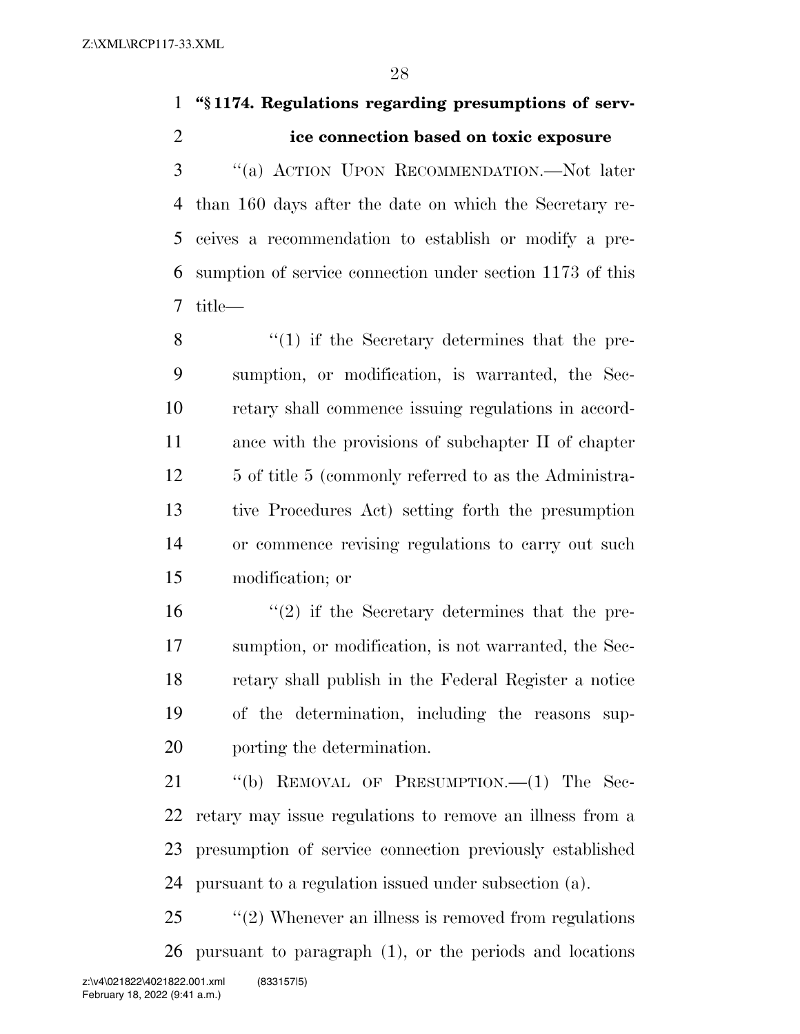**"§ 1174. Regulations regarding presumptions of service connection based on toxic exposure**

"(a) ACTION UPON RECOMMENDATION.—Not later than 160 days after the date on which the Secretary receives a recommendation to establish or modify a presumption of service connection under section 1173 of this title—

"(1) if the Secretary determines that the presumption, or modification, is warranted, the Secretary shall commence issuing regulations in accordance with the provisions of subchapter II of chapter 5 of title 5 (commonly referred to as the Administrative Procedures Act) setting forth the presumption or commence revising regulations to carry out such modification; or

"(2) if the Secretary determines that the presumption, or modification, is not warranted, the Secretary shall publish in the Federal Register a notice of the determination, including the reasons supporting the determination.

"(b) REMOVAL OF PRESUMPTION.—(1) The Secretary may issue regulations to remove an illness from a presumption of service connection previously established pursuant to a regulation issued under subsection (a).

"(2) Whenever an illness is removed from regulations pursuant to paragraph (1), or the periods and locations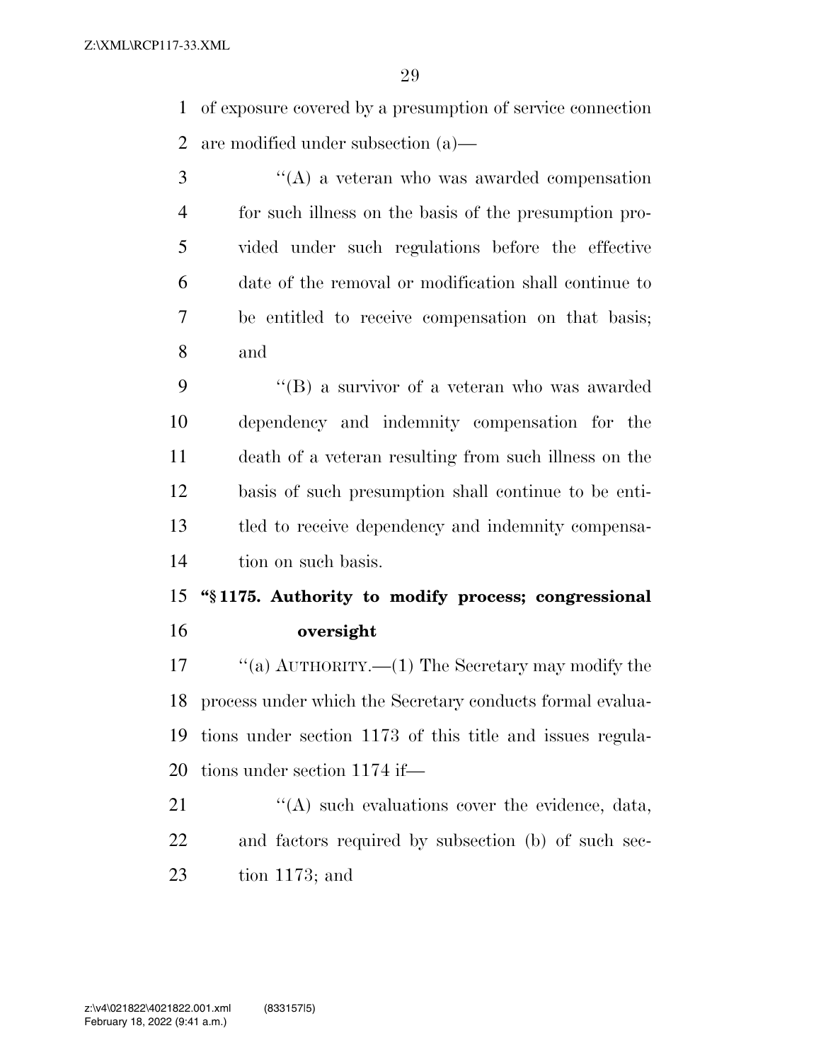of exposure covered by a presumption of service connection are modified under subsection (a)—

''(A) a veteran who was awarded compensation for such illness on the basis of the presumption provided under such regulations before the effective date of the removal or modification shall continue to be entitled to receive compensation on that basis; and

''(B) a survivor of a veteran who was awarded dependency and indemnity compensation for the death of a veteran resulting from such illness on the basis of such presumption shall continue to be entitled to receive dependency and indemnity compensation on such basis.

**''§ 1175. Authority to modify process; congressional oversight**

''(a) AUTHORITY.—(1) The Secretary may modify the process under which the Secretary conducts formal evaluations under section 1173 of this title and issues regulations under section 1174 if—

''(A) such evaluations cover the evidence, data, and factors required by subsection (b) of such section 1173; and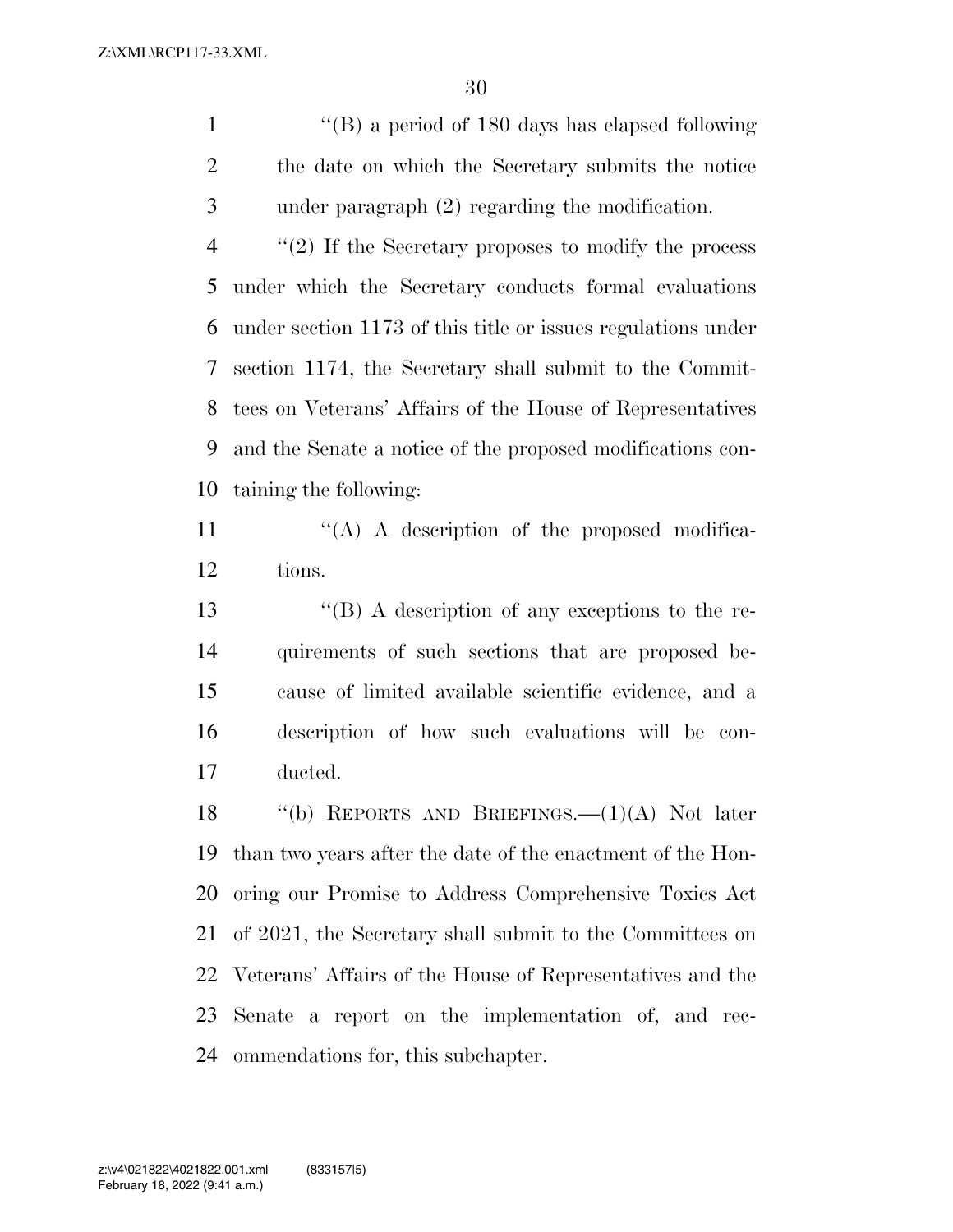''(B) a period of 180 days has elapsed following the date on which the Secretary submits the notice under paragraph (2) regarding the modification.

''(2) If the Secretary proposes to modify the process under which the Secretary conducts formal evaluations under section 1173 of this title or issues regulations under section 1174, the Secretary shall submit to the Committees on Veterans' Affairs of the House of Representatives and the Senate a notice of the proposed modifications containing the following:

''(A) A description of the proposed modifications.

''(B) A description of any exceptions to the requirements of such sections that are proposed because of limited available scientific evidence, and a description of how such evaluations will be conducted.

''(b) REPORTS AND BRIEFINGS.—(1)(A) Not later than two years after the date of the enactment of the Honoring our Promise to Address Comprehensive Toxics Act of 2021, the Secretary shall submit to the Committees on Veterans' Affairs of the House of Representatives and the Senate a report on the implementation of, and recommendations for, this subchapter.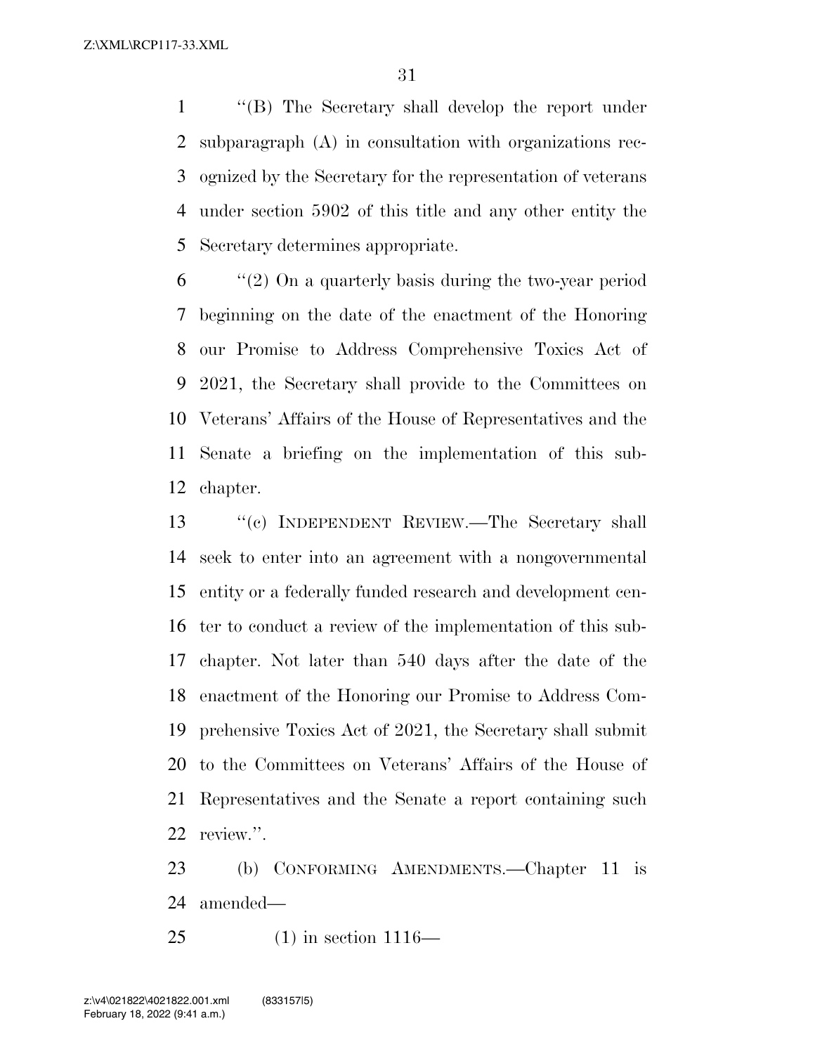''(B) The Secretary shall develop the report under subparagraph (A) in consultation with organizations recognized by the Secretary for the representation of veterans under section 5902 of this title and any other entity the Secretary determines appropriate.

''(2) On a quarterly basis during the two-year period beginning on the date of the enactment of the Honoring our Promise to Address Comprehensive Toxics Act of 2021, the Secretary shall provide to the Committees on Veterans' Affairs of the House of Representatives and the Senate a briefing on the implementation of this subchapter.

''(c) INDEPENDENT REVIEW.—The Secretary shall seek to enter into an agreement with a nongovernmental entity or a federally funded research and development center to conduct a review of the implementation of this subchapter. Not later than 540 days after the date of the enactment of the Honoring our Promise to Address Comprehensive Toxics Act of 2021, the Secretary shall submit to the Committees on Veterans' Affairs of the House of Representatives and the Senate a report containing such review.''.

(b) CONFORMING AMENDMENTS.—Chapter 11 is amended—

(1) in section 1116—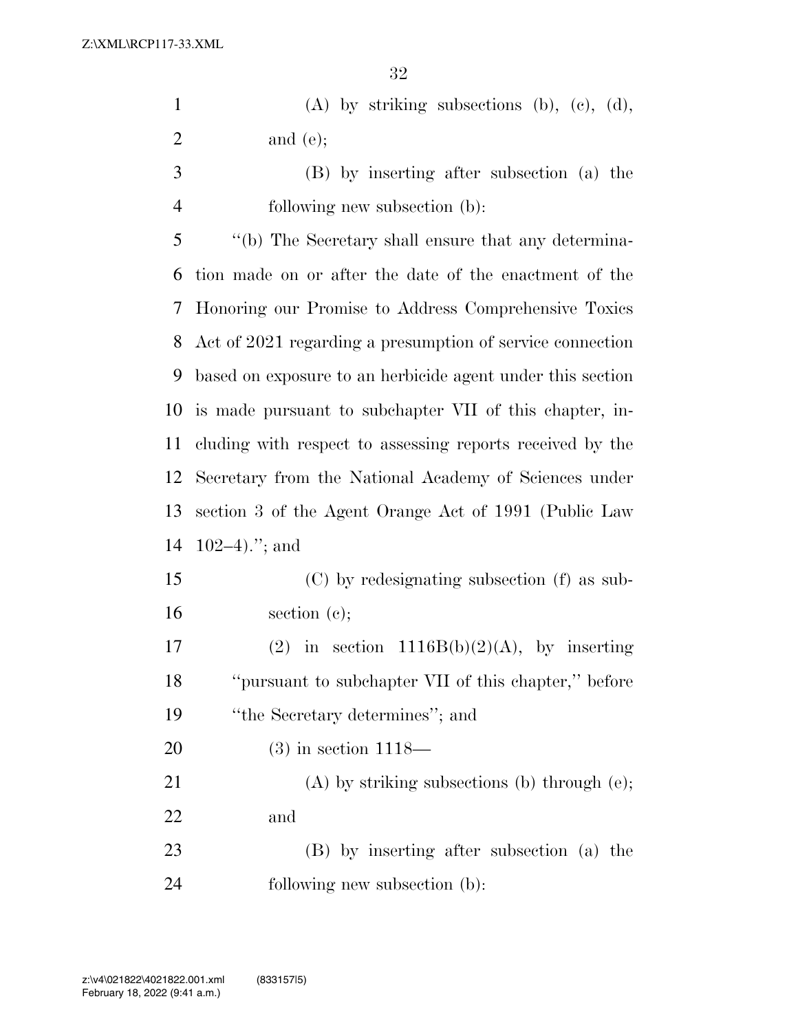(A) by striking subsections (b), (c), (d), and (e);

(B) by inserting after subsection (a) the following new subsection (b):

''(b) The Secretary shall ensure that any determination made on or after the date of the enactment of the Honoring our Promise to Address Comprehensive Toxics Act of 2021 regarding a presumption of service connection based on exposure to an herbicide agent under this section is made pursuant to subchapter VII of this chapter, including with respect to assessing reports received by the Secretary from the National Academy of Sciences under section 3 of the Agent Orange Act of 1991 (Public Law 102–4).''; and

(C) by redesignating subsection (f) as subsection (c);

(2) in section 1116B(b)(2)(A), by inserting ''pursuant to subchapter VII of this chapter,'' before ''the Secretary determines''; and

(3) in section 1118—

(A) by striking subsections (b) through (e); and

(B) by inserting after subsection (a) the following new subsection (b):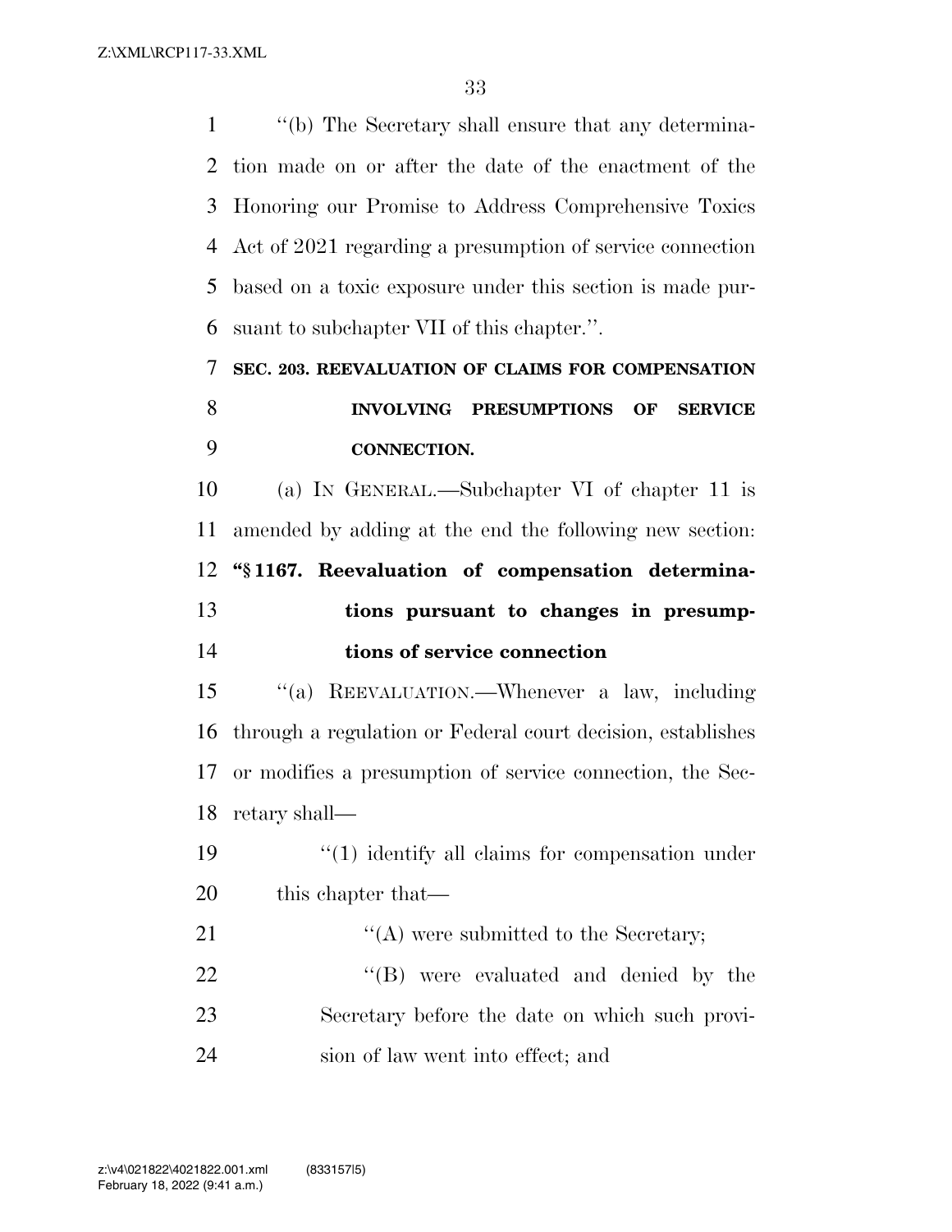"(b) The Secretary shall ensure that any determination made on or after the date of the enactment of the Honoring our Promise to Address Comprehensive Toxics Act of 2021 regarding a presumption of service connection based on a toxic exposure under this section is made pursuant to subchapter VII of this chapter.".

**SEC. 203. REEVALUATION OF CLAIMS FOR COMPENSATION INVOLVING PRESUMPTIONS OF SERVICE CONNECTION.**

(a) IN GENERAL.—Subchapter VI of chapter 11 is amended by adding at the end the following new section:

**"§ 1167. Reevaluation of compensation determinations pursuant to changes in presumptions of service connection**

"(a) REEVALUATION.—Whenever a law, including through a regulation or Federal court decision, establishes or modifies a presumption of service connection, the Secretary shall—

"(1) identify all claims for compensation under this chapter that—

"(A) were submitted to the Secretary;

"(B) were evaluated and denied by the Secretary before the date on which such provision of law went into effect; and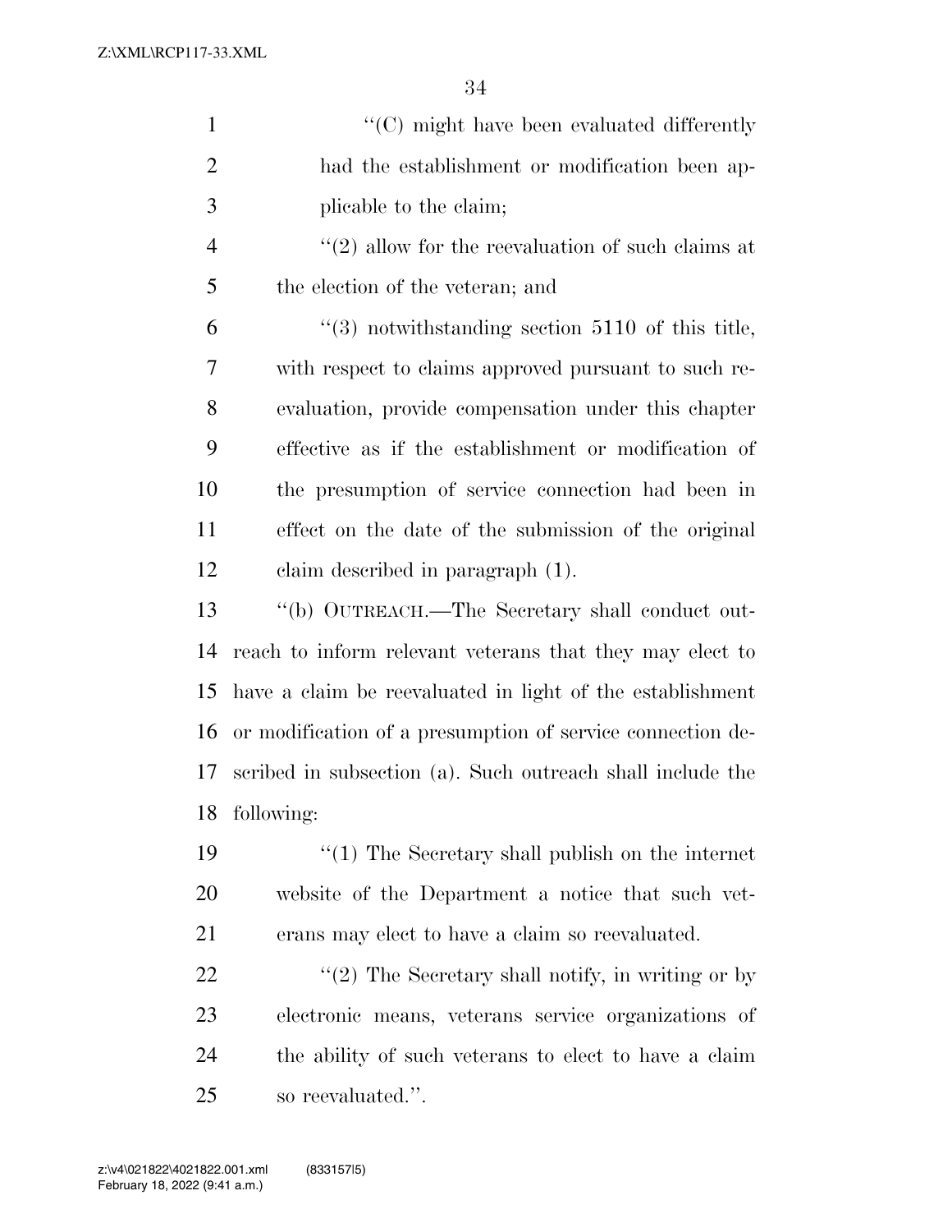"(C) might have been evaluated differently had the establishment or modification been applicable to the claim;

"(2) allow for the reevaluation of such claims at the election of the veteran; and

"(3) notwithstanding section 5110 of this title, with respect to claims approved pursuant to such reevaluation, provide compensation under this chapter effective as if the establishment or modification of the presumption of service connection had been in effect on the date of the submission of the original claim described in paragraph (1).

"(b) OUTREACH.—The Secretary shall conduct outreach to inform relevant veterans that they may elect to have a claim be reevaluated in light of the establishment or modification of a presumption of service connection described in subsection (a). Such outreach shall include the following:

"(1) The Secretary shall publish on the internet website of the Department a notice that such veterans may elect to have a claim so reevaluated.

"(2) The Secretary shall notify, in writing or by electronic means, veterans service organizations of the ability of such veterans to elect to have a claim so reevaluated.".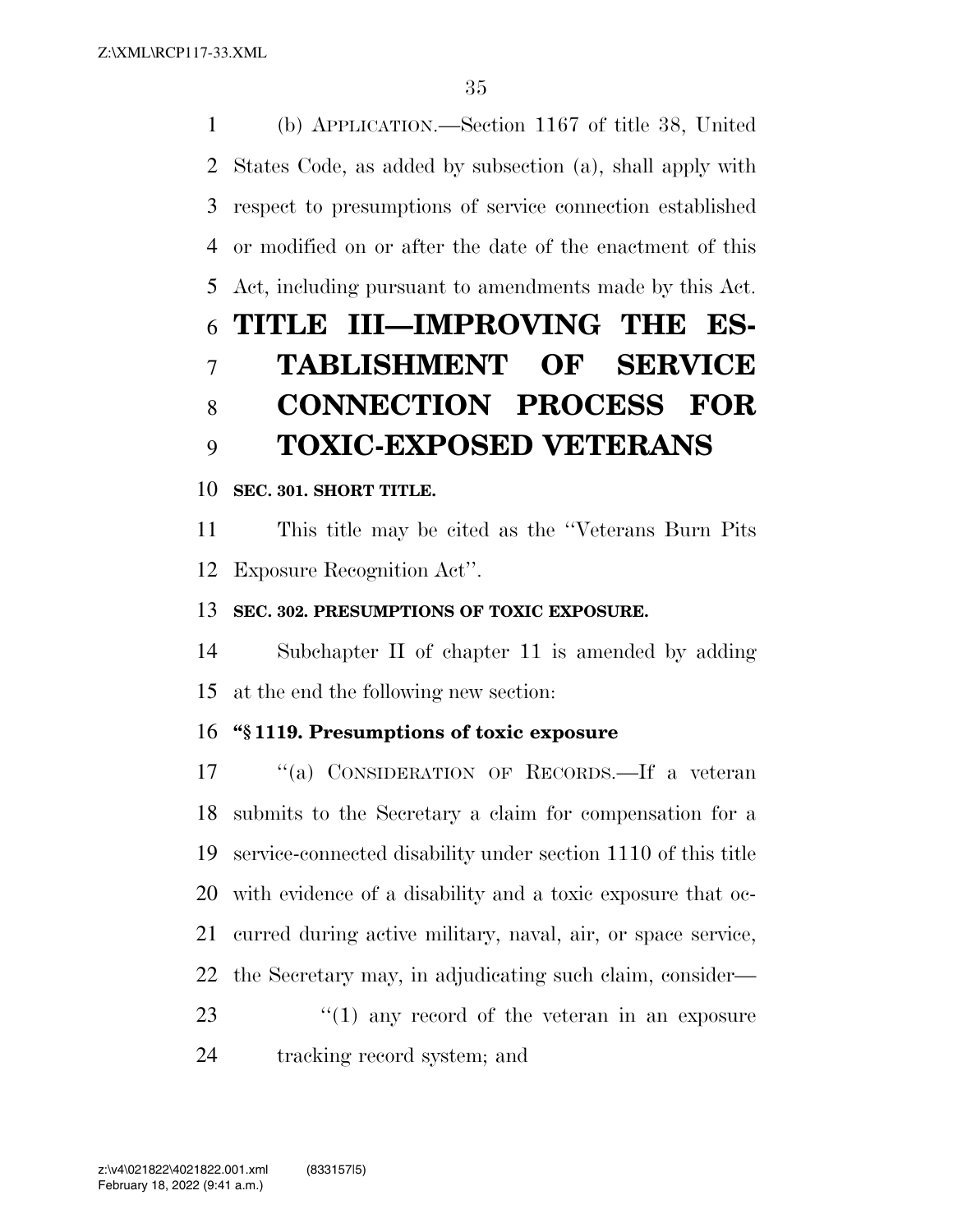(b) APPLICATION.—Section 1167 of title 38, United States Code, as added by subsection (a), shall apply with respect to presumptions of service connection established or modified on or after the date of the enactment of this Act, including pursuant to amendments made by this Act.

# TITLE III—IMPROVING THE ESTABLISHMENT OF SERVICE CONNECTION PROCESS FOR TOXIC-EXPOSED VETERANS

**SEC. 301. SHORT TITLE.**

This title may be cited as the ''Veterans Burn Pits Exposure Recognition Act''.

**SEC. 302. PRESUMPTIONS OF TOXIC EXPOSURE.**

Subchapter II of chapter 11 is amended by adding at the end the following new section:

**''§ 1119. Presumptions of toxic exposure**

''(a) CONSIDERATION OF RECORDS.—If a veteran submits to the Secretary a claim for compensation for a service-connected disability under section 1110 of this title with evidence of a disability and a toxic exposure that occurred during active military, naval, air, or space service, the Secretary may, in adjudicating such claim, consider—

''(1) any record of the veteran in an exposure tracking record system; and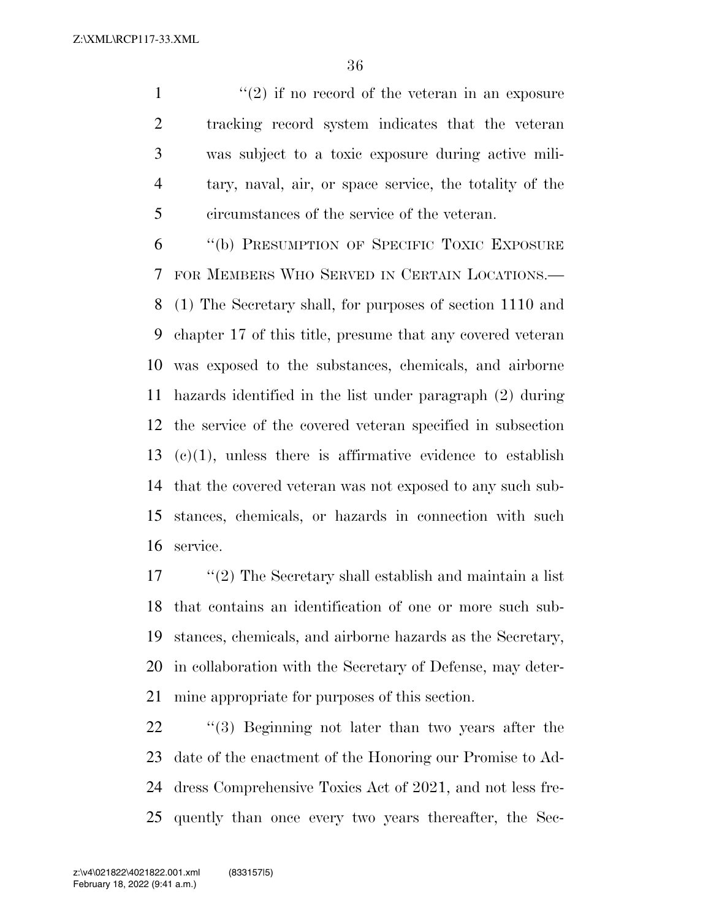"(2) if no record of the veteran in an exposure tracking record system indicates that the veteran was subject to a toxic exposure during active military, naval, air, or space service, the totality of the circumstances of the service of the veteran.

"(b) PRESUMPTION OF SPECIFIC TOXIC EXPOSURE FOR MEMBERS WHO SERVED IN CERTAIN LOCATIONS.—(1) The Secretary shall, for purposes of section 1110 and chapter 17 of this title, presume that any covered veteran was exposed to the substances, chemicals, and airborne hazards identified in the list under paragraph (2) during the service of the covered veteran specified in subsection (c)(1), unless there is affirmative evidence to establish that the covered veteran was not exposed to any such substances, chemicals, or hazards in connection with such service.

"(2) The Secretary shall establish and maintain a list that contains an identification of one or more such substances, chemicals, and airborne hazards as the Secretary, in collaboration with the Secretary of Defense, may determine appropriate for purposes of this section.

"(3) Beginning not later than two years after the date of the enactment of the Honoring our Promise to Address Comprehensive Toxics Act of 2021, and not less frequently than once every two years thereafter, the Sec-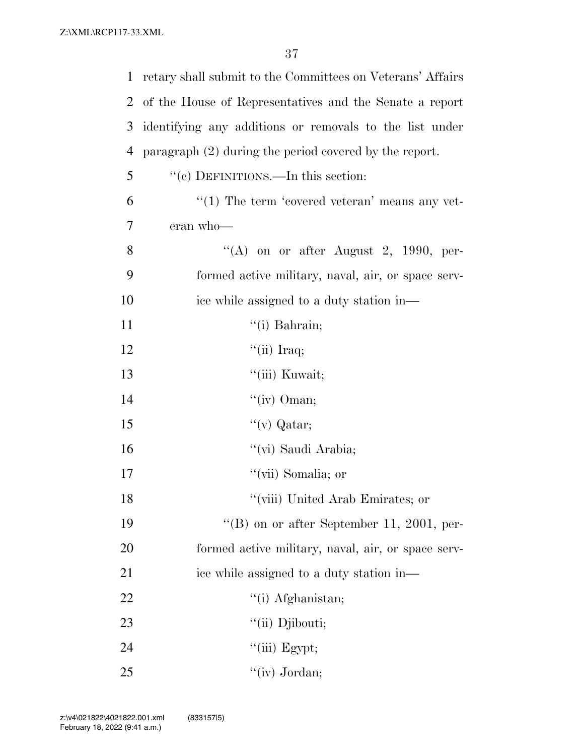retary shall submit to the Committees on Veterans' Affairs of the House of Representatives and the Senate a report identifying any additions or removals to the list under paragraph (2) during the period covered by the report.

''(c) DEFINITIONS.—In this section:

''(1) The term 'covered veteran' means any veteran who—

''(A) on or after August 2, 1990, performed active military, naval, air, or space service while assigned to a duty station in—

''(i) Bahrain;

''(ii) Iraq;

''(iii) Kuwait;

''(iv) Oman;

''(v) Qatar;

''(vi) Saudi Arabia;

''(vii) Somalia; or

''(viii) United Arab Emirates; or

''(B) on or after September 11, 2001, performed active military, naval, air, or space service while assigned to a duty station in—

''(i) Afghanistan;

''(ii) Djibouti;

''(iii) Egypt;

''(iv) Jordan;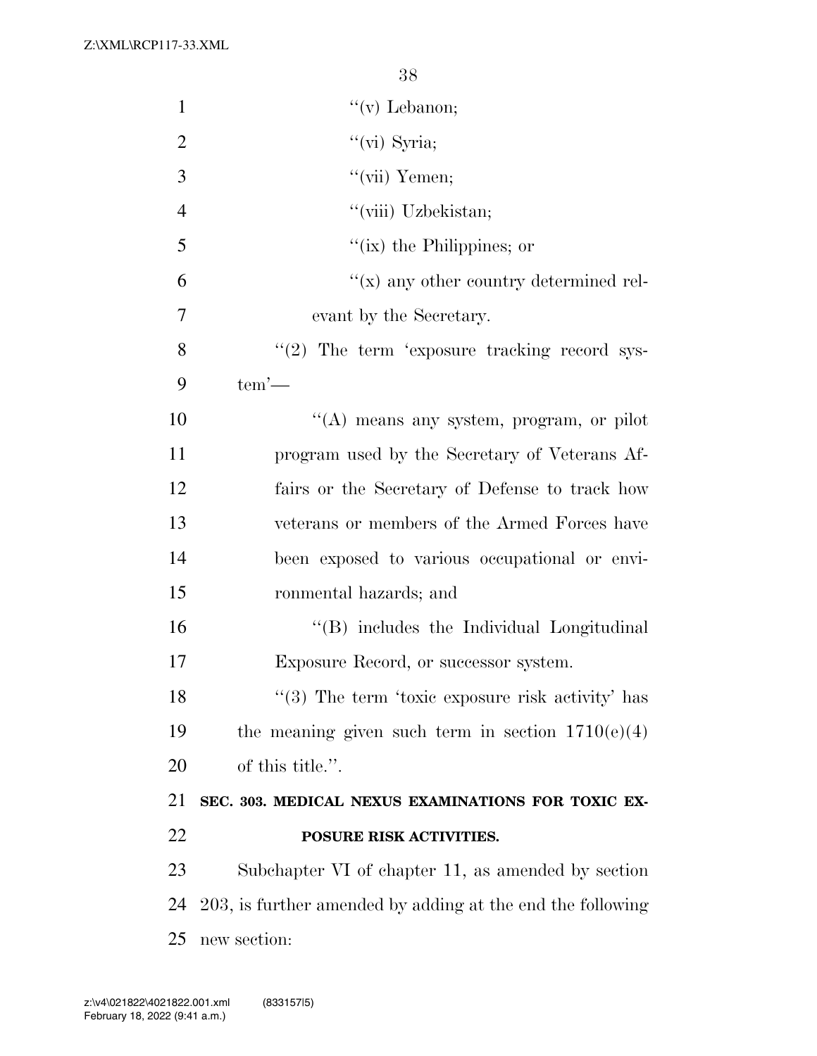"(v) Lebanon;

"(vi) Syria;

"(vii) Yemen;

"(viii) Uzbekistan;

"(ix) the Philippines; or

"(x) any other country determined relevant by the Secretary.

"(2) The term 'exposure tracking record system'—

"(A) means any system, program, or pilot program used by the Secretary of Veterans Affairs or the Secretary of Defense to track how veterans or members of the Armed Forces have been exposed to various occupational or environmental hazards; and

"(B) includes the Individual Longitudinal Exposure Record, or successor system.

"(3) The term 'toxic exposure risk activity' has the meaning given such term in section 1710(e)(4) of this title.".

**SEC. 303. MEDICAL NEXUS EXAMINATIONS FOR TOXIC EXPOSURE RISK ACTIVITIES.**

Subchapter VI of chapter 11, as amended by section 203, is further amended by adding at the end the following new section: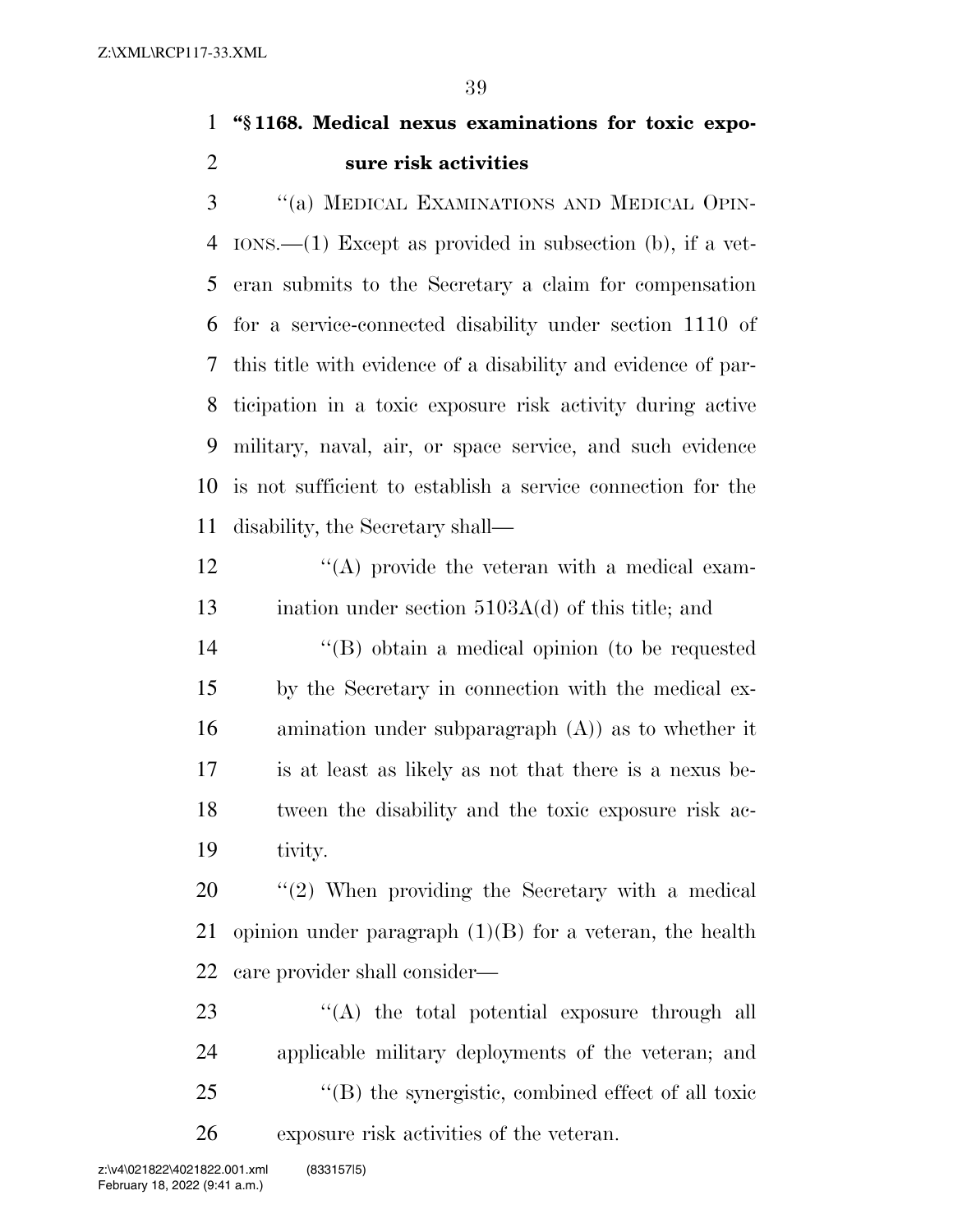**"§ 1168. Medical nexus examinations for toxic exposure risk activities**

"(a) MEDICAL EXAMINATIONS AND MEDICAL OPINIONS.—(1) Except as provided in subsection (b), if a veteran submits to the Secretary a claim for compensation for a service-connected disability under section 1110 of this title with evidence of a disability and evidence of participation in a toxic exposure risk activity during active military, naval, air, or space service, and such evidence is not sufficient to establish a service connection for the disability, the Secretary shall—

"(A) provide the veteran with a medical examination under section 5103A(d) of this title; and

"(B) obtain a medical opinion (to be requested by the Secretary in connection with the medical examination under subparagraph (A)) as to whether it is at least as likely as not that there is a nexus between the disability and the toxic exposure risk activity.

"(2) When providing the Secretary with a medical opinion under paragraph (1)(B) for a veteran, the health care provider shall consider—

"(A) the total potential exposure through all applicable military deployments of the veteran; and

"(B) the synergistic, combined effect of all toxic exposure risk activities of the veteran.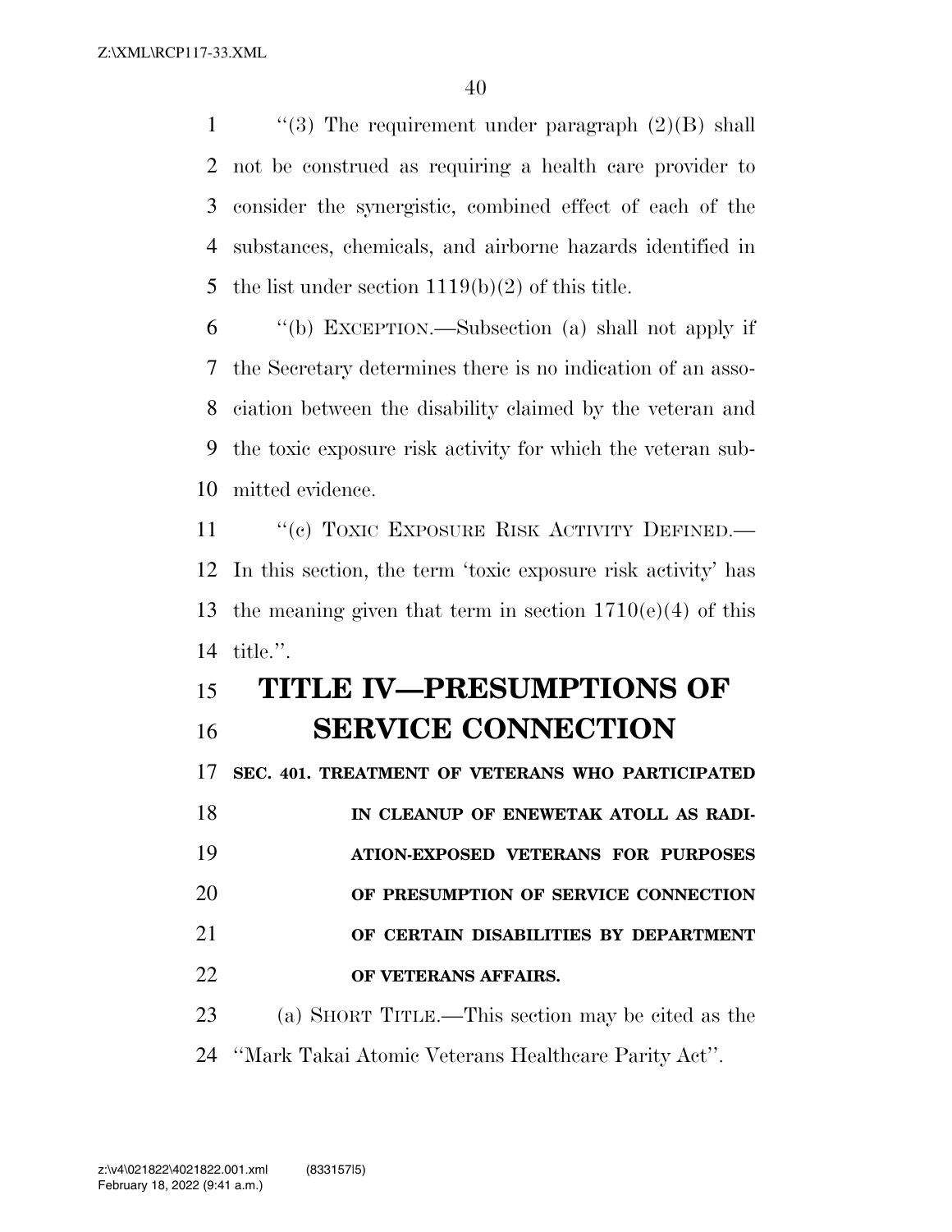''(3) The requirement under paragraph (2)(B) shall not be construed as requiring a health care provider to consider the synergistic, combined effect of each of the substances, chemicals, and airborne hazards identified in the list under section 1119(b)(2) of this title.

''(b) EXCEPTION.—Subsection (a) shall not apply if the Secretary determines there is no indication of an association between the disability claimed by the veteran and the toxic exposure risk activity for which the veteran submitted evidence.

''(c) TOXIC EXPOSURE RISK ACTIVITY DEFINED.—In this section, the term 'toxic exposure risk activity' has the meaning given that term in section 1710(e)(4) of this title.''.

# TITLE IV—PRESUMPTIONS OF SERVICE CONNECTION

**SEC. 401. TREATMENT OF VETERANS WHO PARTICIPATED IN CLEANUP OF ENEWETAK ATOLL AS RADIATION-EXPOSED VETERANS FOR PURPOSES OF PRESUMPTION OF SERVICE CONNECTION OF CERTAIN DISABILITIES BY DEPARTMENT OF VETERANS AFFAIRS.**

(a) SHORT TITLE.—This section may be cited as the ''Mark Takai Atomic Veterans Healthcare Parity Act''.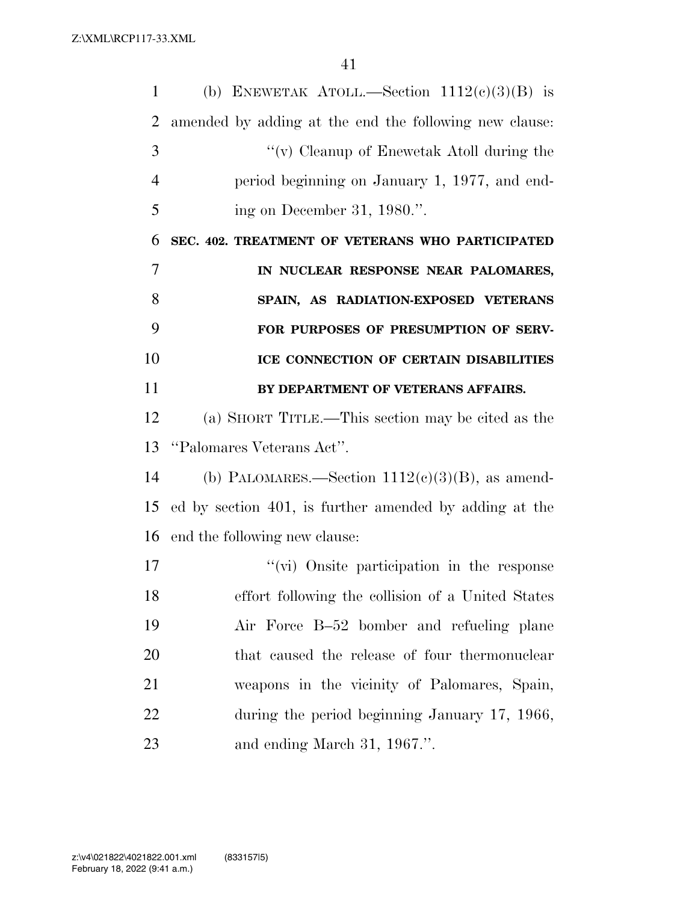(b) ENEWETAK ATOLL.—Section 1112(c)(3)(B) is amended by adding at the end the following new clause:

> ''(v) Cleanup of Enewetak Atoll during the period beginning on January 1, 1977, and ending on December 31, 1980.''.

**SEC. 402. TREATMENT OF VETERANS WHO PARTICIPATED IN NUCLEAR RESPONSE NEAR PALOMARES, SPAIN, AS RADIATION-EXPOSED VETERANS FOR PURPOSES OF PRESUMPTION OF SERVICE CONNECTION OF CERTAIN DISABILITIES BY DEPARTMENT OF VETERANS AFFAIRS.**

(a) SHORT TITLE.—This section may be cited as the ''Palomares Veterans Act''.

(b) PALOMARES.—Section 1112(c)(3)(B), as amended by section 401, is further amended by adding at the end the following new clause:

> ''(vi) Onsite participation in the response effort following the collision of a United States Air Force B–52 bomber and refueling plane that caused the release of four thermonuclear weapons in the vicinity of Palomares, Spain, during the period beginning January 17, 1966, and ending March 31, 1967.''.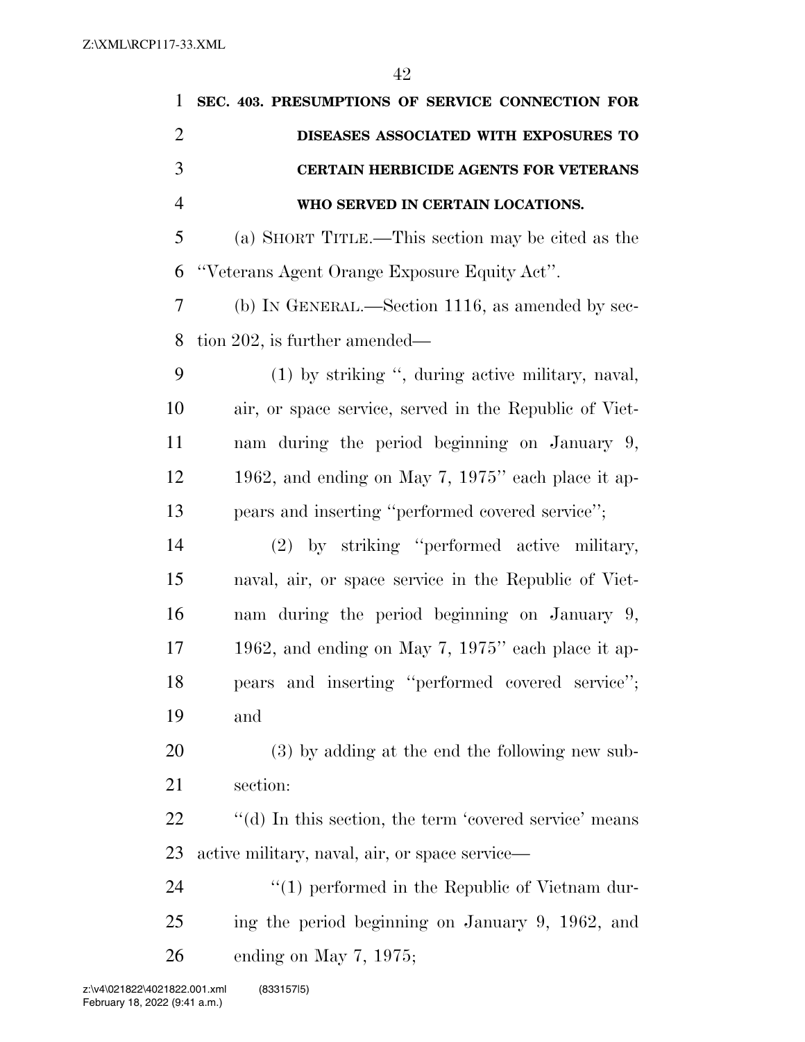**SEC. 403. PRESUMPTIONS OF SERVICE CONNECTION FOR DISEASES ASSOCIATED WITH EXPOSURES TO CERTAIN HERBICIDE AGENTS FOR VETERANS WHO SERVED IN CERTAIN LOCATIONS.**

(a) SHORT TITLE.—This section may be cited as the ''Veterans Agent Orange Exposure Equity Act''.

(b) IN GENERAL.—Section 1116, as amended by section 202, is further amended—

(1) by striking '', during active military, naval, air, or space service, served in the Republic of Vietnam during the period beginning on January 9, 1962, and ending on May 7, 1975'' each place it appears and inserting ''performed covered service'';

(2) by striking ''performed active military, naval, air, or space service in the Republic of Vietnam during the period beginning on January 9, 1962, and ending on May 7, 1975'' each place it appears and inserting ''performed covered service''; and

(3) by adding at the end the following new subsection:

''(d) In this section, the term 'covered service' means active military, naval, air, or space service—

''(1) performed in the Republic of Vietnam during the period beginning on January 9, 1962, and ending on May 7, 1975;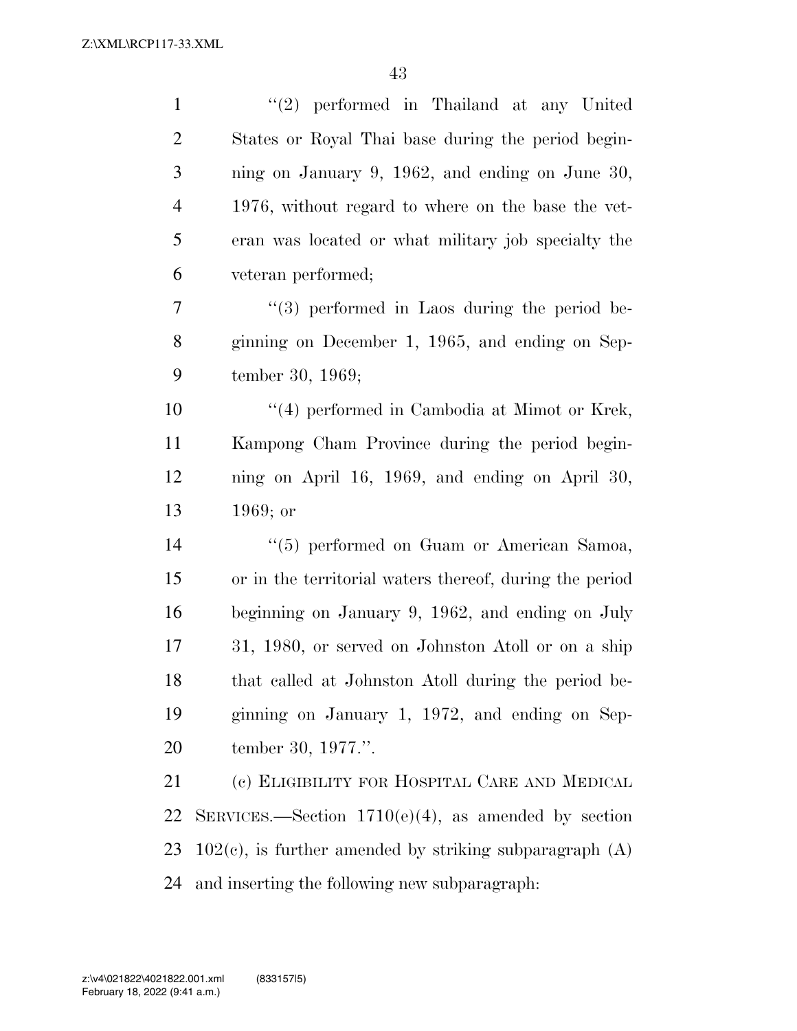"(2) performed in Thailand at any United States or Royal Thai base during the period beginning on January 9, 1962, and ending on June 30, 1976, without regard to where on the base the veteran was located or what military job specialty the veteran performed;

"(3) performed in Laos during the period beginning on December 1, 1965, and ending on September 30, 1969;

"(4) performed in Cambodia at Mimot or Krek, Kampong Cham Province during the period beginning on April 16, 1969, and ending on April 30, 1969; or

"(5) performed on Guam or American Samoa, or in the territorial waters thereof, during the period beginning on January 9, 1962, and ending on July 31, 1980, or served on Johnston Atoll or on a ship that called at Johnston Atoll during the period beginning on January 1, 1972, and ending on September 30, 1977.".

(c) ELIGIBILITY FOR HOSPITAL CARE AND MEDICAL SERVICES.—Section 1710(e)(4), as amended by section 102(c), is further amended by striking subparagraph (A) and inserting the following new subparagraph: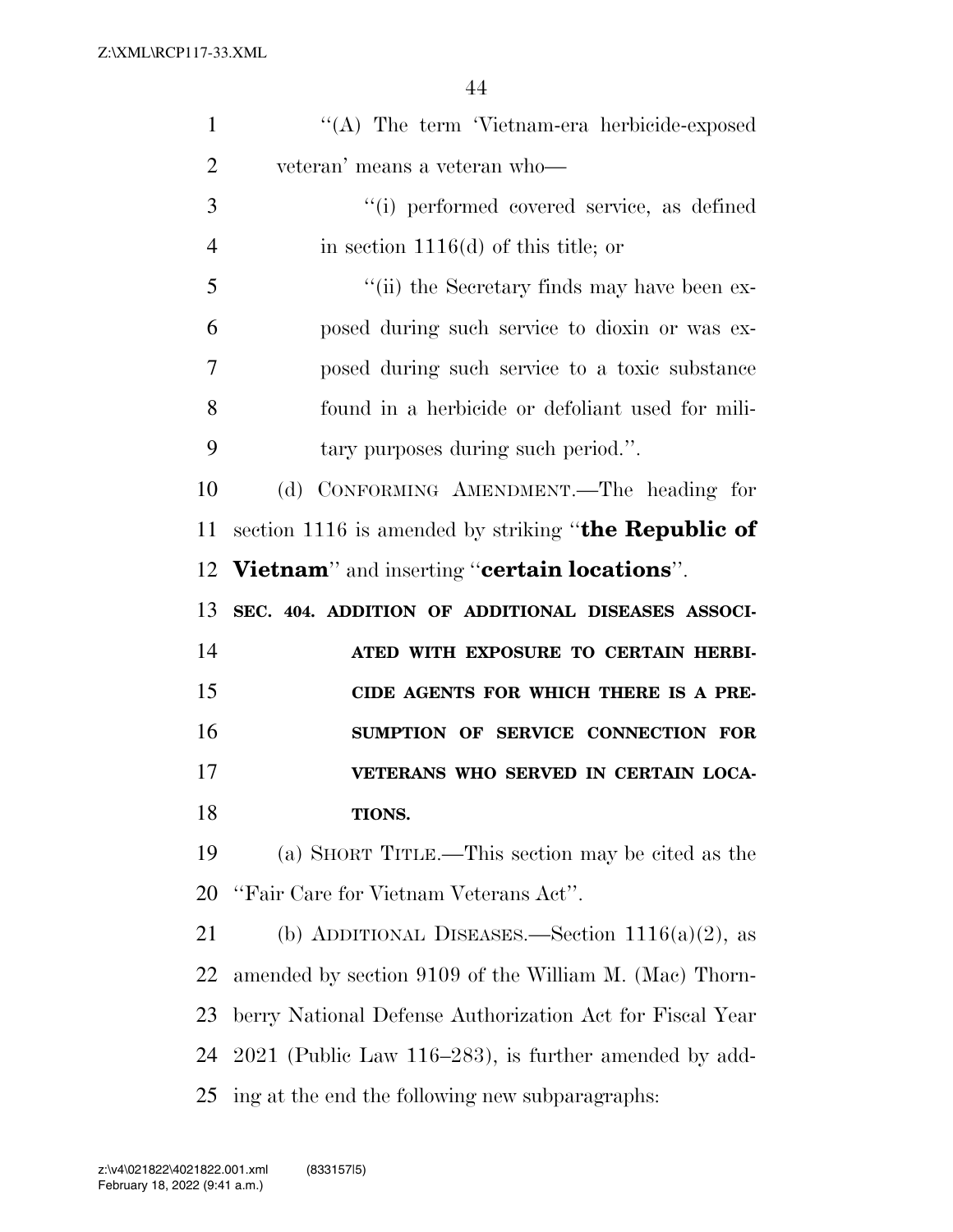''(A) The term 'Vietnam-era herbicide-exposed veteran' means a veteran who—

''(i) performed covered service, as defined in section 1116(d) of this title; or

''(ii) the Secretary finds may have been exposed during such service to dioxin or was exposed during such service to a toxic substance found in a herbicide or defoliant used for military purposes during such period.''.

(d) CONFORMING AMENDMENT.—The heading for section 1116 is amended by striking ''**the Republic of Vietnam**'' and inserting ''**certain locations**''.

**SEC. 404. ADDITION OF ADDITIONAL DISEASES ASSOCIATED WITH EXPOSURE TO CERTAIN HERBICIDE AGENTS FOR WHICH THERE IS A PRESUMPTION OF SERVICE CONNECTION FOR VETERANS WHO SERVED IN CERTAIN LOCATIONS.**

(a) SHORT TITLE.—This section may be cited as the ''Fair Care for Vietnam Veterans Act''.

(b) ADDITIONAL DISEASES.—Section 1116(a)(2), as amended by section 9109 of the William M. (Mac) Thornberry National Defense Authorization Act for Fiscal Year 2021 (Public Law 116–283), is further amended by adding at the end the following new subparagraphs: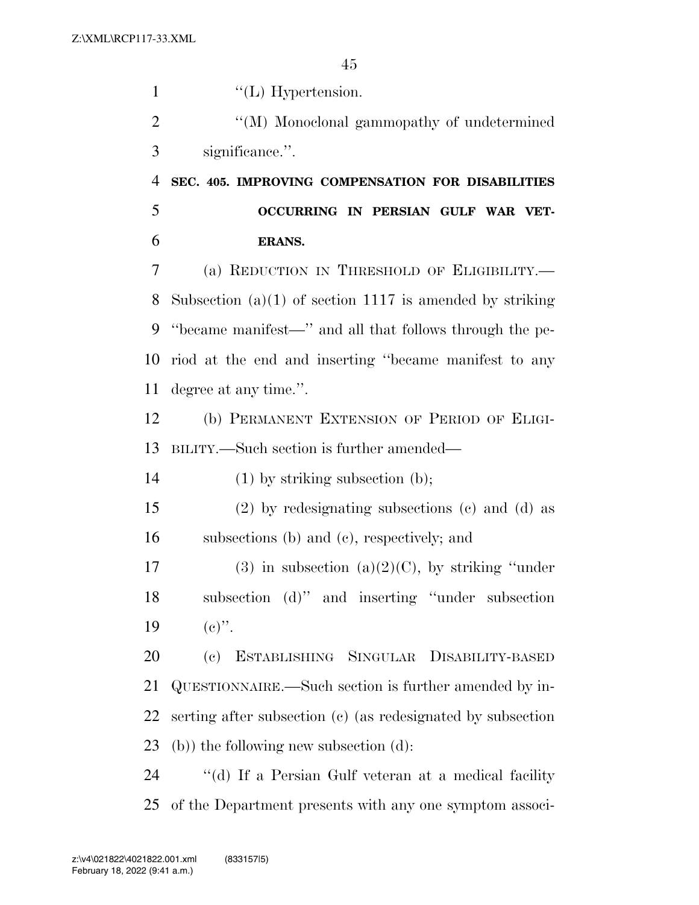''(L) Hypertension.

''(M) Monoclonal gammopathy of undetermined significance.''.

**SEC. 405. IMPROVING COMPENSATION FOR DISABILITIES OCCURRING IN PERSIAN GULF WAR VETERANS.**

(a) REDUCTION IN THRESHOLD OF ELIGIBILITY.—Subsection (a)(1) of section 1117 is amended by striking ''became manifest—'' and all that follows through the period at the end and inserting ''became manifest to any degree at any time.''.

(b) PERMANENT EXTENSION OF PERIOD OF ELIGIBILITY.—Such section is further amended—

(1) by striking subsection (b);

(2) by redesignating subsections (c) and (d) as subsections (b) and (c), respectively; and

(3) in subsection (a)(2)(C), by striking ''under subsection (d)'' and inserting ''under subsection (c)''.

(c) ESTABLISHING SINGULAR DISABILITY-BASED QUESTIONNAIRE.—Such section is further amended by inserting after subsection (c) (as redesignated by subsection (b)) the following new subsection (d):

''(d) If a Persian Gulf veteran at a medical facility of the Department presents with any one symptom associ-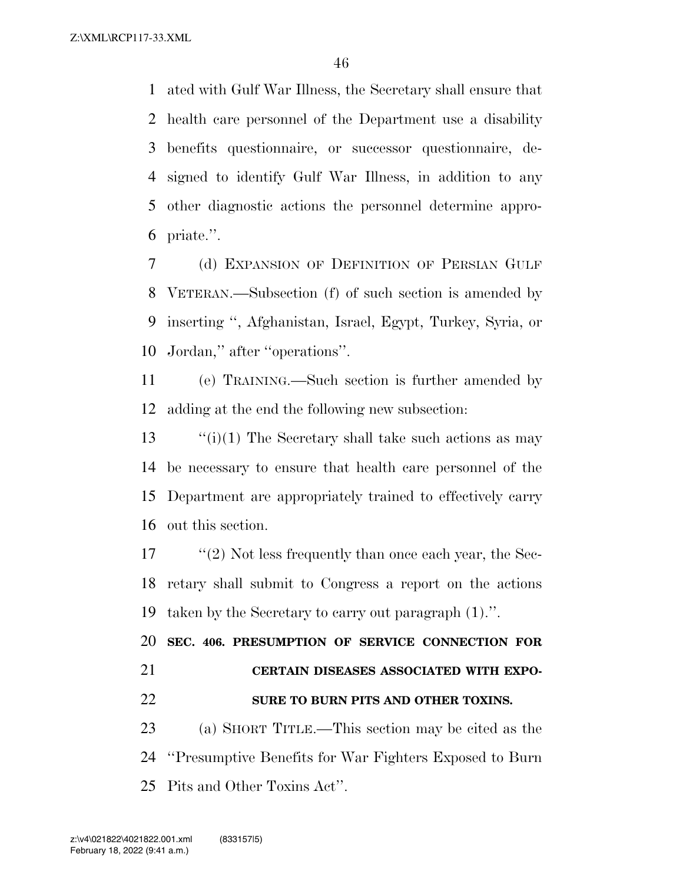ated with Gulf War Illness, the Secretary shall ensure that health care personnel of the Department use a disability benefits questionnaire, or successor questionnaire, designed to identify Gulf War Illness, in addition to any other diagnostic actions the personnel determine appropriate.''.

(d) EXPANSION OF DEFINITION OF PERSIAN GULF VETERAN.—Subsection (f) of such section is amended by inserting '', Afghanistan, Israel, Egypt, Turkey, Syria, or Jordan,'' after ''operations''.

(e) TRAINING.—Such section is further amended by adding at the end the following new subsection:

''(i)(1) The Secretary shall take such actions as may be necessary to ensure that health care personnel of the Department are appropriately trained to effectively carry out this section.

''(2) Not less frequently than once each year, the Secretary shall submit to Congress a report on the actions taken by the Secretary to carry out paragraph (1).''.

**SEC. 406. PRESUMPTION OF SERVICE CONNECTION FOR CERTAIN DISEASES ASSOCIATED WITH EXPOSURE TO BURN PITS AND OTHER TOXINS.**

(a) SHORT TITLE.—This section may be cited as the ''Presumptive Benefits for War Fighters Exposed to Burn Pits and Other Toxins Act''.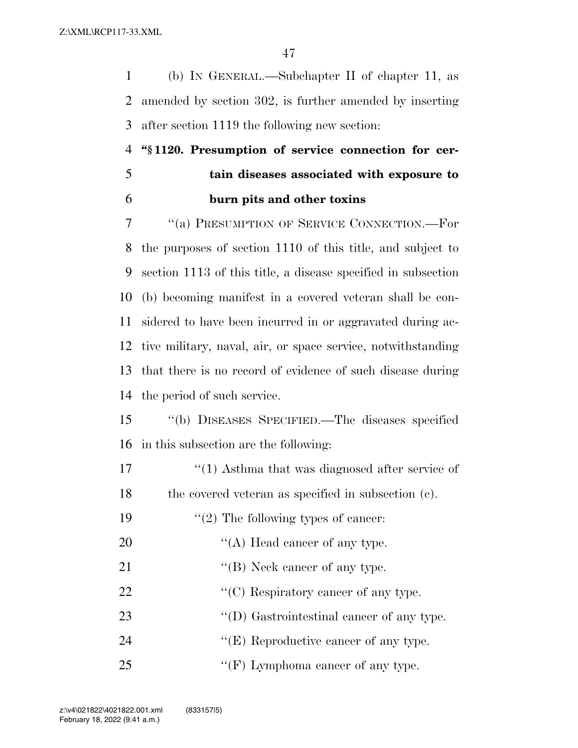(b) IN GENERAL.—Subchapter II of chapter 11, as amended by section 302, is further amended by inserting after section 1119 the following new section:

**"§ 1120. Presumption of service connection for certain diseases associated with exposure to burn pits and other toxins**

"(a) PRESUMPTION OF SERVICE CONNECTION.—For the purposes of section 1110 of this title, and subject to section 1113 of this title, a disease specified in subsection (b) becoming manifest in a covered veteran shall be considered to have been incurred in or aggravated during active military, naval, air, or space service, notwithstanding that there is no record of evidence of such disease during the period of such service.

"(b) DISEASES SPECIFIED.—The diseases specified in this subsection are the following:

"(1) Asthma that was diagnosed after service of the covered veteran as specified in subsection (c).

"(2) The following types of cancer:

"(A) Head cancer of any type.

"(B) Neck cancer of any type.

"(C) Respiratory cancer of any type.

"(D) Gastrointestinal cancer of any type.

"(E) Reproductive cancer of any type.

"(F) Lymphoma cancer of any type.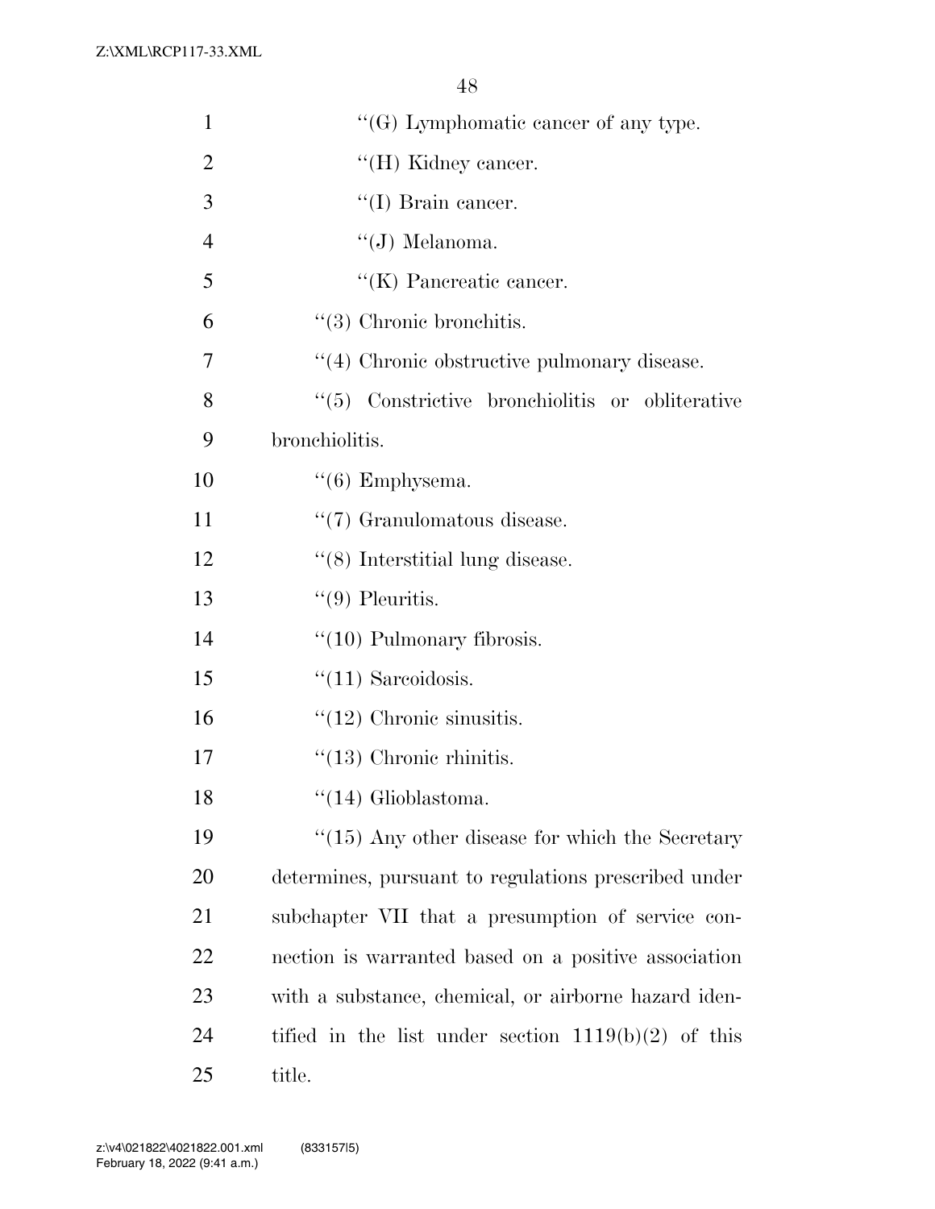"(G) Lymphomatic cancer of any type.

"(H) Kidney cancer.

"(I) Brain cancer.

"(J) Melanoma.

"(K) Pancreatic cancer.

"(3) Chronic bronchitis.

"(4) Chronic obstructive pulmonary disease.

"(5) Constrictive bronchiolitis or obliterative bronchiolitis.

"(6) Emphysema.

"(7) Granulomatous disease.

"(8) Interstitial lung disease.

"(9) Pleuritis.

"(10) Pulmonary fibrosis.

"(11) Sarcoidosis.

"(12) Chronic sinusitis.

"(13) Chronic rhinitis.

"(14) Glioblastoma.

"(15) Any other disease for which the Secretary determines, pursuant to regulations prescribed under subchapter VII that a presumption of service connection is warranted based on a positive association with a substance, chemical, or airborne hazard identified in the list under section 1119(b)(2) of this title.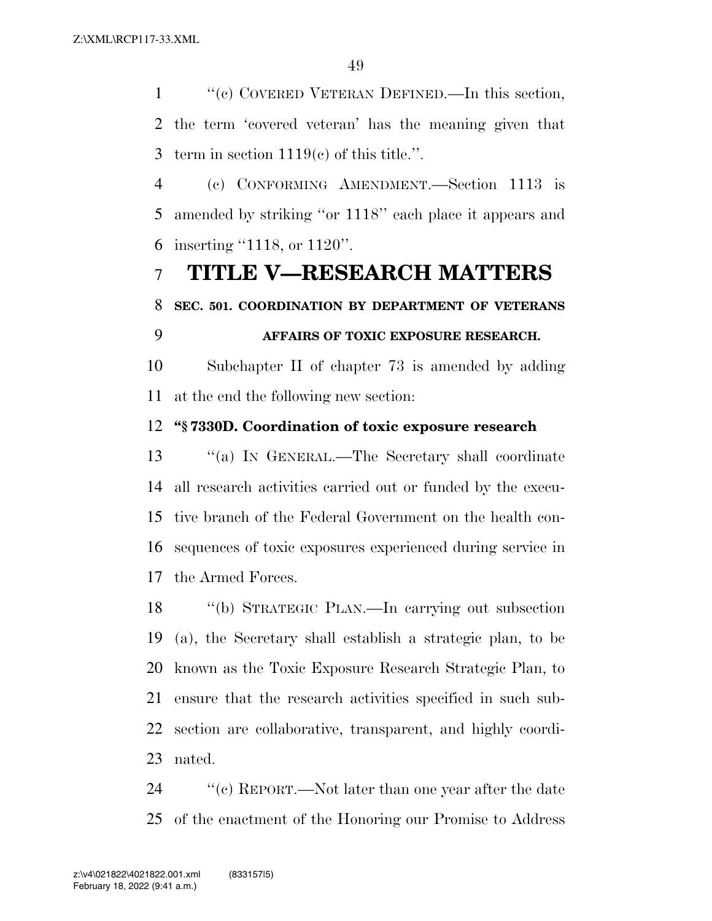"(c) COVERED VETERAN DEFINED.—In this section, the term 'covered veteran' has the meaning given that term in section 1119(c) of this title.".

(c) CONFORMING AMENDMENT.—Section 1113 is amended by striking "or 1118" each place it appears and inserting "1118, or 1120".

# TITLE V—RESEARCH MATTERS

**SEC. 501. COORDINATION BY DEPARTMENT OF VETERANS AFFAIRS OF TOXIC EXPOSURE RESEARCH.**

Subchapter II of chapter 73 is amended by adding at the end the following new section:

**"§ 7330D. Coordination of toxic exposure research**

"(a) IN GENERAL.—The Secretary shall coordinate all research activities carried out or funded by the executive branch of the Federal Government on the health consequences of toxic exposures experienced during service in the Armed Forces.

"(b) STRATEGIC PLAN.—In carrying out subsection (a), the Secretary shall establish a strategic plan, to be known as the Toxic Exposure Research Strategic Plan, to ensure that the research activities specified in such subsection are collaborative, transparent, and highly coordinated.

"(c) REPORT.—Not later than one year after the date of the enactment of the Honoring our Promise to Address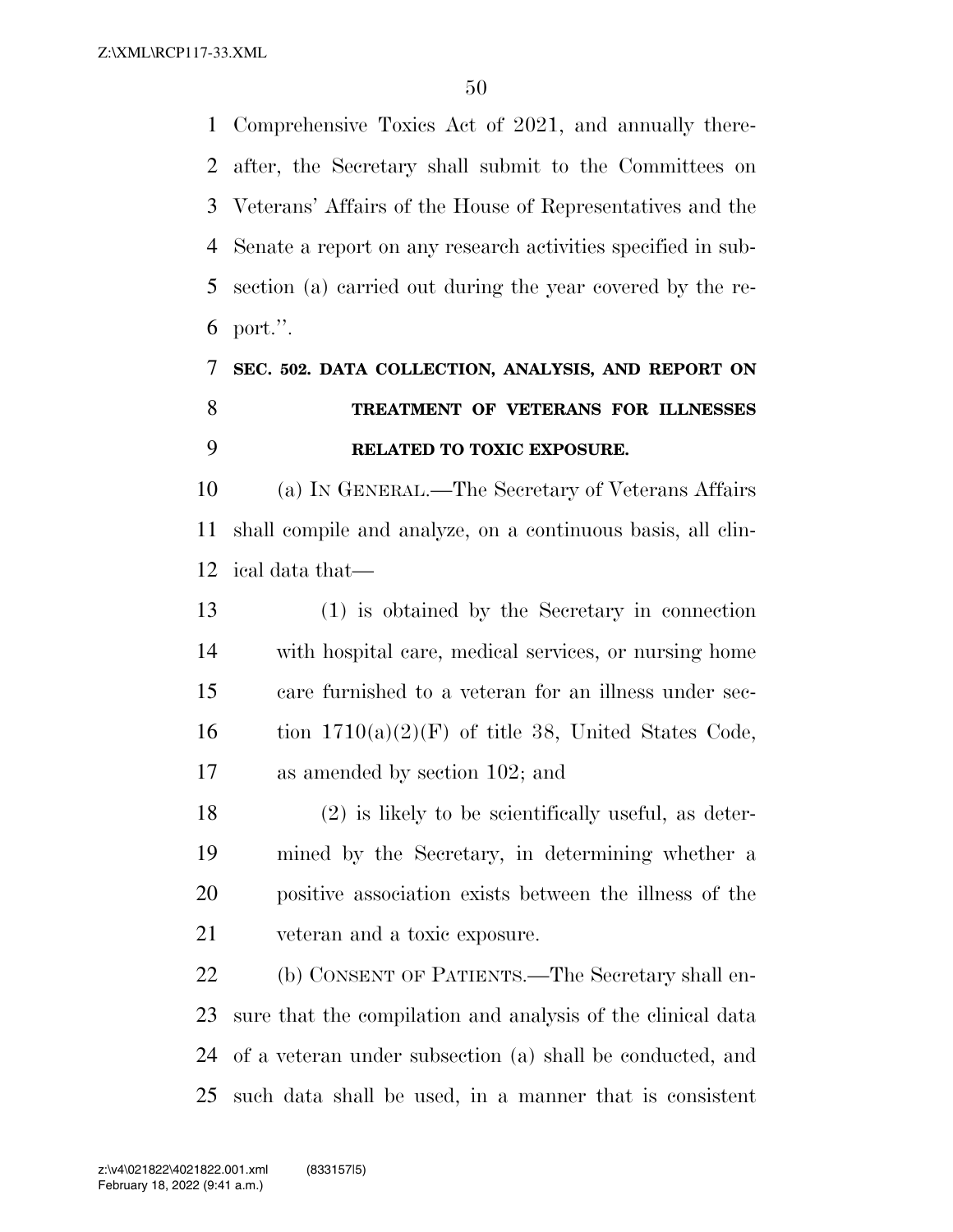Comprehensive Toxics Act of 2021, and annually thereafter, the Secretary shall submit to the Committees on Veterans' Affairs of the House of Representatives and the Senate a report on any research activities specified in subsection (a) carried out during the year covered by the report.''.

**SEC. 502. DATA COLLECTION, ANALYSIS, AND REPORT ON TREATMENT OF VETERANS FOR ILLNESSES RELATED TO TOXIC EXPOSURE.**

(a) IN GENERAL.—The Secretary of Veterans Affairs shall compile and analyze, on a continuous basis, all clinical data that—

(1) is obtained by the Secretary in connection with hospital care, medical services, or nursing home care furnished to a veteran for an illness under section 1710(a)(2)(F) of title 38, United States Code, as amended by section 102; and

(2) is likely to be scientifically useful, as determined by the Secretary, in determining whether a positive association exists between the illness of the veteran and a toxic exposure.

(b) CONSENT OF PATIENTS.—The Secretary shall ensure that the compilation and analysis of the clinical data of a veteran under subsection (a) shall be conducted, and such data shall be used, in a manner that is consistent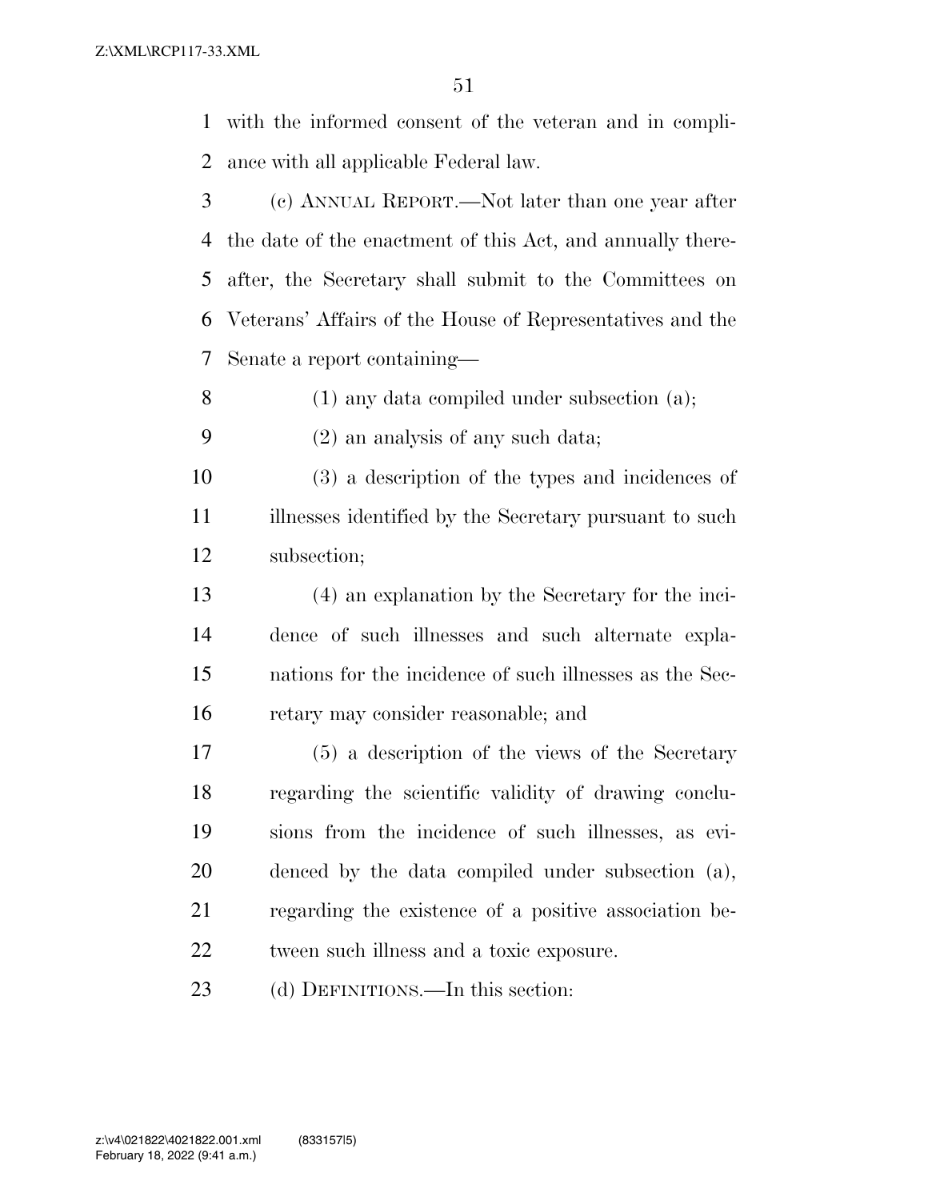with the informed consent of the veteran and in compliance with all applicable Federal law.

(c) ANNUAL REPORT.—Not later than one year after the date of the enactment of this Act, and annually thereafter, the Secretary shall submit to the Committees on Veterans' Affairs of the House of Representatives and the Senate a report containing—

(1) any data compiled under subsection (a);

(2) an analysis of any such data;

(3) a description of the types and incidences of illnesses identified by the Secretary pursuant to such subsection;

(4) an explanation by the Secretary for the incidence of such illnesses and such alternate explanations for the incidence of such illnesses as the Secretary may consider reasonable; and

(5) a description of the views of the Secretary regarding the scientific validity of drawing conclusions from the incidence of such illnesses, as evidenced by the data compiled under subsection (a), regarding the existence of a positive association between such illness and a toxic exposure.

(d) DEFINITIONS.—In this section: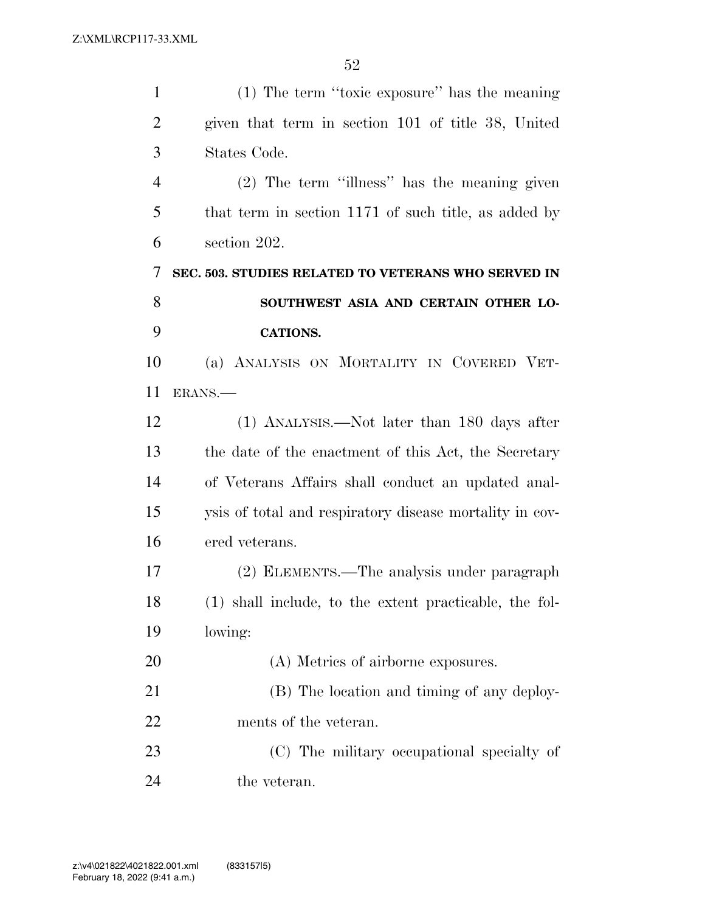(1) The term ''toxic exposure'' has the meaning given that term in section 101 of title 38, United States Code.

(2) The term ''illness'' has the meaning given that term in section 1171 of such title, as added by section 202.

### SEC. 503. STUDIES RELATED TO VETERANS WHO SERVED IN SOUTHWEST ASIA AND CERTAIN OTHER LOCATIONS.

(a) ANALYSIS ON MORTALITY IN COVERED VETERANS.—

(1) ANALYSIS.—Not later than 180 days after the date of the enactment of this Act, the Secretary of Veterans Affairs shall conduct an updated analysis of total and respiratory disease mortality in covered veterans.

(2) ELEMENTS.—The analysis under paragraph (1) shall include, to the extent practicable, the following:

(A) Metrics of airborne exposures.

(B) The location and timing of any deployments of the veteran.

(C) The military occupational specialty of the veteran.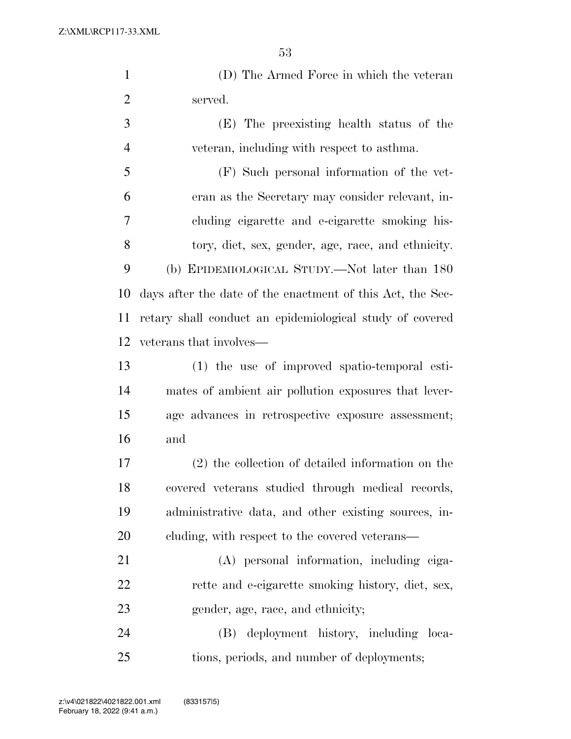(D) The Armed Force in which the veteran served.

(E) The preexisting health status of the veteran, including with respect to asthma.

(F) Such personal information of the veteran as the Secretary may consider relevant, including cigarette and e-cigarette smoking history, diet, sex, gender, age, race, and ethnicity.

(b) EPIDEMIOLOGICAL STUDY.—Not later than 180 days after the date of the enactment of this Act, the Secretary shall conduct an epidemiological study of covered veterans that involves—

(1) the use of improved spatio-temporal estimates of ambient air pollution exposures that leverage advances in retrospective exposure assessment; and

(2) the collection of detailed information on the covered veterans studied through medical records, administrative data, and other existing sources, including, with respect to the covered veterans—

(A) personal information, including cigarette and e-cigarette smoking history, diet, sex, gender, age, race, and ethnicity;

(B) deployment history, including locations, periods, and number of deployments;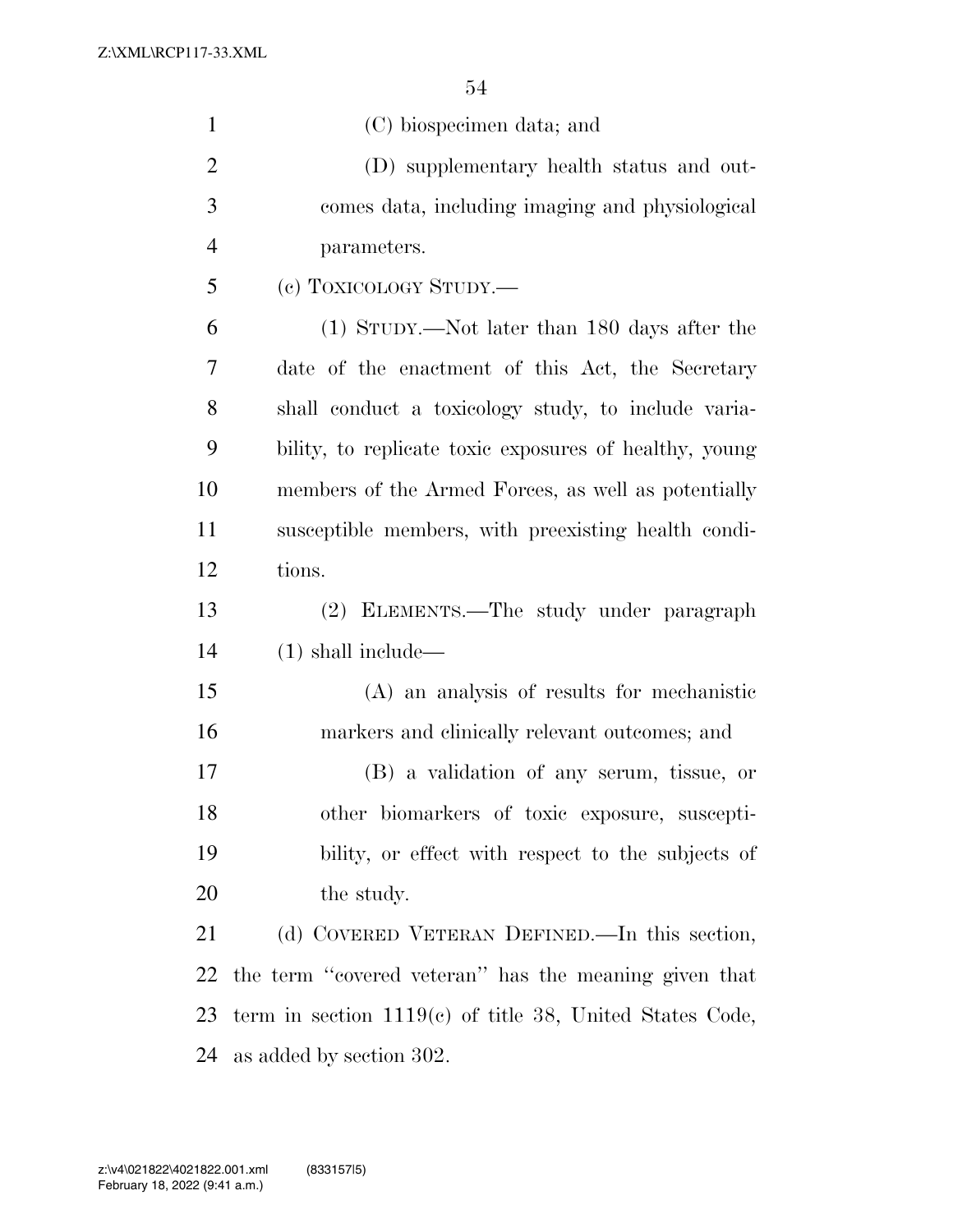(C) biospecimen data; and

(D) supplementary health status and outcomes data, including imaging and physiological parameters.

(c) TOXICOLOGY STUDY.—

(1) STUDY.—Not later than 180 days after the date of the enactment of this Act, the Secretary shall conduct a toxicology study, to include variability, to replicate toxic exposures of healthy, young members of the Armed Forces, as well as potentially susceptible members, with preexisting health conditions.

(2) ELEMENTS.—The study under paragraph (1) shall include—

(A) an analysis of results for mechanistic markers and clinically relevant outcomes; and

(B) a validation of any serum, tissue, or other biomarkers of toxic exposure, susceptibility, or effect with respect to the subjects of the study.

(d) COVERED VETERAN DEFINED.—In this section, the term "covered veteran" has the meaning given that term in section 1119(c) of title 38, United States Code, as added by section 302.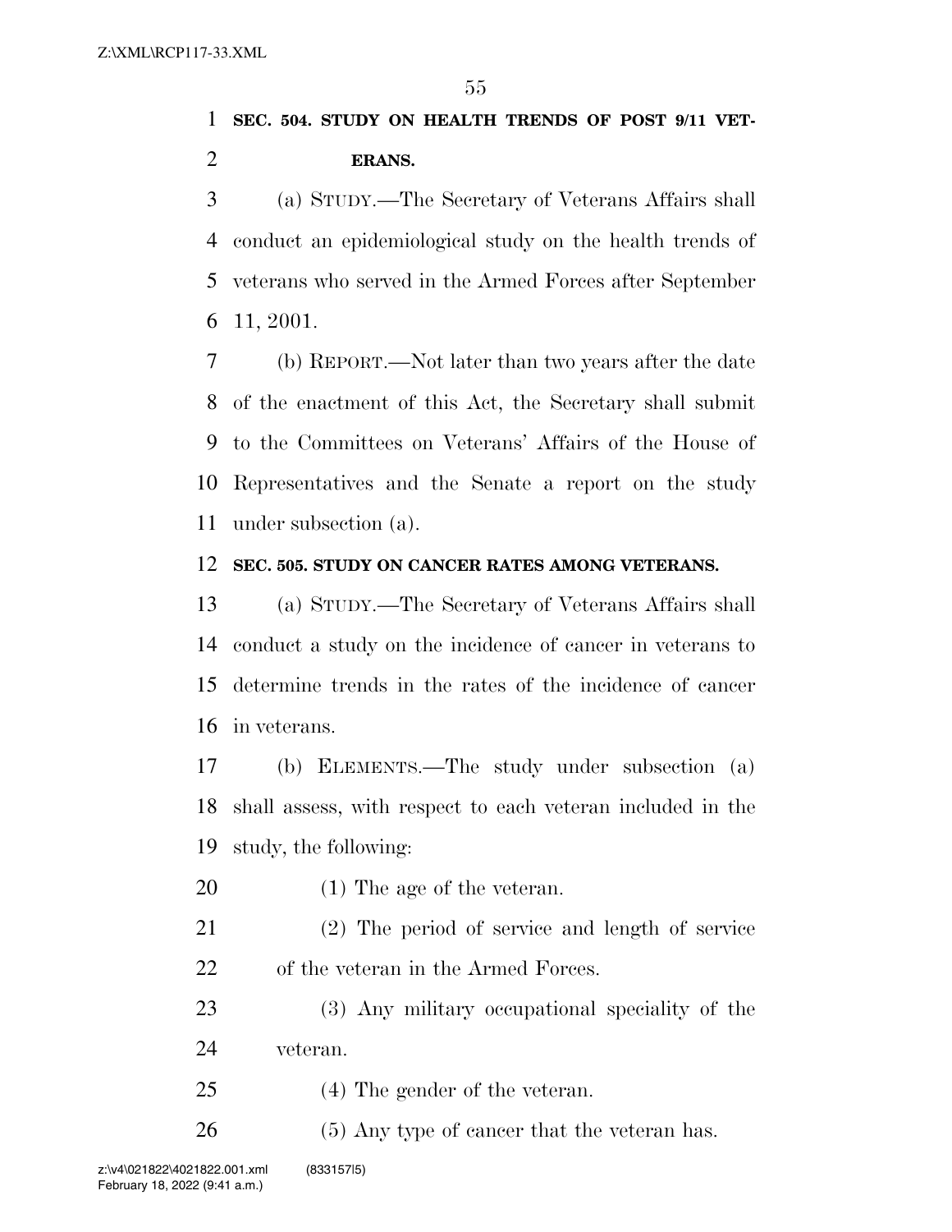**SEC. 504. STUDY ON HEALTH TRENDS OF POST 9/11 VETERANS.**

(a) STUDY.—The Secretary of Veterans Affairs shall conduct an epidemiological study on the health trends of veterans who served in the Armed Forces after September 11, 2001.

(b) REPORT.—Not later than two years after the date of the enactment of this Act, the Secretary shall submit to the Committees on Veterans' Affairs of the House of Representatives and the Senate a report on the study under subsection (a).

**SEC. 505. STUDY ON CANCER RATES AMONG VETERANS.**

(a) STUDY.—The Secretary of Veterans Affairs shall conduct a study on the incidence of cancer in veterans to determine trends in the rates of the incidence of cancer in veterans.

(b) ELEMENTS.—The study under subsection (a) shall assess, with respect to each veteran included in the study, the following:

(1) The age of the veteran.

(2) The period of service and length of service of the veteran in the Armed Forces.

(3) Any military occupational speciality of the veteran.

(4) The gender of the veteran.

(5) Any type of cancer that the veteran has.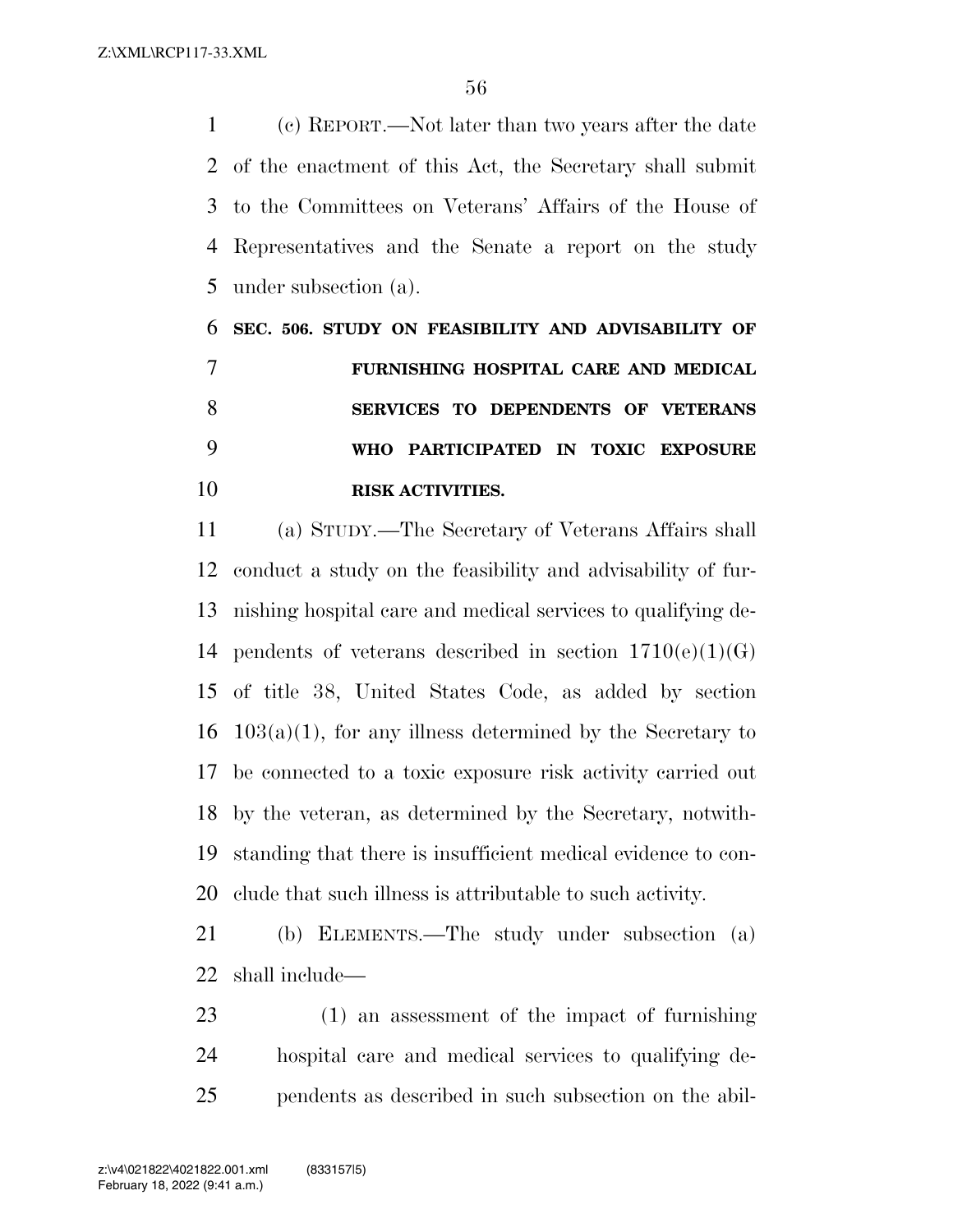(c) REPORT.—Not later than two years after the date of the enactment of this Act, the Secretary shall submit to the Committees on Veterans' Affairs of the House of Representatives and the Senate a report on the study under subsection (a).

**SEC. 506. STUDY ON FEASIBILITY AND ADVISABILITY OF FURNISHING HOSPITAL CARE AND MEDICAL SERVICES TO DEPENDENTS OF VETERANS WHO PARTICIPATED IN TOXIC EXPOSURE RISK ACTIVITIES.**

(a) STUDY.—The Secretary of Veterans Affairs shall conduct a study on the feasibility and advisability of furnishing hospital care and medical services to qualifying dependents of veterans described in section 1710(e)(1)(G) of title 38, United States Code, as added by section 103(a)(1), for any illness determined by the Secretary to be connected to a toxic exposure risk activity carried out by the veteran, as determined by the Secretary, notwithstanding that there is insufficient medical evidence to conclude that such illness is attributable to such activity.

(b) ELEMENTS.—The study under subsection (a) shall include—

(1) an assessment of the impact of furnishing hospital care and medical services to qualifying dependents as described in such subsection on the abil-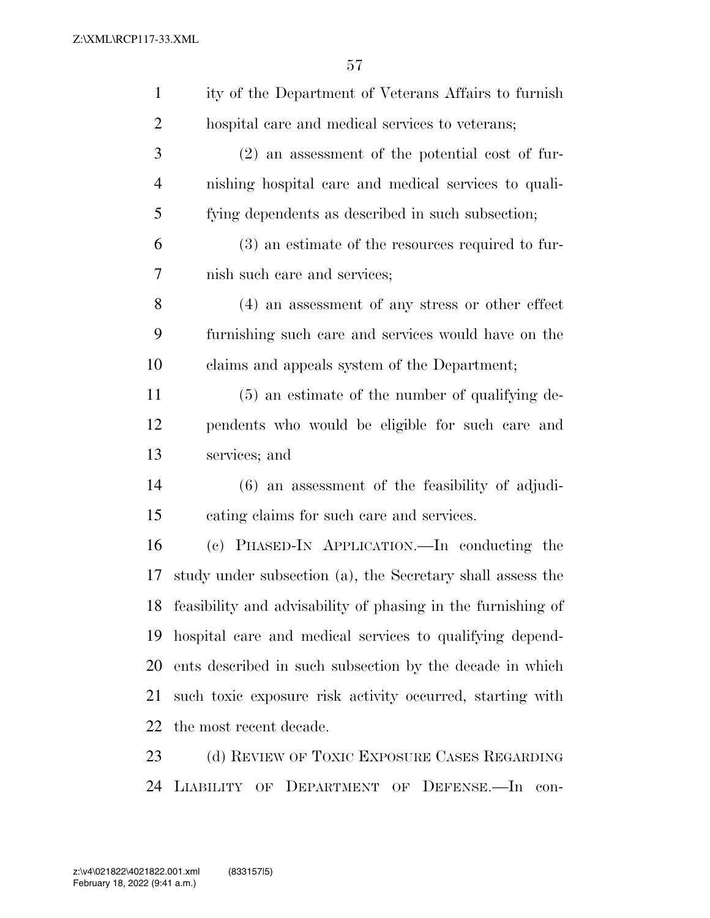ity of the Department of Veterans Affairs to furnish hospital care and medical services to veterans;

(2) an assessment of the potential cost of furnishing hospital care and medical services to qualifying dependents as described in such subsection;

(3) an estimate of the resources required to furnish such care and services;

(4) an assessment of any stress or other effect furnishing such care and services would have on the claims and appeals system of the Department;

(5) an estimate of the number of qualifying dependents who would be eligible for such care and services; and

(6) an assessment of the feasibility of adjudicating claims for such care and services.

(c) PHASED-IN APPLICATION.—In conducting the study under subsection (a), the Secretary shall assess the feasibility and advisability of phasing in the furnishing of hospital care and medical services to qualifying dependents described in such subsection by the decade in which such toxic exposure risk activity occurred, starting with the most recent decade.

(d) REVIEW OF TOXIC EXPOSURE CASES REGARDING LIABILITY OF DEPARTMENT OF DEFENSE.—In con-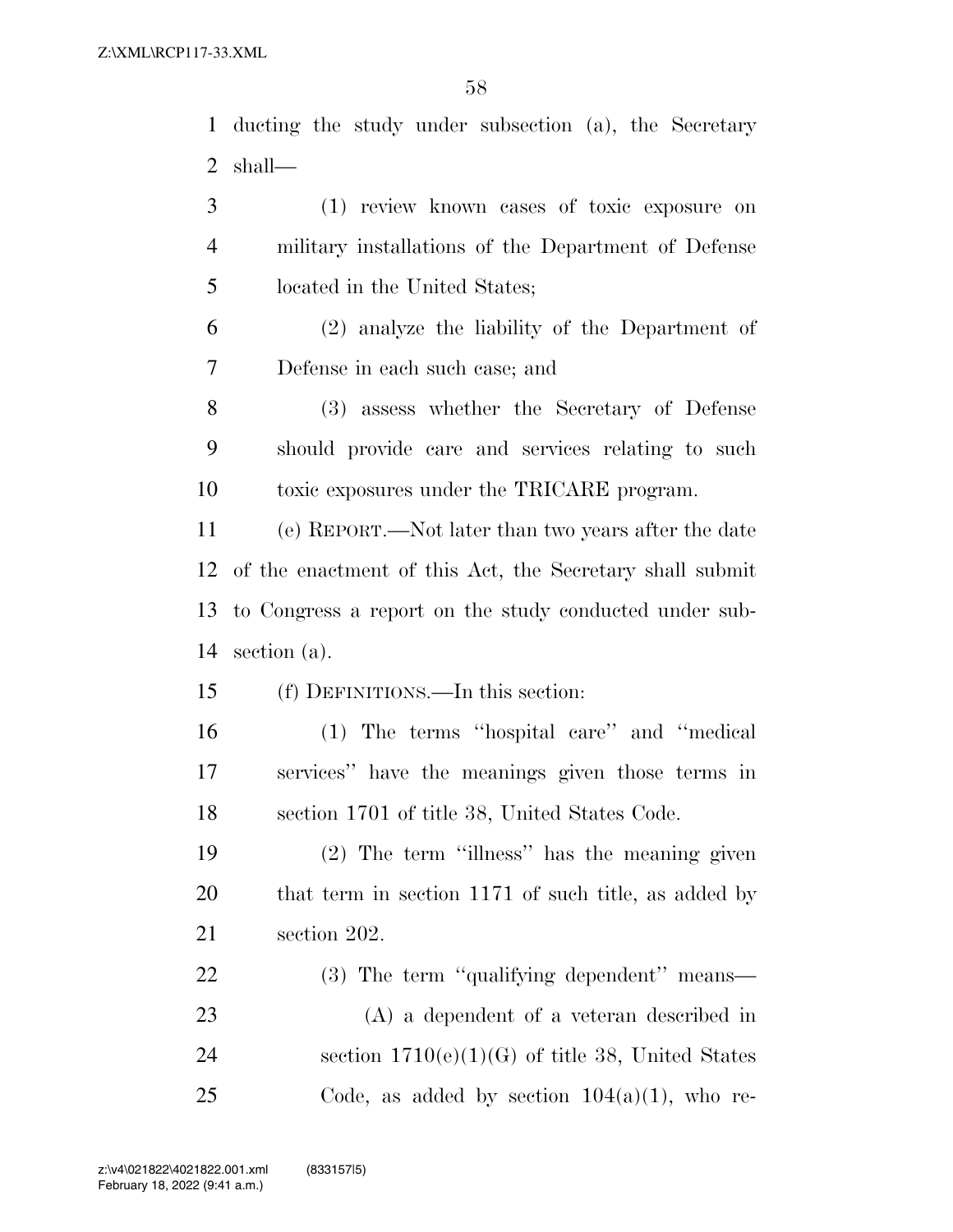ducting the study under subsection (a), the Secretary shall—

(1) review known cases of toxic exposure on military installations of the Department of Defense located in the United States;

(2) analyze the liability of the Department of Defense in each such case; and

(3) assess whether the Secretary of Defense should provide care and services relating to such toxic exposures under the TRICARE program.

(e) REPORT.—Not later than two years after the date of the enactment of this Act, the Secretary shall submit to Congress a report on the study conducted under subsection (a).

(f) DEFINITIONS.—In this section:

(1) The terms ''hospital care'' and ''medical services'' have the meanings given those terms in section 1701 of title 38, United States Code.

(2) The term ''illness'' has the meaning given that term in section 1171 of such title, as added by section 202.

(3) The term ''qualifying dependent'' means—

(A) a dependent of a veteran described in section 1710(e)(1)(G) of title 38, United States Code, as added by section 104(a)(1), who re-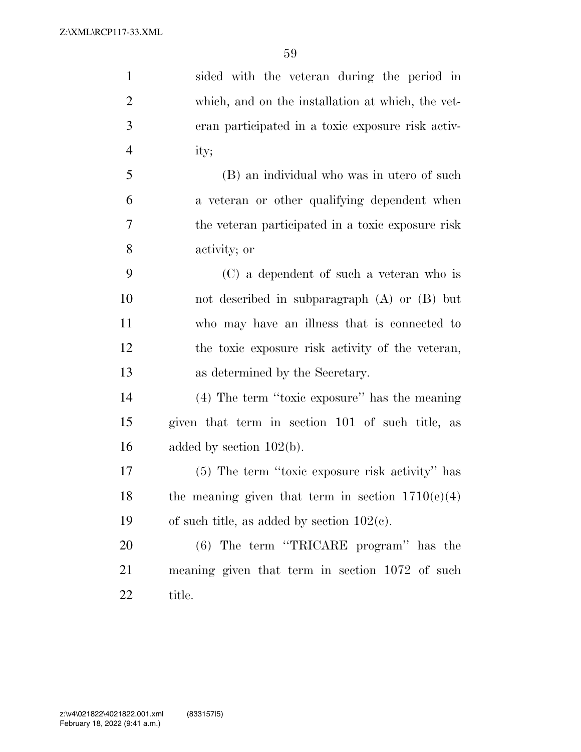sided with the veteran during the period in which, and on the installation at which, the veteran participated in a toxic exposure risk activity;

(B) an individual who was in utero of such a veteran or other qualifying dependent when the veteran participated in a toxic exposure risk activity; or

(C) a dependent of such a veteran who is not described in subparagraph (A) or (B) but who may have an illness that is connected to the toxic exposure risk activity of the veteran, as determined by the Secretary.

(4) The term ''toxic exposure'' has the meaning given that term in section 101 of such title, as added by section 102(b).

(5) The term ''toxic exposure risk activity'' has the meaning given that term in section 1710(e)(4) of such title, as added by section 102(c).

(6) The term ''TRICARE program'' has the meaning given that term in section 1072 of such title.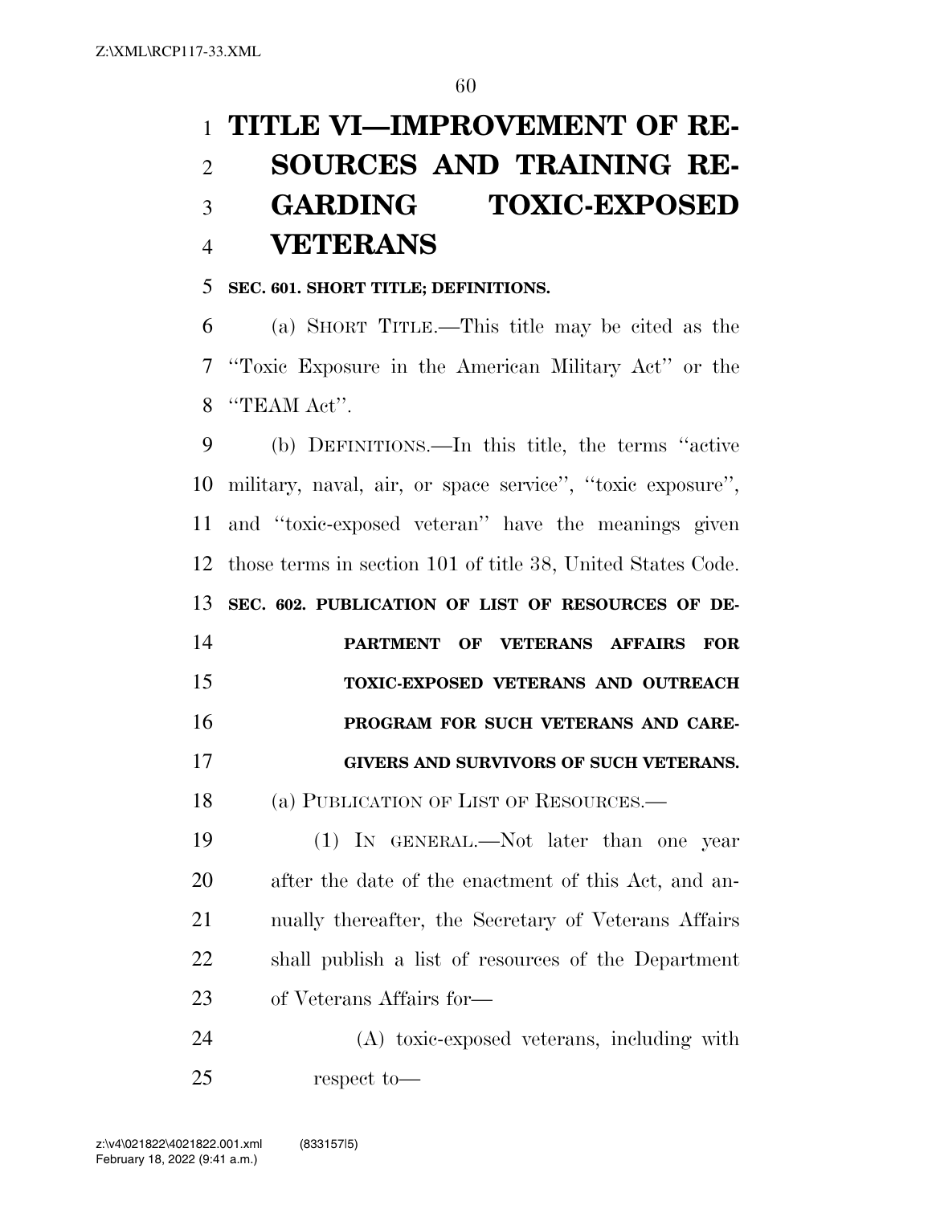# TITLE VI—IMPROVEMENT OF RESOURCES AND TRAINING REGARDING TOXIC-EXPOSED VETERANS

**SEC. 601. SHORT TITLE; DEFINITIONS.**

(a) SHORT TITLE.—This title may be cited as the ''Toxic Exposure in the American Military Act'' or the ''TEAM Act''.

(b) DEFINITIONS.—In this title, the terms ''active military, naval, air, or space service'', ''toxic exposure'', and ''toxic-exposed veteran'' have the meanings given those terms in section 101 of title 38, United States Code.

**SEC. 602. PUBLICATION OF LIST OF RESOURCES OF DEPARTMENT OF VETERANS AFFAIRS FOR TOXIC-EXPOSED VETERANS AND OUTREACH PROGRAM FOR SUCH VETERANS AND CAREGIVERS AND SURVIVORS OF SUCH VETERANS.**

(a) PUBLICATION OF LIST OF RESOURCES.—

(1) IN GENERAL.—Not later than one year after the date of the enactment of this Act, and annually thereafter, the Secretary of Veterans Affairs shall publish a list of resources of the Department of Veterans Affairs for—

(A) toxic-exposed veterans, including with respect to—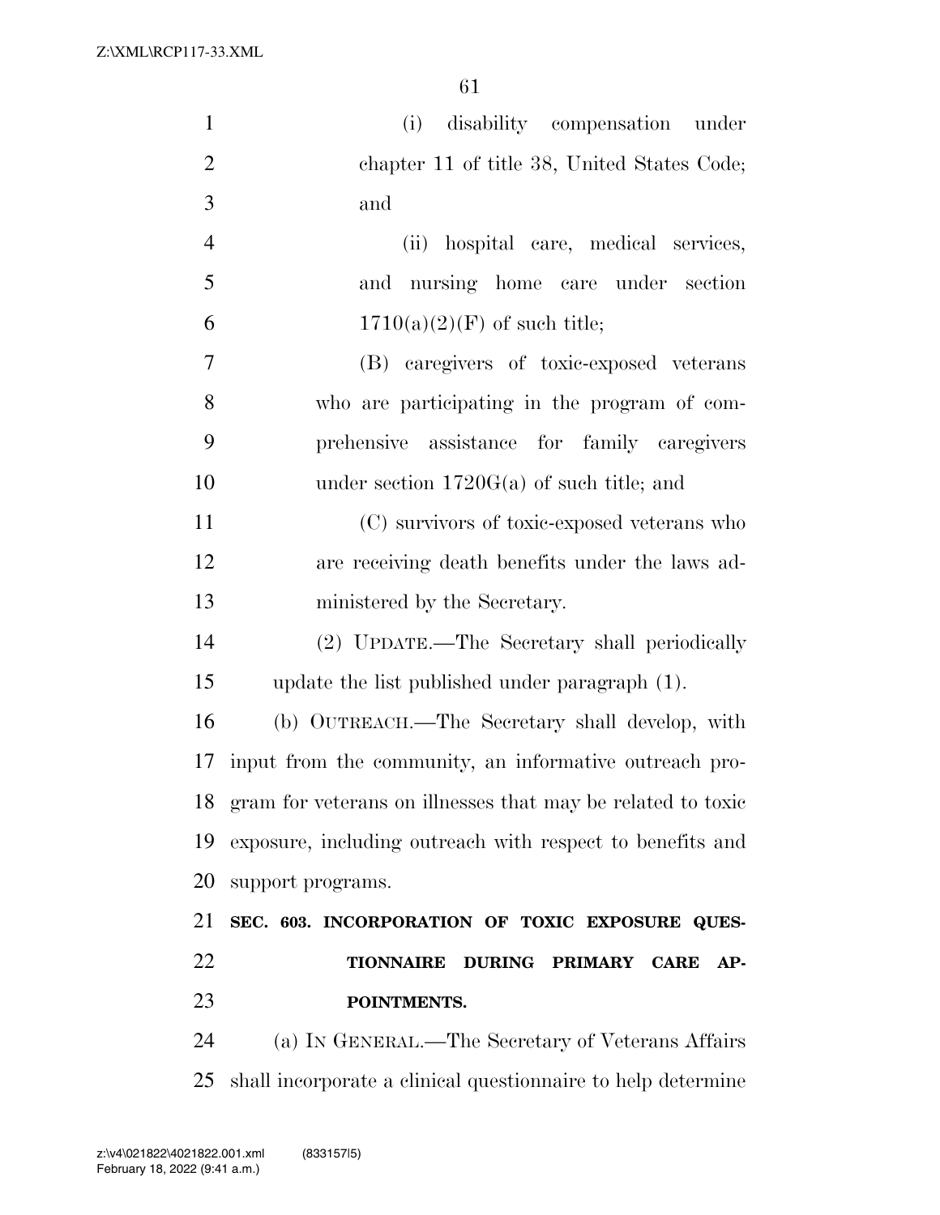(i) disability compensation under chapter 11 of title 38, United States Code; and

(ii) hospital care, medical services, and nursing home care under section 1710(a)(2)(F) of such title;

(B) caregivers of toxic-exposed veterans who are participating in the program of comprehensive assistance for family caregivers under section 1720G(a) of such title; and

(C) survivors of toxic-exposed veterans who are receiving death benefits under the laws administered by the Secretary.

(2) UPDATE.—The Secretary shall periodically update the list published under paragraph (1).

(b) OUTREACH.—The Secretary shall develop, with input from the community, an informative outreach program for veterans on illnesses that may be related to toxic exposure, including outreach with respect to benefits and support programs.

**SEC. 603. INCORPORATION OF TOXIC EXPOSURE QUESTIONNAIRE DURING PRIMARY CARE APPOINTMENTS.**

(a) IN GENERAL.—The Secretary of Veterans Affairs shall incorporate a clinical questionnaire to help determine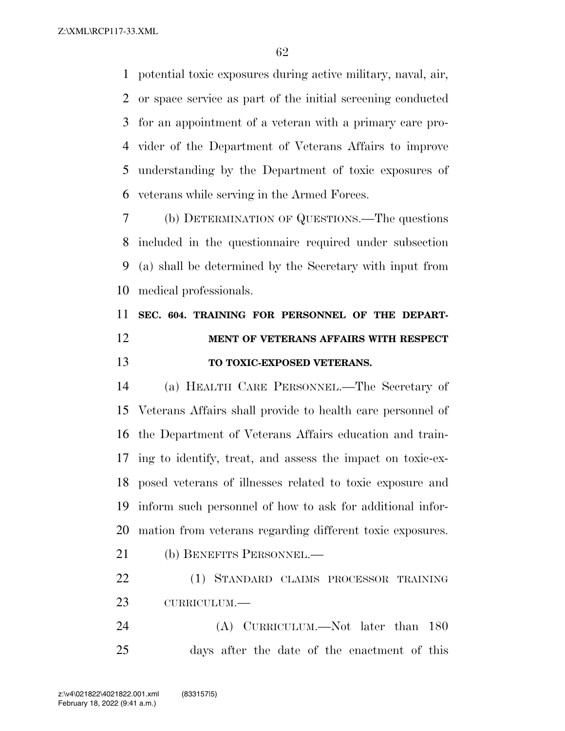potential toxic exposures during active military, naval, air, or space service as part of the initial screening conducted for an appointment of a veteran with a primary care provider of the Department of Veterans Affairs to improve understanding by the Department of toxic exposures of veterans while serving in the Armed Forces.

(b) DETERMINATION OF QUESTIONS.—The questions included in the questionnaire required under subsection (a) shall be determined by the Secretary with input from medical professionals.

### SEC. 604. TRAINING FOR PERSONNEL OF THE DEPARTMENT OF VETERANS AFFAIRS WITH RESPECT TO TOXIC-EXPOSED VETERANS.

(a) HEALTH CARE PERSONNEL.—The Secretary of Veterans Affairs shall provide to health care personnel of the Department of Veterans Affairs education and training to identify, treat, and assess the impact on toxic-exposed veterans of illnesses related to toxic exposure and inform such personnel of how to ask for additional information from veterans regarding different toxic exposures.

(b) BENEFITS PERSONNEL.—

(1) STANDARD CLAIMS PROCESSOR TRAINING CURRICULUM.—

(A) CURRICULUM.—Not later than 180 days after the date of the enactment of this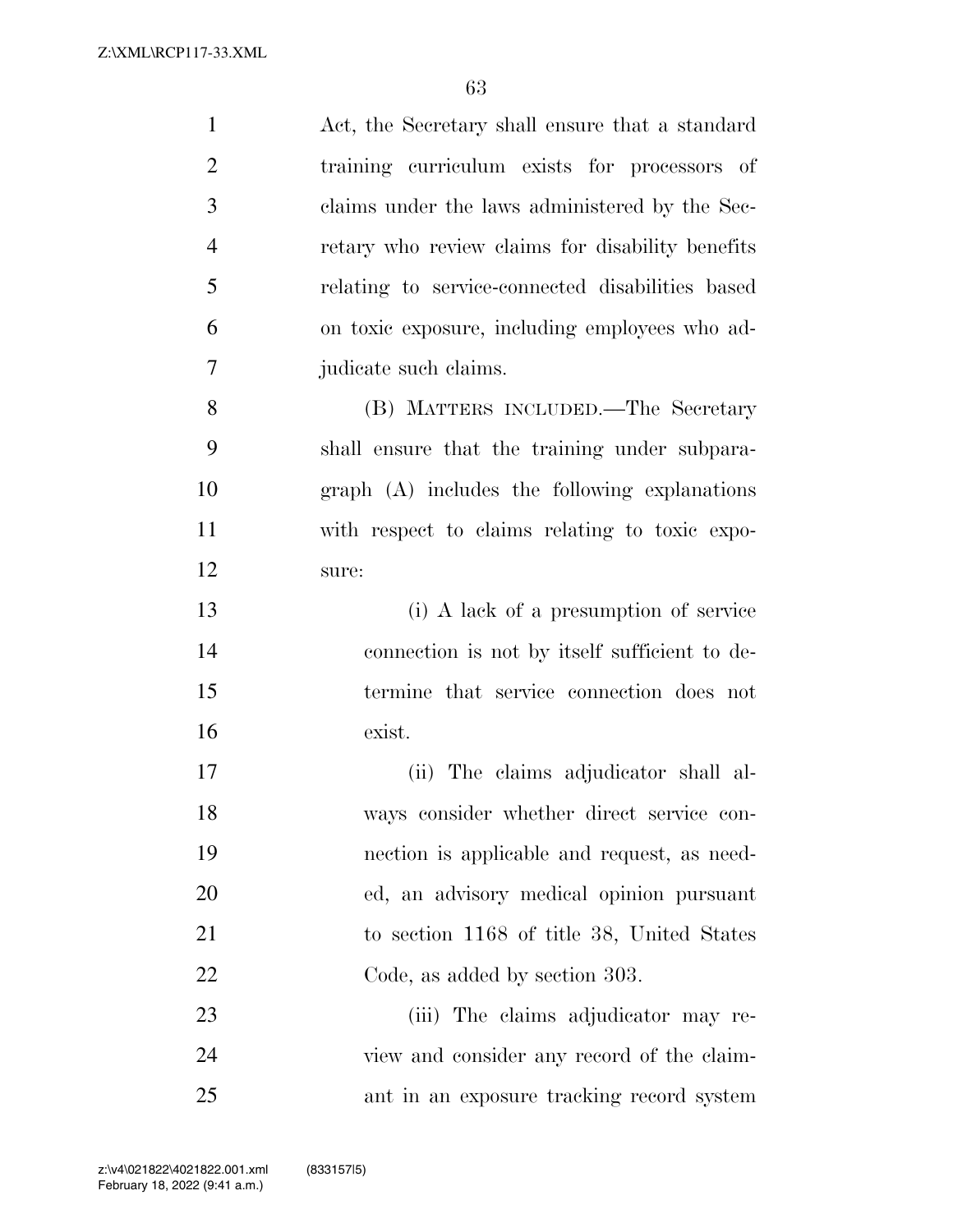Act, the Secretary shall ensure that a standard training curriculum exists for processors of claims under the laws administered by the Secretary who review claims for disability benefits relating to service-connected disabilities based on toxic exposure, including employees who adjudicate such claims.

(B) MATTERS INCLUDED.—The Secretary shall ensure that the training under subparagraph (A) includes the following explanations with respect to claims relating to toxic exposure:

(i) A lack of a presumption of service connection is not by itself sufficient to determine that service connection does not exist.

(ii) The claims adjudicator shall always consider whether direct service connection is applicable and request, as needed, an advisory medical opinion pursuant to section 1168 of title 38, United States Code, as added by section 303.

(iii) The claims adjudicator may review and consider any record of the claimant in an exposure tracking record system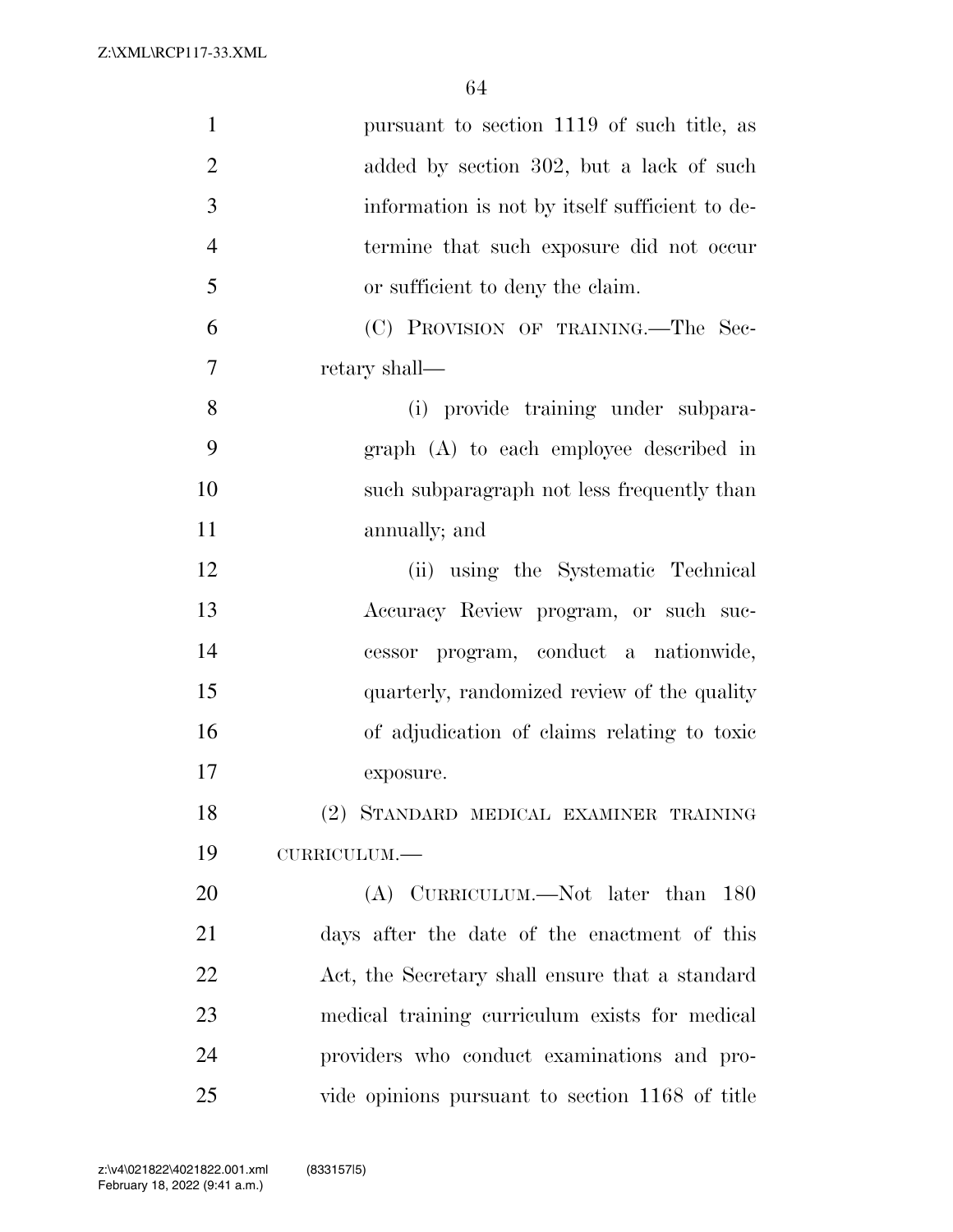pursuant to section 1119 of such title, as added by section 302, but a lack of such information is not by itself sufficient to determine that such exposure did not occur or sufficient to deny the claim.

(C) PROVISION OF TRAINING.—The Secretary shall—

(i) provide training under subparagraph (A) to each employee described in such subparagraph not less frequently than annually; and

(ii) using the Systematic Technical Accuracy Review program, or such successor program, conduct a nationwide, quarterly, randomized review of the quality of adjudication of claims relating to toxic exposure.

(2) STANDARD MEDICAL EXAMINER TRAINING CURRICULUM.—

(A) CURRICULUM.—Not later than 180 days after the date of the enactment of this Act, the Secretary shall ensure that a standard medical training curriculum exists for medical providers who conduct examinations and provide opinions pursuant to section 1168 of title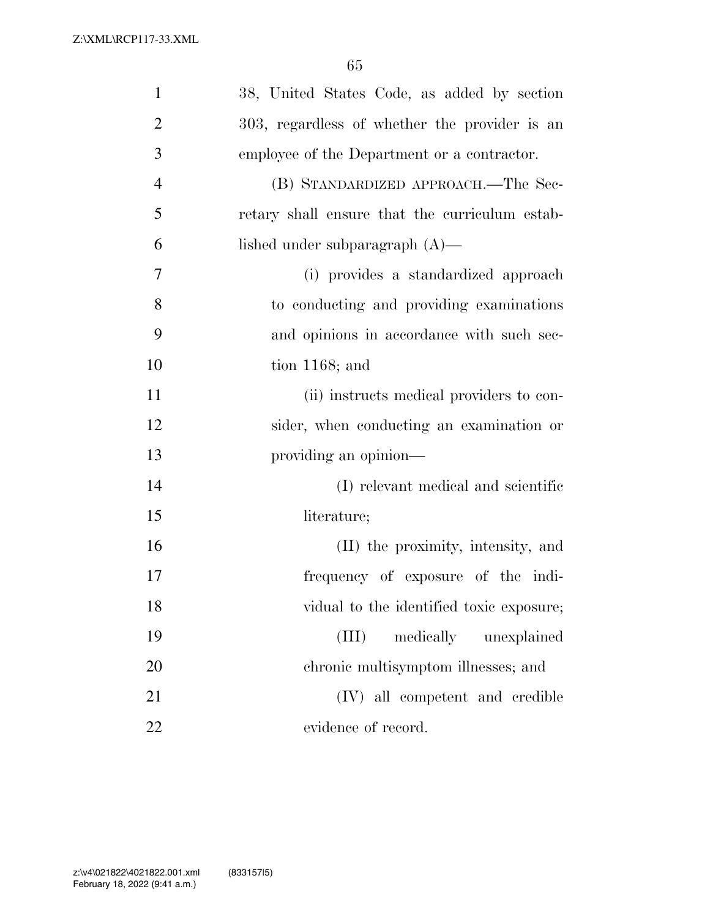38, United States Code, as added by section 303, regardless of whether the provider is an employee of the Department or a contractor.

(B) STANDARDIZED APPROACH.—The Secretary shall ensure that the curriculum established under subparagraph (A)—

(i) provides a standardized approach to conducting and providing examinations and opinions in accordance with such section 1168; and

(ii) instructs medical providers to consider, when conducting an examination or providing an opinion—

(I) relevant medical and scientific literature;

(II) the proximity, intensity, and frequency of exposure of the individual to the identified toxic exposure;

(III) medically unexplained chronic multisymptom illnesses; and

(IV) all competent and credible evidence of record.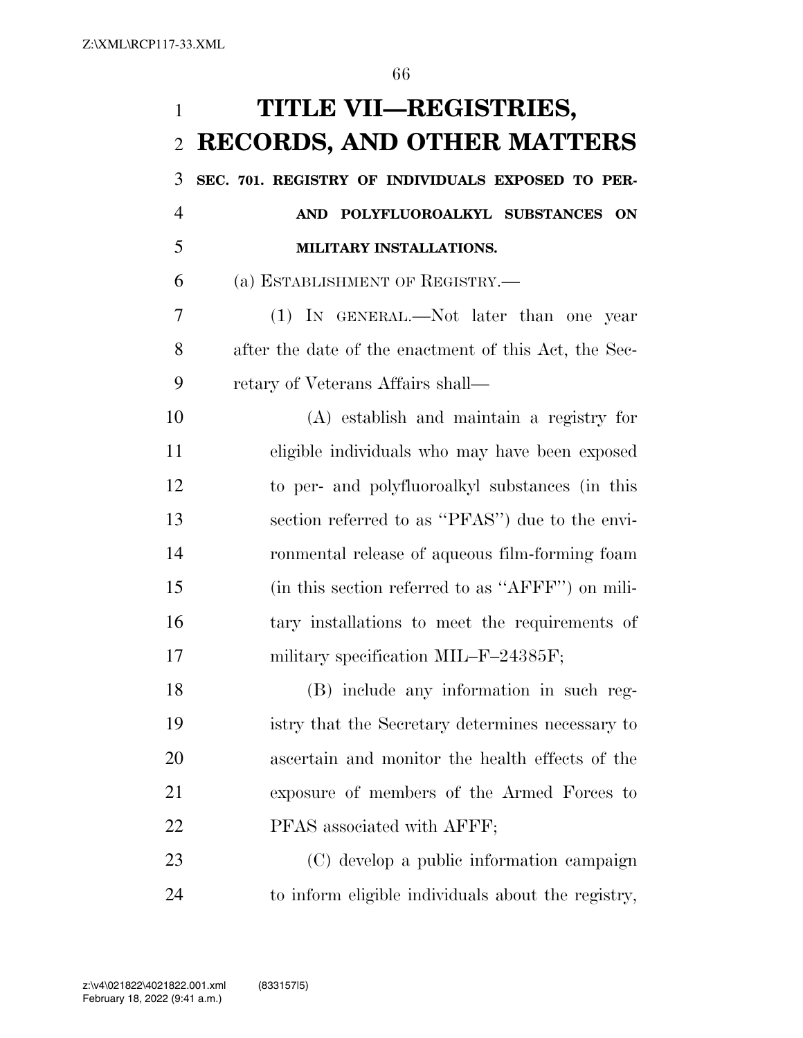# TITLE VII—REGISTRIES, RECORDS, AND OTHER MATTERS

### SEC. 701. REGISTRY OF INDIVIDUALS EXPOSED TO PER- AND POLYFLUOROALKYL SUBSTANCES ON MILITARY INSTALLATIONS.

(a) ESTABLISHMENT OF REGISTRY.—

(1) IN GENERAL.—Not later than one year after the date of the enactment of this Act, the Secretary of Veterans Affairs shall—

(A) establish and maintain a registry for eligible individuals who may have been exposed to per- and polyfluoroalkyl substances (in this section referred to as ''PFAS'') due to the environmental release of aqueous film-forming foam (in this section referred to as ''AFFF'') on military installations to meet the requirements of military specification MIL–F–24385F;

(B) include any information in such registry that the Secretary determines necessary to ascertain and monitor the health effects of the exposure of members of the Armed Forces to PFAS associated with AFFF;

(C) develop a public information campaign to inform eligible individuals about the registry,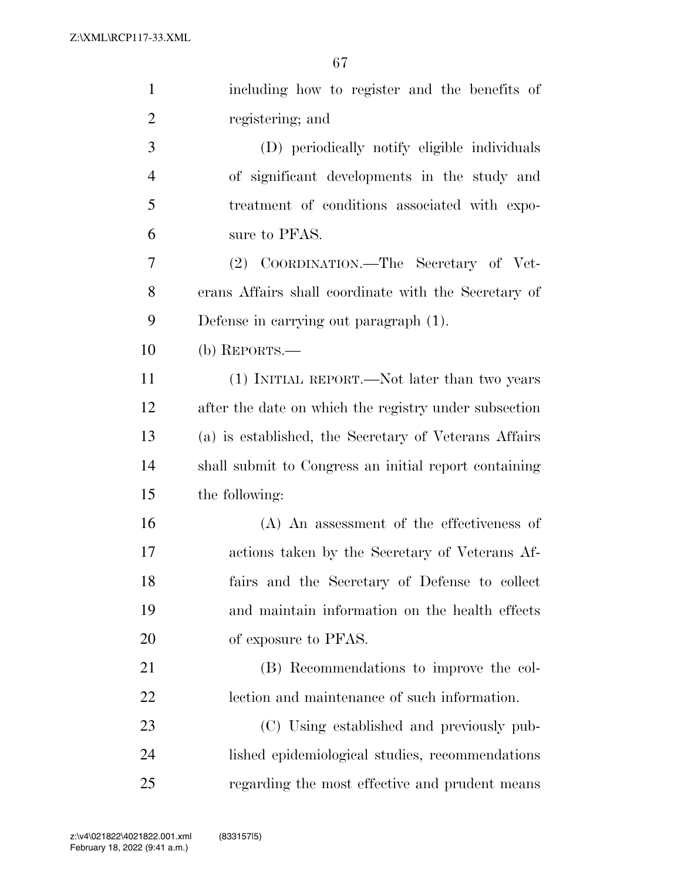including how to register and the benefits of registering; and

(D) periodically notify eligible individuals of significant developments in the study and treatment of conditions associated with exposure to PFAS.

(2) COORDINATION.—The Secretary of Veterans Affairs shall coordinate with the Secretary of Defense in carrying out paragraph (1).

(b) REPORTS.—

(1) INITIAL REPORT.—Not later than two years after the date on which the registry under subsection (a) is established, the Secretary of Veterans Affairs shall submit to Congress an initial report containing the following:

(A) An assessment of the effectiveness of actions taken by the Secretary of Veterans Affairs and the Secretary of Defense to collect and maintain information on the health effects of exposure to PFAS.

(B) Recommendations to improve the collection and maintenance of such information.

(C) Using established and previously published epidemiological studies, recommendations regarding the most effective and prudent means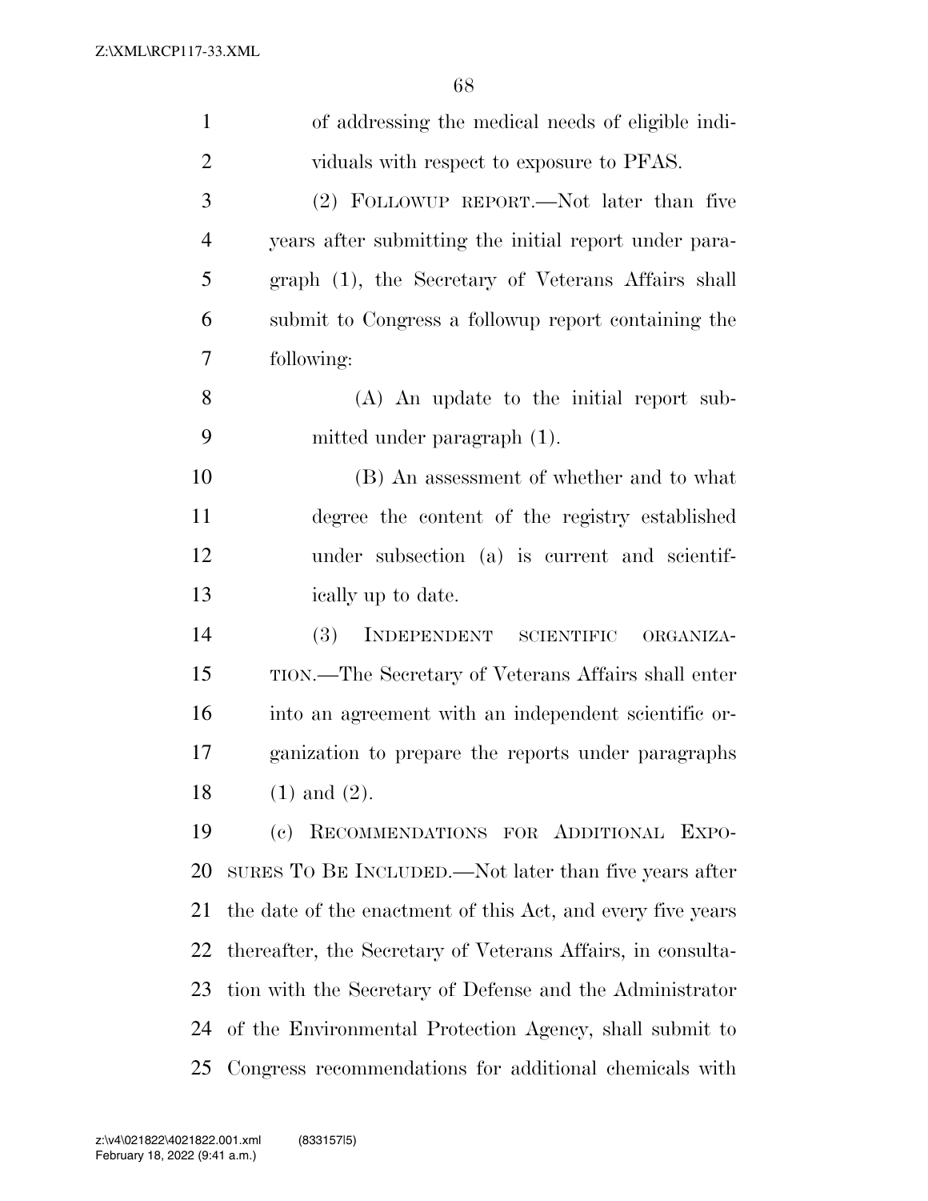of addressing the medical needs of eligible individuals with respect to exposure to PFAS.

(2) FOLLOWUP REPORT.—Not later than five years after submitting the initial report under paragraph (1), the Secretary of Veterans Affairs shall submit to Congress a followup report containing the following:

(A) An update to the initial report submitted under paragraph (1).

(B) An assessment of whether and to what degree the content of the registry established under subsection (a) is current and scientifically up to date.

(3) INDEPENDENT SCIENTIFIC ORGANIZATION.—The Secretary of Veterans Affairs shall enter into an agreement with an independent scientific organization to prepare the reports under paragraphs (1) and (2).

(c) RECOMMENDATIONS FOR ADDITIONAL EXPOSURES TO BE INCLUDED.—Not later than five years after the date of the enactment of this Act, and every five years thereafter, the Secretary of Veterans Affairs, in consultation with the Secretary of Defense and the Administrator of the Environmental Protection Agency, shall submit to Congress recommendations for additional chemicals with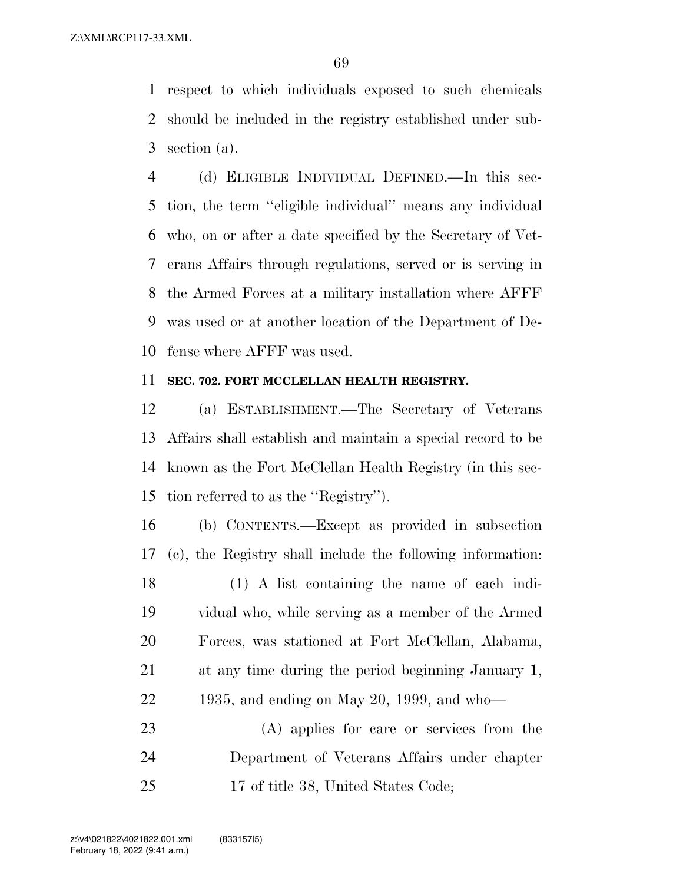respect to which individuals exposed to such chemicals should be included in the registry established under subsection (a).

(d) ELIGIBLE INDIVIDUAL DEFINED.—In this section, the term ''eligible individual'' means any individual who, on or after a date specified by the Secretary of Veterans Affairs through regulations, served or is serving in the Armed Forces at a military installation where AFFF was used or at another location of the Department of Defense where AFFF was used.

**SEC. 702. FORT MCCLELLAN HEALTH REGISTRY.**

(a) ESTABLISHMENT.—The Secretary of Veterans Affairs shall establish and maintain a special record to be known as the Fort McClellan Health Registry (in this section referred to as the ''Registry'').

(b) CONTENTS.—Except as provided in subsection (c), the Registry shall include the following information:

(1) A list containing the name of each individual who, while serving as a member of the Armed Forces, was stationed at Fort McClellan, Alabama, at any time during the period beginning January 1, 1935, and ending on May 20, 1999, and who—

(A) applies for care or services from the Department of Veterans Affairs under chapter 17 of title 38, United States Code;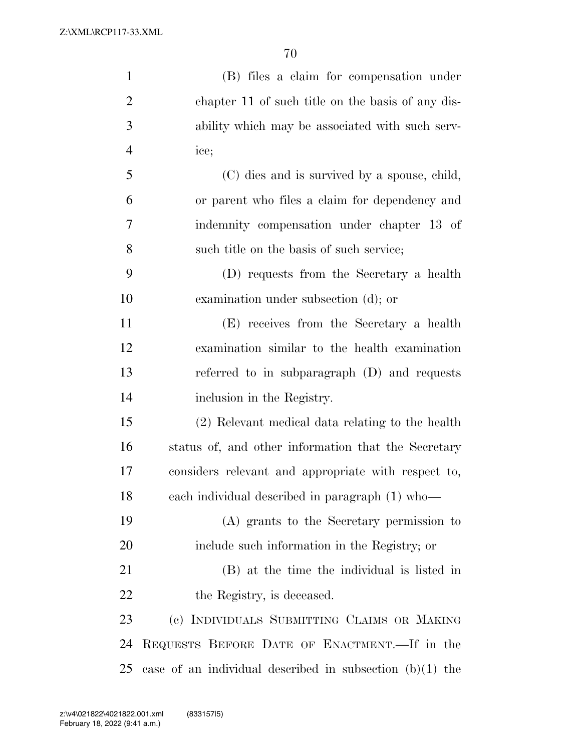(B) files a claim for compensation under chapter 11 of such title on the basis of any disability which may be associated with such service;

(C) dies and is survived by a spouse, child, or parent who files a claim for dependency and indemnity compensation under chapter 13 of such title on the basis of such service;

(D) requests from the Secretary a health examination under subsection (d); or

(E) receives from the Secretary a health examination similar to the health examination referred to in subparagraph (D) and requests inclusion in the Registry.

(2) Relevant medical data relating to the health status of, and other information that the Secretary considers relevant and appropriate with respect to, each individual described in paragraph (1) who—

(A) grants to the Secretary permission to include such information in the Registry; or

(B) at the time the individual is listed in the Registry, is deceased.

(c) INDIVIDUALS SUBMITTING CLAIMS OR MAKING REQUESTS BEFORE DATE OF ENACTMENT.—If in the case of an individual described in subsection (b)(1) the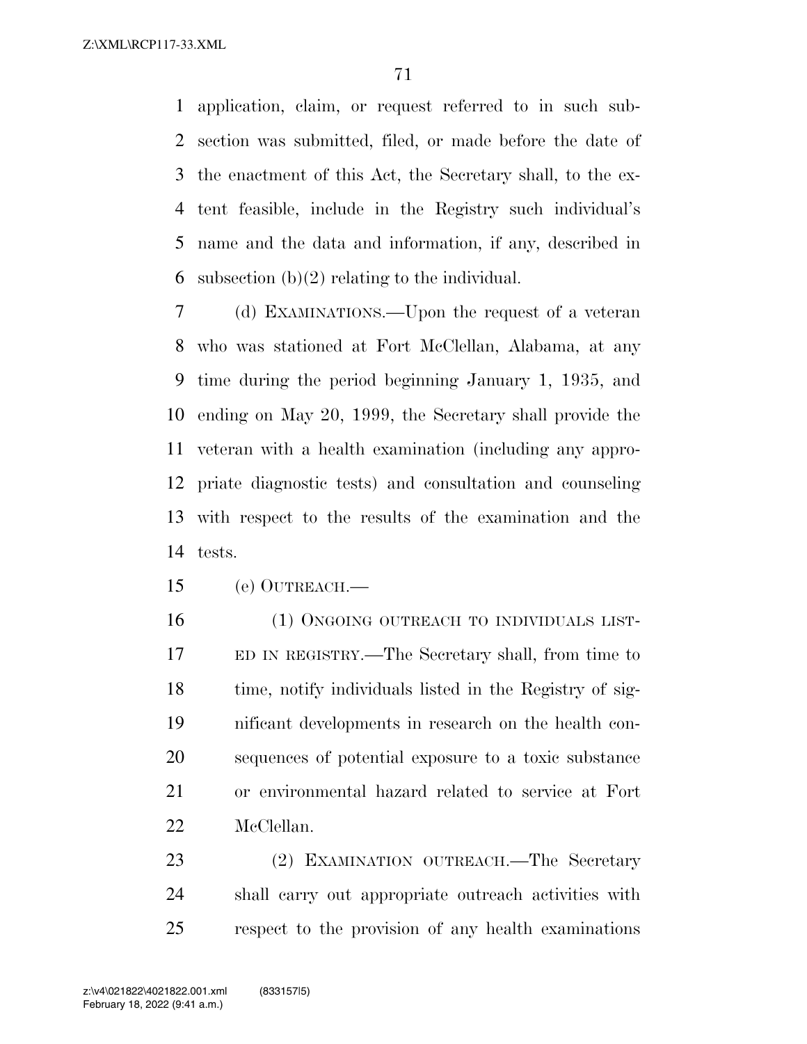application, claim, or request referred to in such subsection was submitted, filed, or made before the date of the enactment of this Act, the Secretary shall, to the extent feasible, include in the Registry such individual's name and the data and information, if any, described in subsection (b)(2) relating to the individual.

(d) EXAMINATIONS.—Upon the request of a veteran who was stationed at Fort McClellan, Alabama, at any time during the period beginning January 1, 1935, and ending on May 20, 1999, the Secretary shall provide the veteran with a health examination (including any appropriate diagnostic tests) and consultation and counseling with respect to the results of the examination and the tests.

(e) OUTREACH.—

(1) ONGOING OUTREACH TO INDIVIDUALS LISTED IN REGISTRY.—The Secretary shall, from time to time, notify individuals listed in the Registry of significant developments in research on the health consequences of potential exposure to a toxic substance or environmental hazard related to service at Fort McClellan.

(2) EXAMINATION OUTREACH.—The Secretary shall carry out appropriate outreach activities with respect to the provision of any health examinations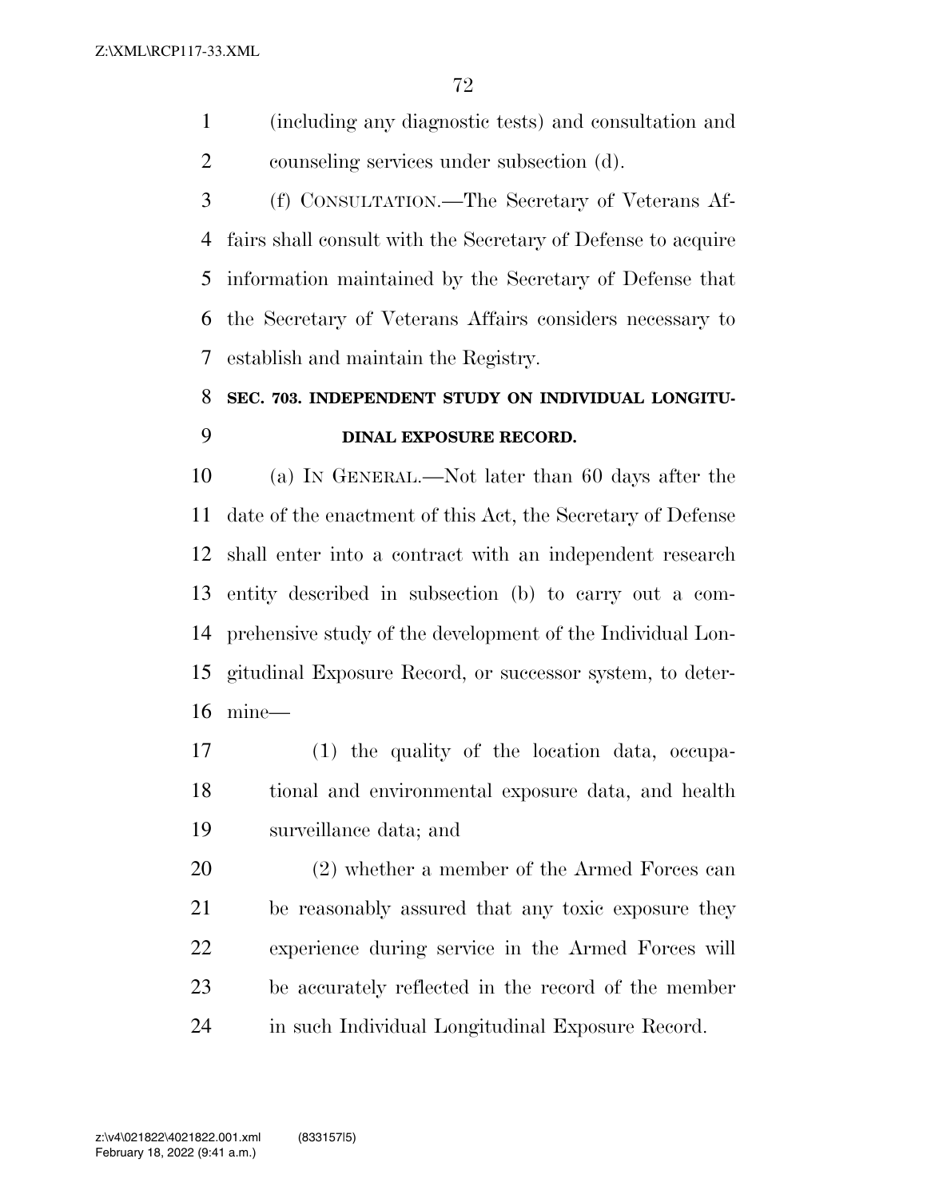(including any diagnostic tests) and consultation and counseling services under subsection (d).

(f) CONSULTATION.—The Secretary of Veterans Affairs shall consult with the Secretary of Defense to acquire information maintained by the Secretary of Defense that the Secretary of Veterans Affairs considers necessary to establish and maintain the Registry.

**SEC. 703. INDEPENDENT STUDY ON INDIVIDUAL LONGITUDINAL EXPOSURE RECORD.**

(a) IN GENERAL.—Not later than 60 days after the date of the enactment of this Act, the Secretary of Defense shall enter into a contract with an independent research entity described in subsection (b) to carry out a comprehensive study of the development of the Individual Longitudinal Exposure Record, or successor system, to determine—

(1) the quality of the location data, occupational and environmental exposure data, and health surveillance data; and

(2) whether a member of the Armed Forces can be reasonably assured that any toxic exposure they experience during service in the Armed Forces will be accurately reflected in the record of the member in such Individual Longitudinal Exposure Record.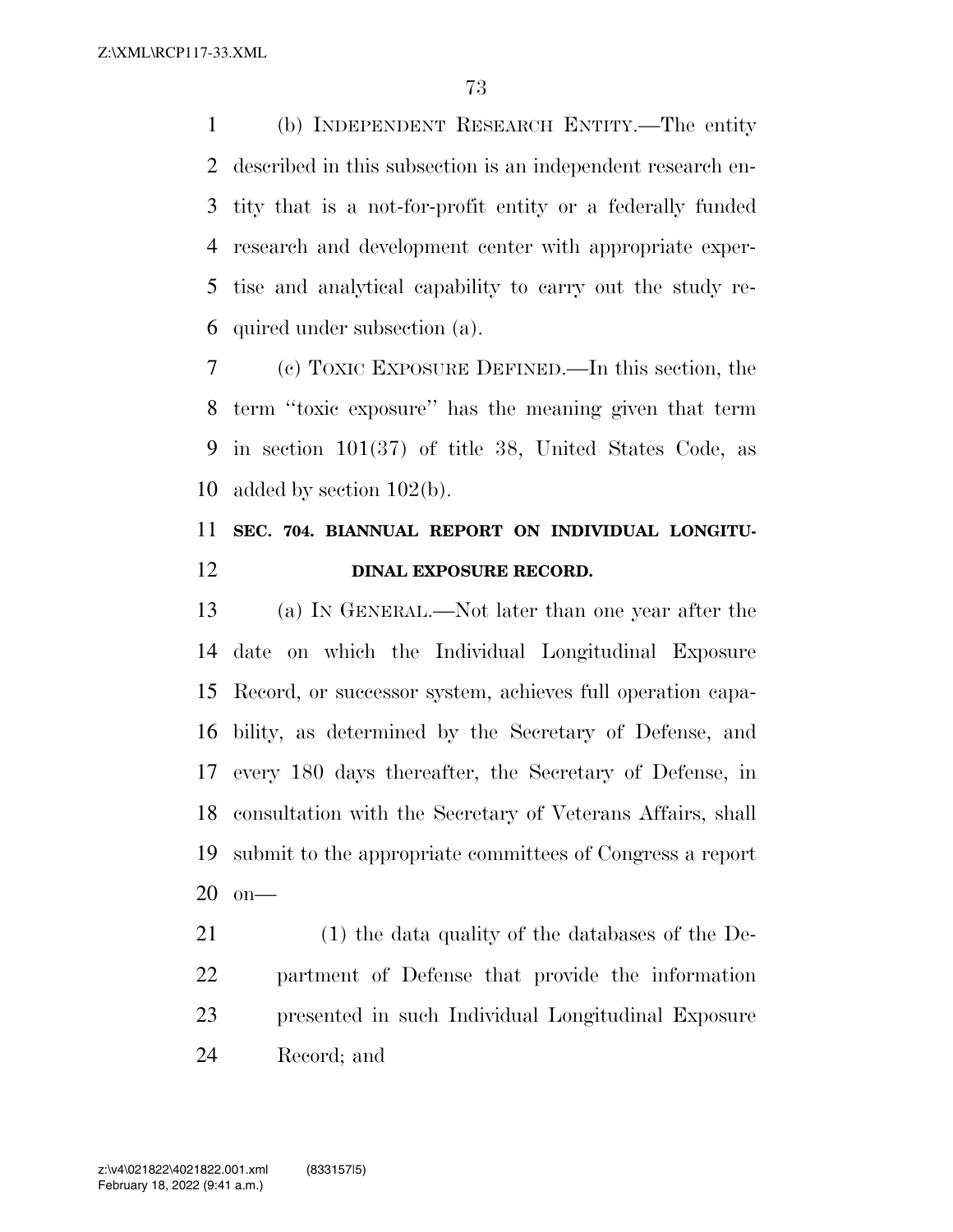(b) INDEPENDENT RESEARCH ENTITY.—The entity described in this subsection is an independent research entity that is a not-for-profit entity or a federally funded research and development center with appropriate expertise and analytical capability to carry out the study required under subsection (a).

(c) TOXIC EXPOSURE DEFINED.—In this section, the term ''toxic exposure'' has the meaning given that term in section 101(37) of title 38, United States Code, as added by section 102(b).

## SEC. 704. BIANNUAL REPORT ON INDIVIDUAL LONGITUDINAL EXPOSURE RECORD.

(a) IN GENERAL.—Not later than one year after the date on which the Individual Longitudinal Exposure Record, or successor system, achieves full operation capability, as determined by the Secretary of Defense, and every 180 days thereafter, the Secretary of Defense, in consultation with the Secretary of Veterans Affairs, shall submit to the appropriate committees of Congress a report on—

(1) the data quality of the databases of the Department of Defense that provide the information presented in such Individual Longitudinal Exposure Record; and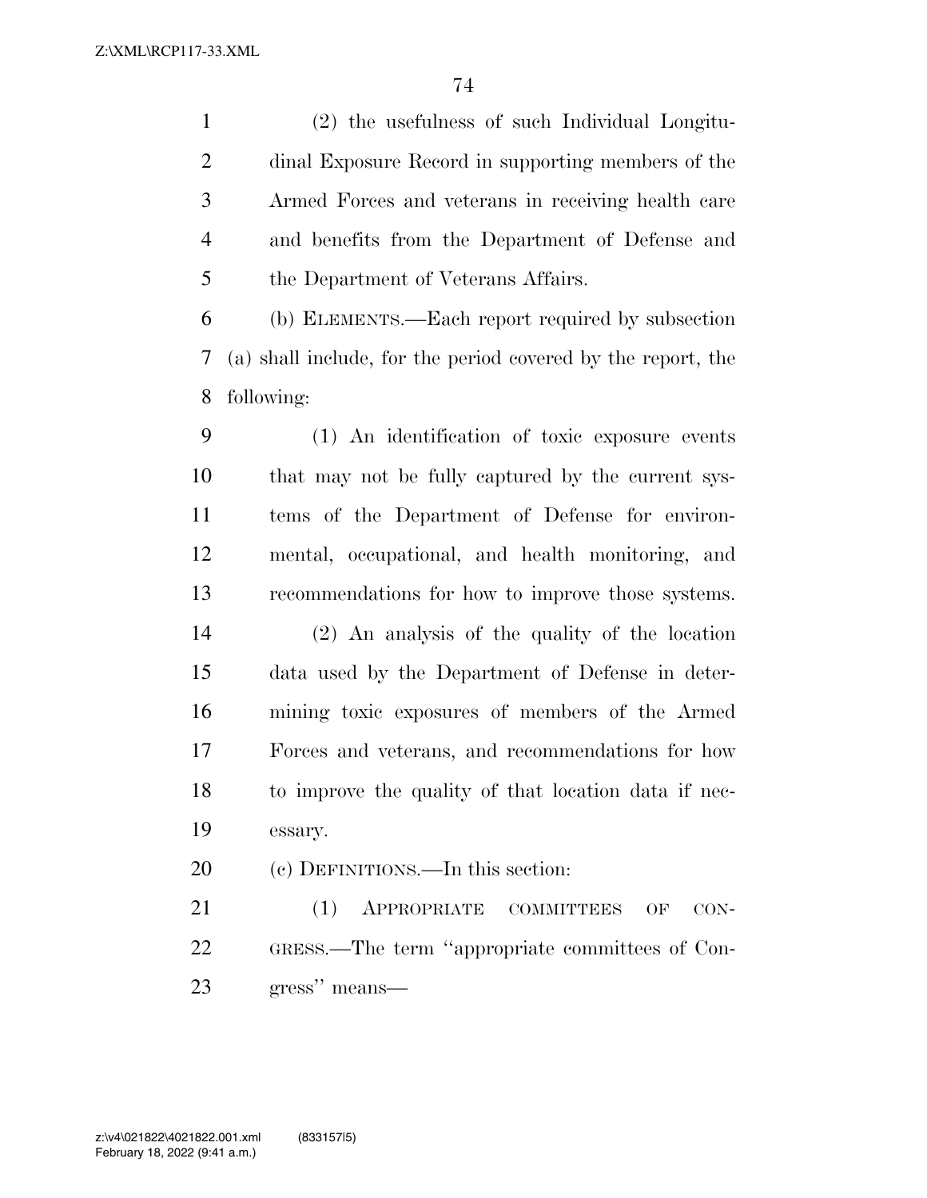(2) the usefulness of such Individual Longitudinal Exposure Record in supporting members of the Armed Forces and veterans in receiving health care and benefits from the Department of Defense and the Department of Veterans Affairs.

(b) ELEMENTS.—Each report required by subsection (a) shall include, for the period covered by the report, the following:

(1) An identification of toxic exposure events that may not be fully captured by the current systems of the Department of Defense for environmental, occupational, and health monitoring, and recommendations for how to improve those systems.

(2) An analysis of the quality of the location data used by the Department of Defense in determining toxic exposures of members of the Armed Forces and veterans, and recommendations for how to improve the quality of that location data if necessary.

(c) DEFINITIONS.—In this section:

(1) APPROPRIATE COMMITTEES OF CONGRESS.—The term "appropriate committees of Congress" means—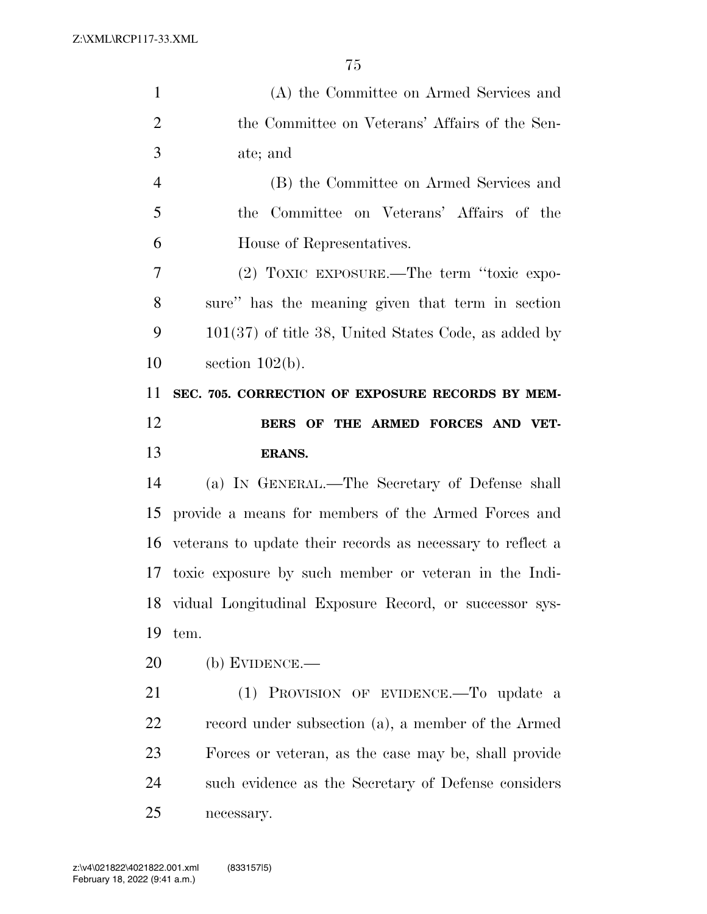(A) the Committee on Armed Services and the Committee on Veterans' Affairs of the Senate; and

(B) the Committee on Armed Services and the Committee on Veterans' Affairs of the House of Representatives.

(2) TOXIC EXPOSURE.—The term "toxic exposure" has the meaning given that term in section 101(37) of title 38, United States Code, as added by section 102(b).

**SEC. 705. CORRECTION OF EXPOSURE RECORDS BY MEMBERS OF THE ARMED FORCES AND VETERANS.**

(a) IN GENERAL.—The Secretary of Defense shall provide a means for members of the Armed Forces and veterans to update their records as necessary to reflect a toxic exposure by such member or veteran in the Individual Longitudinal Exposure Record, or successor system.

(b) EVIDENCE.—

(1) PROVISION OF EVIDENCE.—To update a record under subsection (a), a member of the Armed Forces or veteran, as the case may be, shall provide such evidence as the Secretary of Defense considers necessary.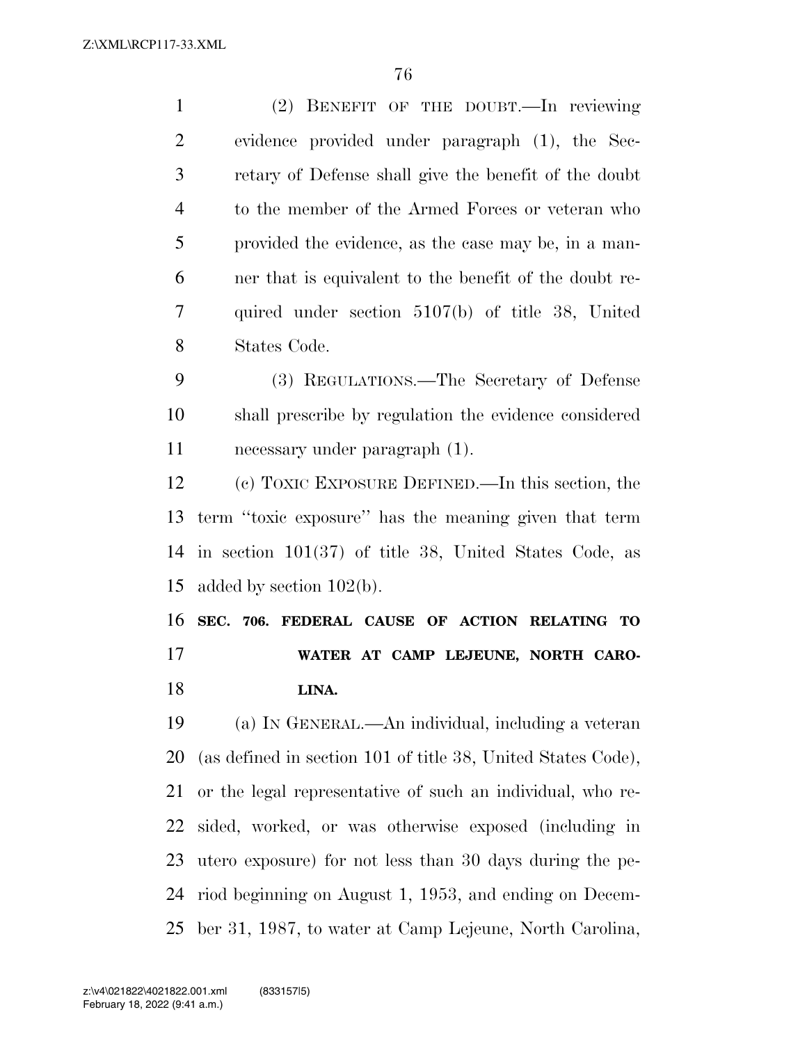(2) BENEFIT OF THE DOUBT.—In reviewing evidence provided under paragraph (1), the Secretary of Defense shall give the benefit of the doubt to the member of the Armed Forces or veteran who provided the evidence, as the case may be, in a manner that is equivalent to the benefit of the doubt required under section 5107(b) of title 38, United States Code.

(3) REGULATIONS.—The Secretary of Defense shall prescribe by regulation the evidence considered necessary under paragraph (1).

(c) TOXIC EXPOSURE DEFINED.—In this section, the term ''toxic exposure'' has the meaning given that term in section 101(37) of title 38, United States Code, as added by section 102(b).

**SEC. 706. FEDERAL CAUSE OF ACTION RELATING TO WATER AT CAMP LEJEUNE, NORTH CAROLINA.**

(a) IN GENERAL.—An individual, including a veteran (as defined in section 101 of title 38, United States Code), or the legal representative of such an individual, who resided, worked, or was otherwise exposed (including in utero exposure) for not less than 30 days during the period beginning on August 1, 1953, and ending on December 31, 1987, to water at Camp Lejeune, North Carolina,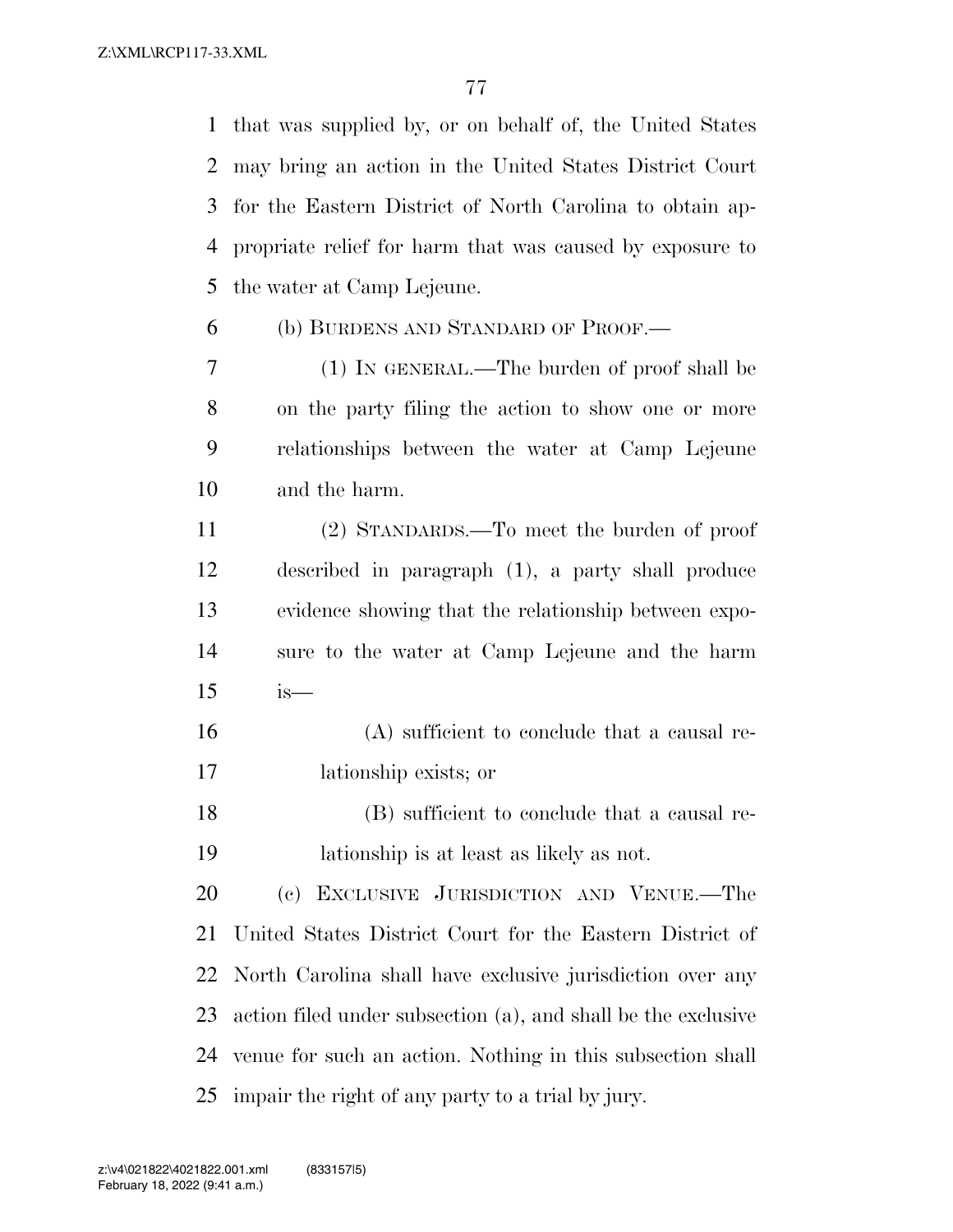that was supplied by, or on behalf of, the United States may bring an action in the United States District Court for the Eastern District of North Carolina to obtain appropriate relief for harm that was caused by exposure to the water at Camp Lejeune.

(b) BURDENS AND STANDARD OF PROOF.—

(1) IN GENERAL.—The burden of proof shall be on the party filing the action to show one or more relationships between the water at Camp Lejeune and the harm.

(2) STANDARDS.—To meet the burden of proof described in paragraph (1), a party shall produce evidence showing that the relationship between exposure to the water at Camp Lejeune and the harm is—

(A) sufficient to conclude that a causal relationship exists; or

(B) sufficient to conclude that a causal relationship is at least as likely as not.

(c) EXCLUSIVE JURISDICTION AND VENUE.—The United States District Court for the Eastern District of North Carolina shall have exclusive jurisdiction over any action filed under subsection (a), and shall be the exclusive venue for such an action. Nothing in this subsection shall impair the right of any party to a trial by jury.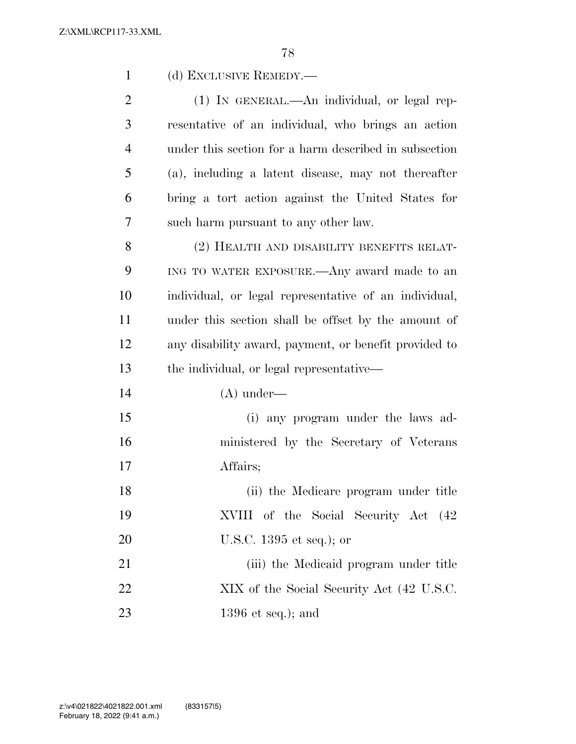(d) EXCLUSIVE REMEDY.—

(1) IN GENERAL.—An individual, or legal representative of an individual, who brings an action under this section for a harm described in subsection (a), including a latent disease, may not thereafter bring a tort action against the United States for such harm pursuant to any other law.

(2) HEALTH AND DISABILITY BENEFITS RELATING TO WATER EXPOSURE.—Any award made to an individual, or legal representative of an individual, under this section shall be offset by the amount of any disability award, payment, or benefit provided to the individual, or legal representative—

(A) under—

(i) any program under the laws administered by the Secretary of Veterans Affairs;

(ii) the Medicare program under title XVIII of the Social Security Act (42 U.S.C. 1395 et seq.); or

(iii) the Medicaid program under title XIX of the Social Security Act (42 U.S.C. 1396 et seq.); and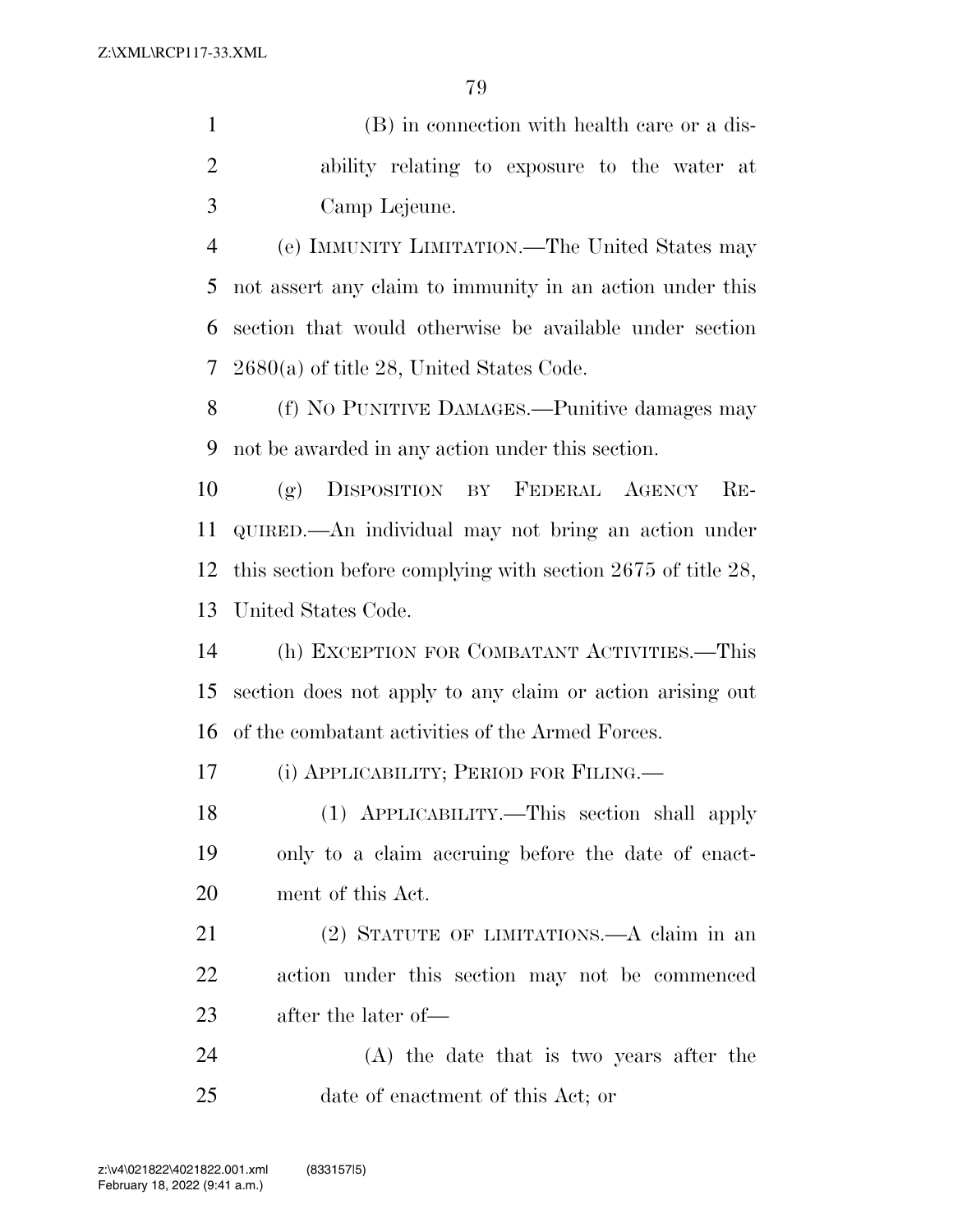(B) in connection with health care or a disability relating to exposure to the water at Camp Lejeune.

(e) IMMUNITY LIMITATION.—The United States may not assert any claim to immunity in an action under this section that would otherwise be available under section 2680(a) of title 28, United States Code.

(f) NO PUNITIVE DAMAGES.—Punitive damages may not be awarded in any action under this section.

(g) DISPOSITION BY FEDERAL AGENCY REQUIRED.—An individual may not bring an action under this section before complying with section 2675 of title 28, United States Code.

(h) EXCEPTION FOR COMBATANT ACTIVITIES.—This section does not apply to any claim or action arising out of the combatant activities of the Armed Forces.

(i) APPLICABILITY; PERIOD FOR FILING.—

(1) APPLICABILITY.—This section shall apply only to a claim accruing before the date of enactment of this Act.

(2) STATUTE OF LIMITATIONS.—A claim in an action under this section may not be commenced after the later of—

(A) the date that is two years after the date of enactment of this Act; or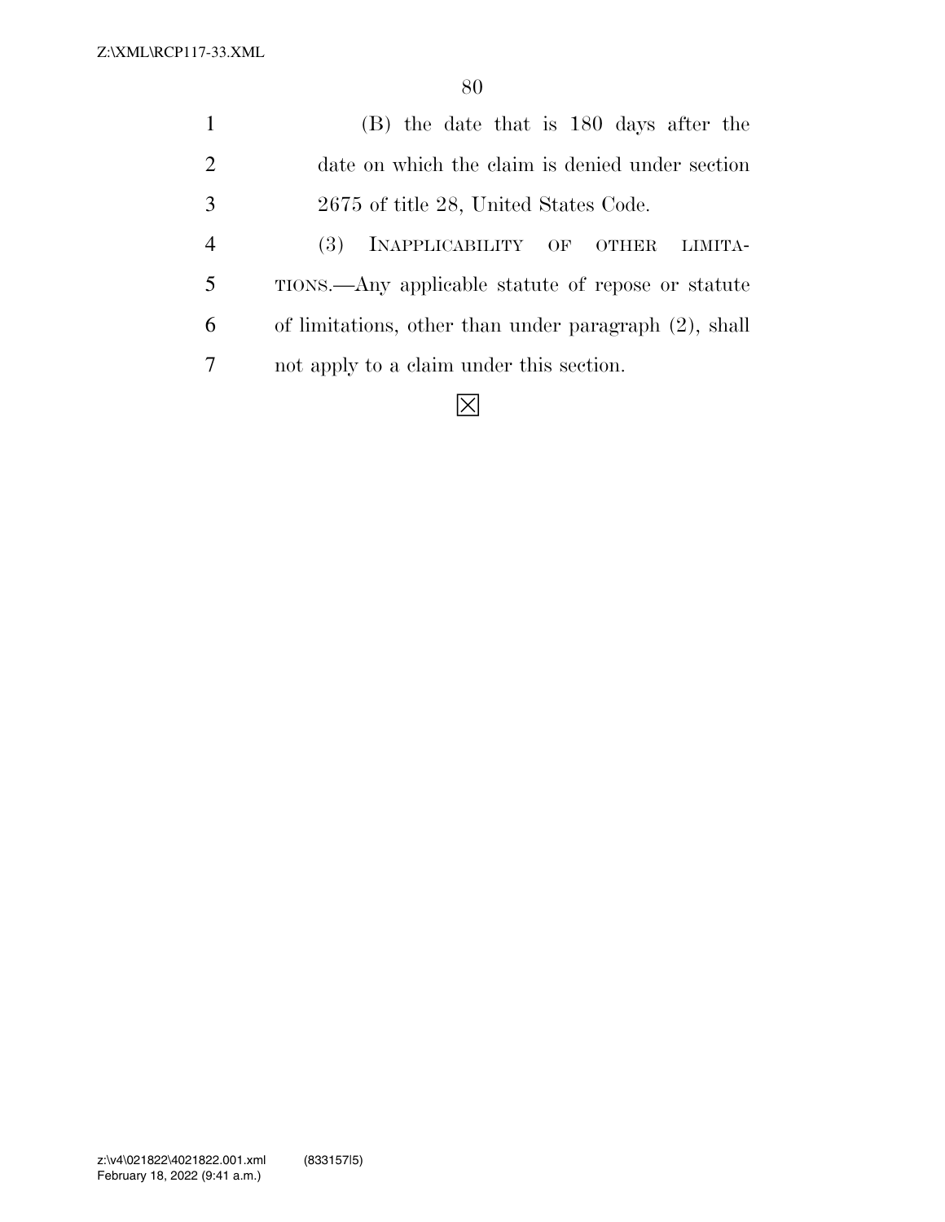(B) the date that is 180 days after the date on which the claim is denied under section 2675 of title 28, United States Code.

(3) INAPPLICABILITY OF OTHER LIMITATIONS.—Any applicable statute of repose or statute of limitations, other than under paragraph (2), shall not apply to a claim under this section.